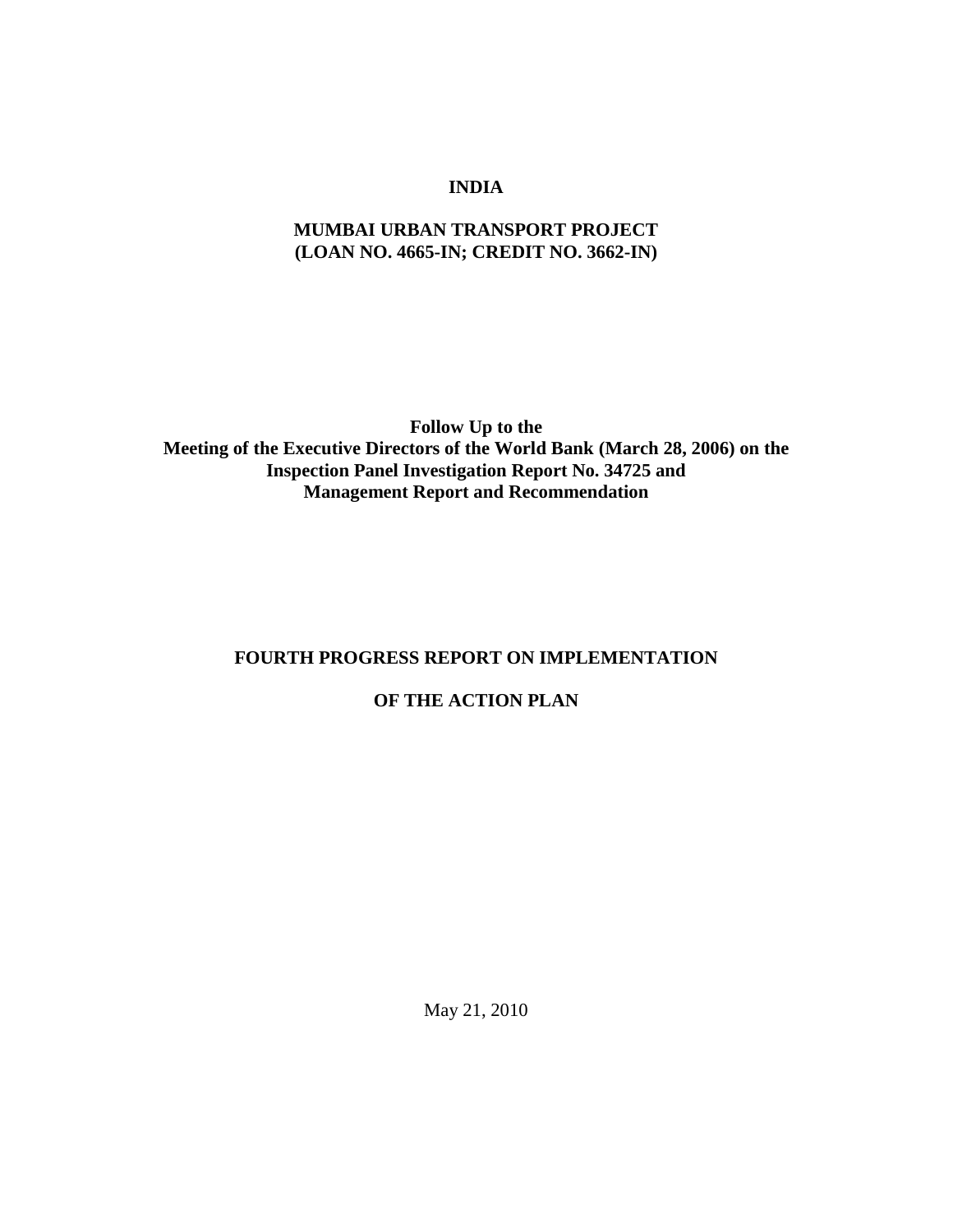# INDIA

## MUMBAI URBAN TRANSPORT PROJECT (LOAN NO. 4665-IN; CREDIT NO. 3662-IN)

**Follow Up to the Meeting of the Executive Directors of the World Bank (March 28, 2006) on the Inspection Panel Investigation Report No. 34725 and Management Report and Recommendation**

## FOURTH PROGRESS REPORT ON IMPLEMENTATION

## OF THE ACTION PLAN

May 21, 2010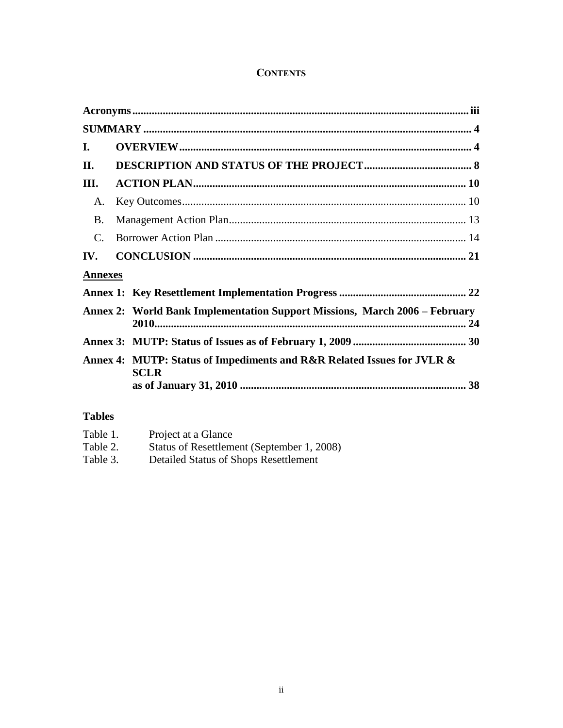# CONTENTS

| | | |
|---|---|---|
| **Acronyms** | | **iii** |
| **SUMMARY** | | **4** |
| **I.** | **OVERVIEW** | **4** |
| **II.** | **DESCRIPTION AND STATUS OF THE PROJECT** | **8** |
| **III.** | **ACTION PLAN** | **10** |
| A. | Key Outcomes | 10 |
| B. | Management Action Plan | 13 |
| C. | Borrower Action Plan | 14 |
| **IV.** | **CONCLUSION** | **21** |

**Annexes**

| | | |
|---|---|---|
| **Annex 1:** | **Key Resettlement Implementation Progress** | **22** |
| **Annex 2:** | **World Bank Implementation Support Missions, March 2006 – February 2010** | **24** |
| **Annex 3:** | **MUTP: Status of Issues as of February 1, 2009** | **30** |
| **Annex 4:** | **MUTP: Status of Impediments and R&R Related Issues for JVLR & SCLR as of January 31, 2010** | **38** |

**Tables**

Table 1. Project at a Glance
Table 2. Status of Resettlement (September 1, 2008)
Table 3. Detailed Status of Shops Resettlement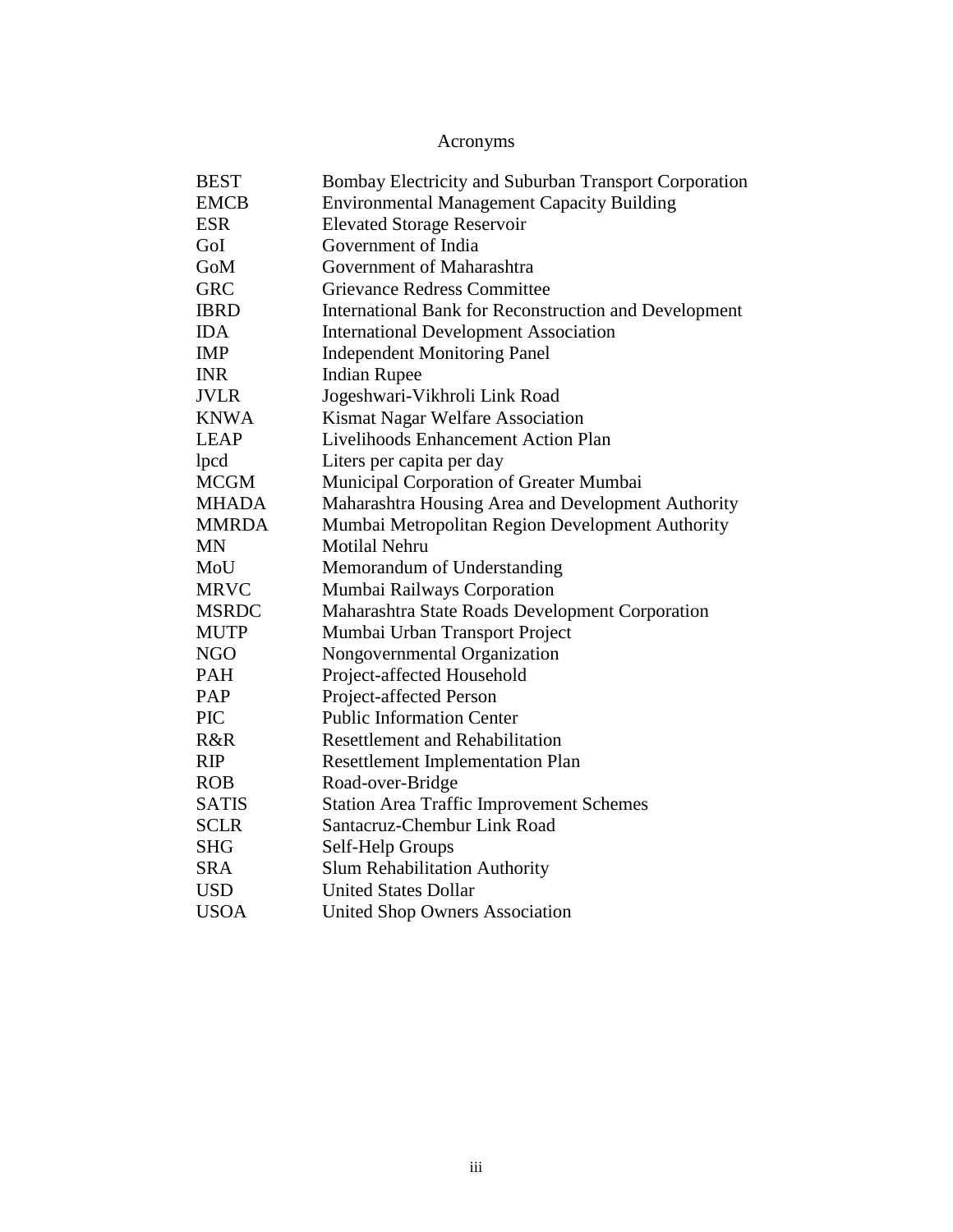# Acronyms

| | |
|---|---|
| BEST | Bombay Electricity and Suburban Transport Corporation |
| EMCB | Environmental Management Capacity Building |
| ESR | Elevated Storage Reservoir |
| GoI | Government of India |
| GoM | Government of Maharashtra |
| GRC | Grievance Redress Committee |
| IBRD | International Bank for Reconstruction and Development |
| IDA | International Development Association |
| IMP | Independent Monitoring Panel |
| INR | Indian Rupee |
| JVLR | Jogeshwari-Vikhroli Link Road |
| KNWA | Kismat Nagar Welfare Association |
| LEAP | Livelihoods Enhancement Action Plan |
| lpcd | Liters per capita per day |
| MCGM | Municipal Corporation of Greater Mumbai |
| MHADA | Maharashtra Housing Area and Development Authority |
| MMRDA | Mumbai Metropolitan Region Development Authority |
| MN | Motilal Nehru |
| MoU | Memorandum of Understanding |
| MRVC | Mumbai Railways Corporation |
| MSRDC | Maharashtra State Roads Development Corporation |
| MUTP | Mumbai Urban Transport Project |
| NGO | Nongovernmental Organization |
| PAH | Project-affected Household |
| PAP | Project-affected Person |
| PIC | Public Information Center |
| R&R | Resettlement and Rehabilitation |
| RIP | Resettlement Implementation Plan |
| ROB | Road-over-Bridge |
| SATIS | Station Area Traffic Improvement Schemes |
| SCLR | Santacruz-Chembur Link Road |
| SHG | Self-Help Groups |
| SRA | Slum Rehabilitation Authority |
| USD | United States Dollar |
| USOA | United Shop Owners Association |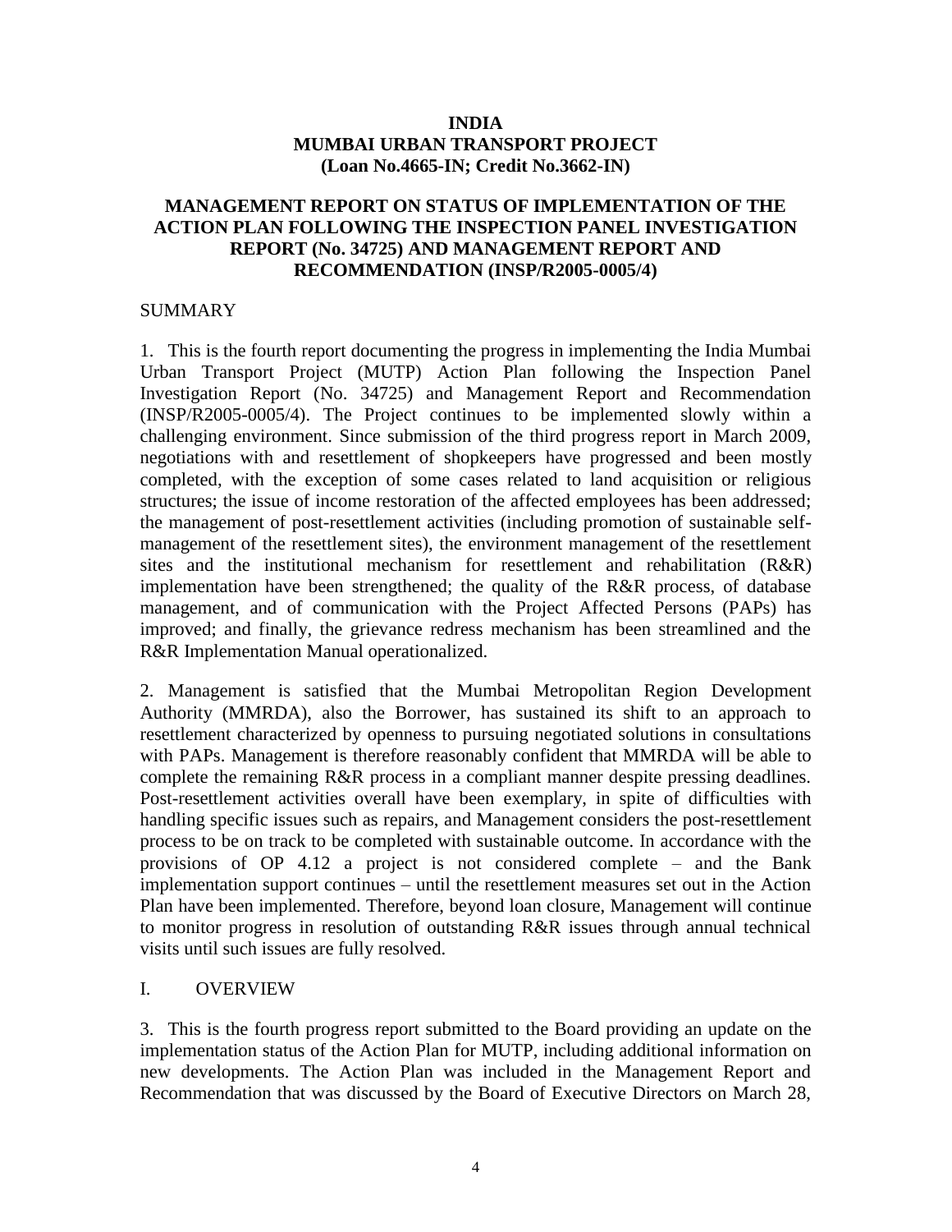**INDIA**
**MUMBAI URBAN TRANSPORT PROJECT**
**(Loan No.4665-IN; Credit No.3662-IN)**

# MANAGEMENT REPORT ON STATUS OF IMPLEMENTATION OF THE ACTION PLAN FOLLOWING THE INSPECTION PANEL INVESTIGATION REPORT (No. 34725) AND MANAGEMENT REPORT AND RECOMMENDATION (INSP/R2005-0005/4)

## SUMMARY

1. This is the fourth report documenting the progress in implementing the India Mumbai Urban Transport Project (MUTP) Action Plan following the Inspection Panel Investigation Report (No. 34725) and Management Report and Recommendation (INSP/R2005-0005/4). The Project continues to be implemented slowly within a challenging environment. Since submission of the third progress report in March 2009, negotiations with and resettlement of shopkeepers have progressed and been mostly completed, with the exception of some cases related to land acquisition or religious structures; the issue of income restoration of the affected employees has been addressed; the management of post-resettlement activities (including promotion of sustainable self-management of the resettlement sites), the environment management of the resettlement sites and the institutional mechanism for resettlement and rehabilitation (R&R) implementation have been strengthened; the quality of the R&R process, of database management, and of communication with the Project Affected Persons (PAPs) has improved; and finally, the grievance redress mechanism has been streamlined and the R&R Implementation Manual operationalized.

2. Management is satisfied that the Mumbai Metropolitan Region Development Authority (MMRDA), also the Borrower, has sustained its shift to an approach to resettlement characterized by openness to pursuing negotiated solutions in consultations with PAPs. Management is therefore reasonably confident that MMRDA will be able to complete the remaining R&R process in a compliant manner despite pressing deadlines. Post-resettlement activities overall have been exemplary, in spite of difficulties with handling specific issues such as repairs, and Management considers the post-resettlement process to be on track to be completed with sustainable outcome. In accordance with the provisions of OP 4.12 a project is not considered complete – and the Bank implementation support continues – until the resettlement measures set out in the Action Plan have been implemented. Therefore, beyond loan closure, Management will continue to monitor progress in resolution of outstanding R&R issues through annual technical visits until such issues are fully resolved.

## I. OVERVIEW

3. This is the fourth progress report submitted to the Board providing an update on the implementation status of the Action Plan for MUTP, including additional information on new developments. The Action Plan was included in the Management Report and Recommendation that was discussed by the Board of Executive Directors on March 28,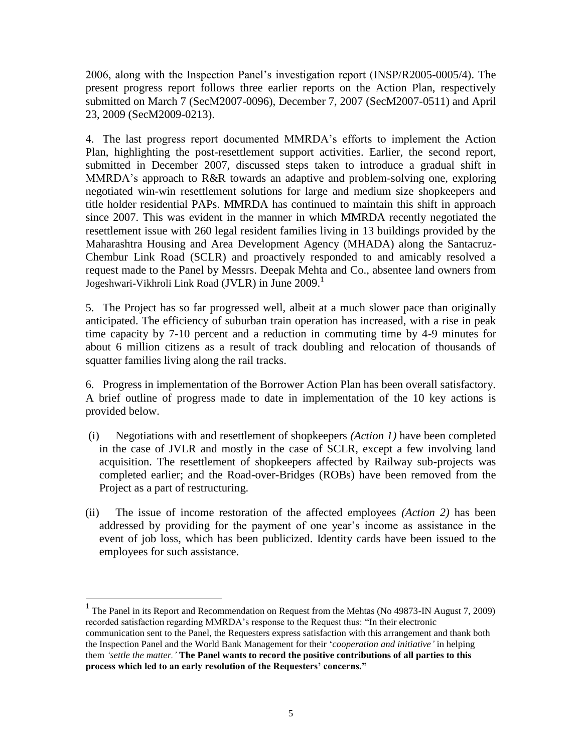2006, along with the Inspection Panel's investigation report (INSP/R2005-0005/4). The present progress report follows three earlier reports on the Action Plan, respectively submitted on March 7 (SecM2007-0096), December 7, 2007 (SecM2007-0511) and April 23, 2009 (SecM2009-0213).

4. The last progress report documented MMRDA's efforts to implement the Action Plan, highlighting the post-resettlement support activities. Earlier, the second report, submitted in December 2007, discussed steps taken to introduce a gradual shift in MMRDA's approach to R&R towards an adaptive and problem-solving one, exploring negotiated win-win resettlement solutions for large and medium size shopkeepers and title holder residential PAPs. MMRDA has continued to maintain this shift in approach since 2007. This was evident in the manner in which MMRDA recently negotiated the resettlement issue with 260 legal resident families living in 13 buildings provided by the Maharashtra Housing and Area Development Agency (MHADA) along the Santacruz-Chembur Link Road (SCLR) and proactively responded to and amicably resolved a request made to the Panel by Messrs. Deepak Mehta and Co., absentee land owners from Jogeshwari-Vikhroli Link Road (JVLR) in June 2009.[1]

5. The Project has so far progressed well, albeit at a much slower pace than originally anticipated. The efficiency of suburban train operation has increased, with a rise in peak time capacity by 7-10 percent and a reduction in commuting time by 4-9 minutes for about 6 million citizens as a result of track doubling and relocation of thousands of squatter families living along the rail tracks.

6. Progress in implementation of the Borrower Action Plan has been overall satisfactory. A brief outline of progress made to date in implementation of the 10 key actions is provided below.

(i) Negotiations with and resettlement of shopkeepers *(Action 1)* have been completed in the case of JVLR and mostly in the case of SCLR, except a few involving land acquisition. The resettlement of shopkeepers affected by Railway sub-projects was completed earlier; and the Road-over-Bridges (ROBs) have been removed from the Project as a part of restructuring.

(ii) The issue of income restoration of the affected employees *(Action 2)* has been addressed by providing for the payment of one year's income as assistance in the event of job loss, which has been publicized. Identity cards have been issued to the employees for such assistance.

---

[1] The Panel in its Report and Recommendation on Request from the Mehtas (No 49873-IN August 7, 2009) recorded satisfaction regarding MMRDA's response to the Request thus: "In their electronic communication sent to the Panel, the Requesters express satisfaction with this arrangement and thank both the Inspection Panel and the World Bank Management for their '*cooperation and initiative'* in helping them *'settle the matter.'* **The Panel wants to record the positive contributions of all parties to this process which led to an early resolution of the Requesters' concerns."**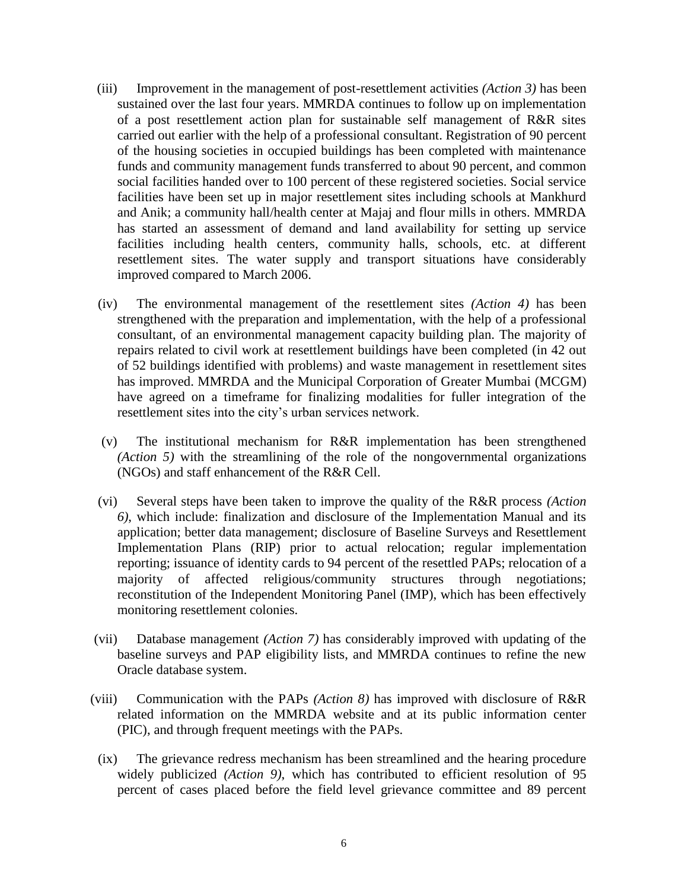(iii) Improvement in the management of post-resettlement activities *(Action 3)* has been sustained over the last four years. MMRDA continues to follow up on implementation of a post resettlement action plan for sustainable self management of R&R sites carried out earlier with the help of a professional consultant. Registration of 90 percent of the housing societies in occupied buildings has been completed with maintenance funds and community management funds transferred to about 90 percent, and common social facilities handed over to 100 percent of these registered societies. Social service facilities have been set up in major resettlement sites including schools at Mankhurd and Anik; a community hall/health center at Majaj and flour mills in others. MMRDA has started an assessment of demand and land availability for setting up service facilities including health centers, community halls, schools, etc. at different resettlement sites. The water supply and transport situations have considerably improved compared to March 2006.

(iv) The environmental management of the resettlement sites *(Action 4)* has been strengthened with the preparation and implementation, with the help of a professional consultant, of an environmental management capacity building plan. The majority of repairs related to civil work at resettlement buildings have been completed (in 42 out of 52 buildings identified with problems) and waste management in resettlement sites has improved. MMRDA and the Municipal Corporation of Greater Mumbai (MCGM) have agreed on a timeframe for finalizing modalities for fuller integration of the resettlement sites into the city's urban services network.

(v) The institutional mechanism for R&R implementation has been strengthened *(Action 5)* with the streamlining of the role of the nongovernmental organizations (NGOs) and staff enhancement of the R&R Cell.

(vi) Several steps have been taken to improve the quality of the R&R process *(Action 6)*, which include: finalization and disclosure of the Implementation Manual and its application; better data management; disclosure of Baseline Surveys and Resettlement Implementation Plans (RIP) prior to actual relocation; regular implementation reporting; issuance of identity cards to 94 percent of the resettled PAPs; relocation of a majority of affected religious/community structures through negotiations; reconstitution of the Independent Monitoring Panel (IMP), which has been effectively monitoring resettlement colonies.

(vii) Database management *(Action 7)* has considerably improved with updating of the baseline surveys and PAP eligibility lists, and MMRDA continues to refine the new Oracle database system.

(viii) Communication with the PAPs *(Action 8)* has improved with disclosure of R&R related information on the MMRDA website and at its public information center (PIC), and through frequent meetings with the PAPs.

(ix) The grievance redress mechanism has been streamlined and the hearing procedure widely publicized *(Action 9)*, which has contributed to efficient resolution of 95 percent of cases placed before the field level grievance committee and 89 percent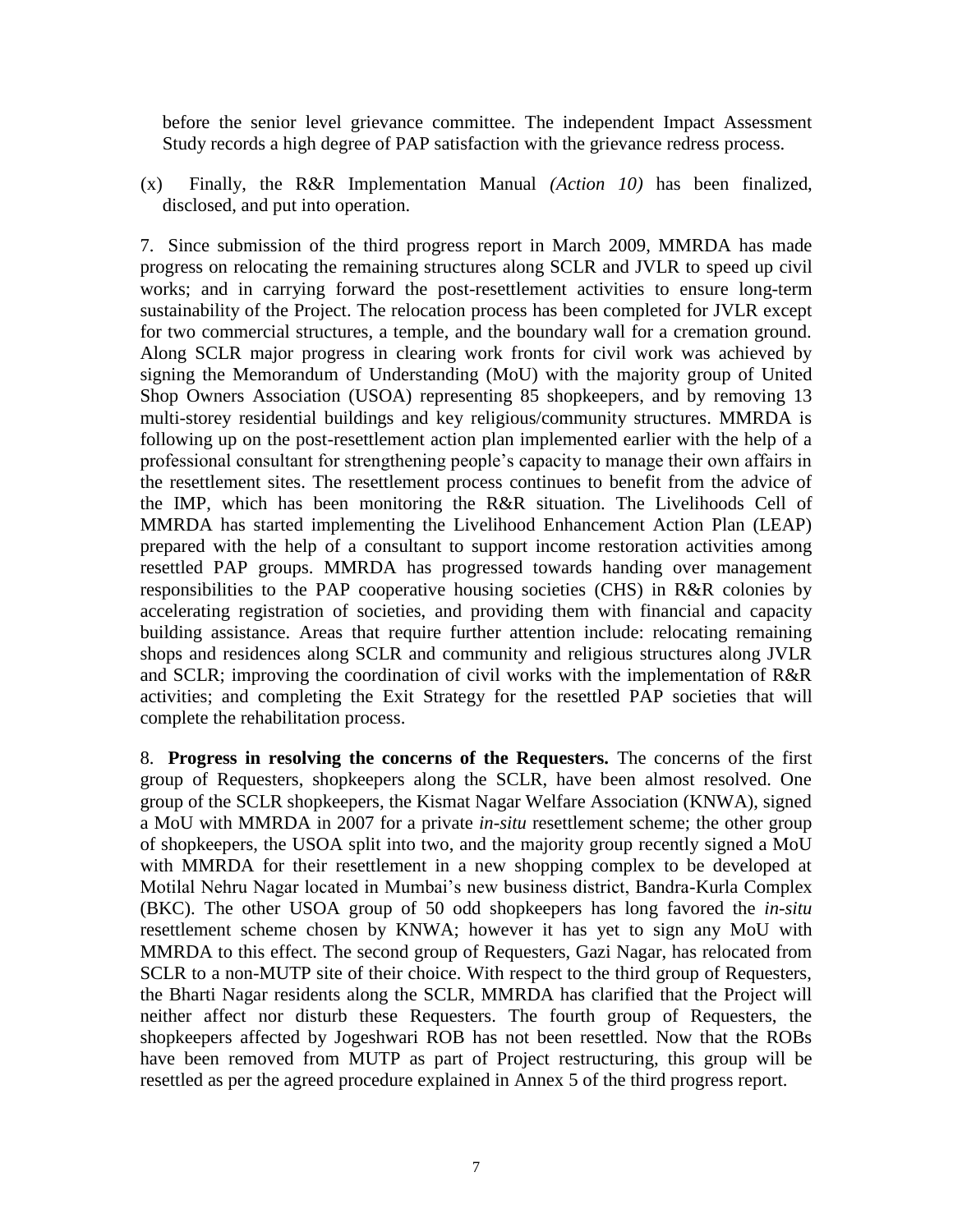before the senior level grievance committee. The independent Impact Assessment Study records a high degree of PAP satisfaction with the grievance redress process.

(x) Finally, the R&R Implementation Manual *(Action 10)* has been finalized, disclosed, and put into operation.

7. Since submission of the third progress report in March 2009, MMRDA has made progress on relocating the remaining structures along SCLR and JVLR to speed up civil works; and in carrying forward the post-resettlement activities to ensure long-term sustainability of the Project. The relocation process has been completed for JVLR except for two commercial structures, a temple, and the boundary wall for a cremation ground. Along SCLR major progress in clearing work fronts for civil work was achieved by signing the Memorandum of Understanding (MoU) with the majority group of United Shop Owners Association (USOA) representing 85 shopkeepers, and by removing 13 multi-storey residential buildings and key religious/community structures. MMRDA is following up on the post-resettlement action plan implemented earlier with the help of a professional consultant for strengthening people's capacity to manage their own affairs in the resettlement sites. The resettlement process continues to benefit from the advice of the IMP, which has been monitoring the R&R situation. The Livelihoods Cell of MMRDA has started implementing the Livelihood Enhancement Action Plan (LEAP) prepared with the help of a consultant to support income restoration activities among resettled PAP groups. MMRDA has progressed towards handing over management responsibilities to the PAP cooperative housing societies (CHS) in R&R colonies by accelerating registration of societies, and providing them with financial and capacity building assistance. Areas that require further attention include: relocating remaining shops and residences along SCLR and community and religious structures along JVLR and SCLR; improving the coordination of civil works with the implementation of R&R activities; and completing the Exit Strategy for the resettled PAP societies that will complete the rehabilitation process.

8. **Progress in resolving the concerns of the Requesters.** The concerns of the first group of Requesters, shopkeepers along the SCLR, have been almost resolved. One group of the SCLR shopkeepers, the Kismat Nagar Welfare Association (KNWA), signed a MoU with MMRDA in 2007 for a private *in-situ* resettlement scheme; the other group of shopkeepers, the USOA split into two, and the majority group recently signed a MoU with MMRDA for their resettlement in a new shopping complex to be developed at Motilal Nehru Nagar located in Mumbai's new business district, Bandra-Kurla Complex (BKC). The other USOA group of 50 odd shopkeepers has long favored the *in-situ* resettlement scheme chosen by KNWA; however it has yet to sign any MoU with MMRDA to this effect. The second group of Requesters, Gazi Nagar, has relocated from SCLR to a non-MUTP site of their choice. With respect to the third group of Requesters, the Bharti Nagar residents along the SCLR, MMRDA has clarified that the Project will neither affect nor disturb these Requesters. The fourth group of Requesters, the shopkeepers affected by Jogeshwari ROB has not been resettled. Now that the ROBs have been removed from MUTP as part of Project restructuring, this group will be resettled as per the agreed procedure explained in Annex 5 of the third progress report.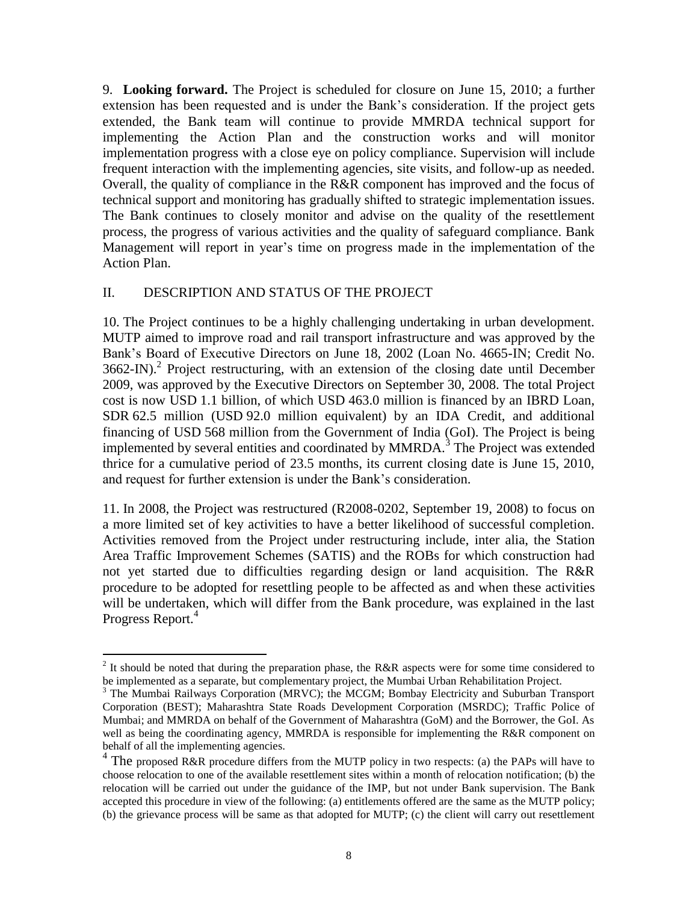9. **Looking forward.** The Project is scheduled for closure on June 15, 2010; a further extension has been requested and is under the Bank's consideration. If the project gets extended, the Bank team will continue to provide MMRDA technical support for implementing the Action Plan and the construction works and will monitor implementation progress with a close eye on policy compliance. Supervision will include frequent interaction with the implementing agencies, site visits, and follow-up as needed. Overall, the quality of compliance in the R&R component has improved and the focus of technical support and monitoring has gradually shifted to strategic implementation issues. The Bank continues to closely monitor and advise on the quality of the resettlement process, the progress of various activities and the quality of safeguard compliance. Bank Management will report in year's time on progress made in the implementation of the Action Plan.

## II. DESCRIPTION AND STATUS OF THE PROJECT

10. The Project continues to be a highly challenging undertaking in urban development. MUTP aimed to improve road and rail transport infrastructure and was approved by the Bank's Board of Executive Directors on June 18, 2002 (Loan No. 4665-IN; Credit No. 3662-IN).[2] Project restructuring, with an extension of the closing date until December 2009, was approved by the Executive Directors on September 30, 2008. The total Project cost is now USD 1.1 billion, of which USD 463.0 million is financed by an IBRD Loan, SDR 62.5 million (USD 92.0 million equivalent) by an IDA Credit, and additional financing of USD 568 million from the Government of India (GoI). The Project is being implemented by several entities and coordinated by MMRDA.[3] The Project was extended thrice for a cumulative period of 23.5 months, its current closing date is June 15, 2010, and request for further extension is under the Bank's consideration.

11. In 2008, the Project was restructured (R2008-0202, September 19, 2008) to focus on a more limited set of key activities to have a better likelihood of successful completion. Activities removed from the Project under restructuring include, inter alia, the Station Area Traffic Improvement Schemes (SATIS) and the ROBs for which construction had not yet started due to difficulties regarding design or land acquisition. The R&R procedure to be adopted for resettling people to be affected as and when these activities will be undertaken, which will differ from the Bank procedure, was explained in the last Progress Report.[4]

---

[2] It should be noted that during the preparation phase, the R&R aspects were for some time considered to be implemented as a separate, but complementary project, the Mumbai Urban Rehabilitation Project.

[3] The Mumbai Railways Corporation (MRVC); the MCGM; Bombay Electricity and Suburban Transport Corporation (BEST); Maharashtra State Roads Development Corporation (MSRDC); Traffic Police of Mumbai; and MMRDA on behalf of the Government of Maharashtra (GoM) and the Borrower, the GoI. As well as being the coordinating agency, MMRDA is responsible for implementing the R&R component on behalf of all the implementing agencies.

[4] The proposed R&R procedure differs from the MUTP policy in two respects: (a) the PAPs will have to choose relocation to one of the available resettlement sites within a month of relocation notification; (b) the relocation will be carried out under the guidance of the IMP, but not under Bank supervision. The Bank accepted this procedure in view of the following: (a) entitlements offered are the same as the MUTP policy; (b) the grievance process will be same as that adopted for MUTP; (c) the client will carry out resettlement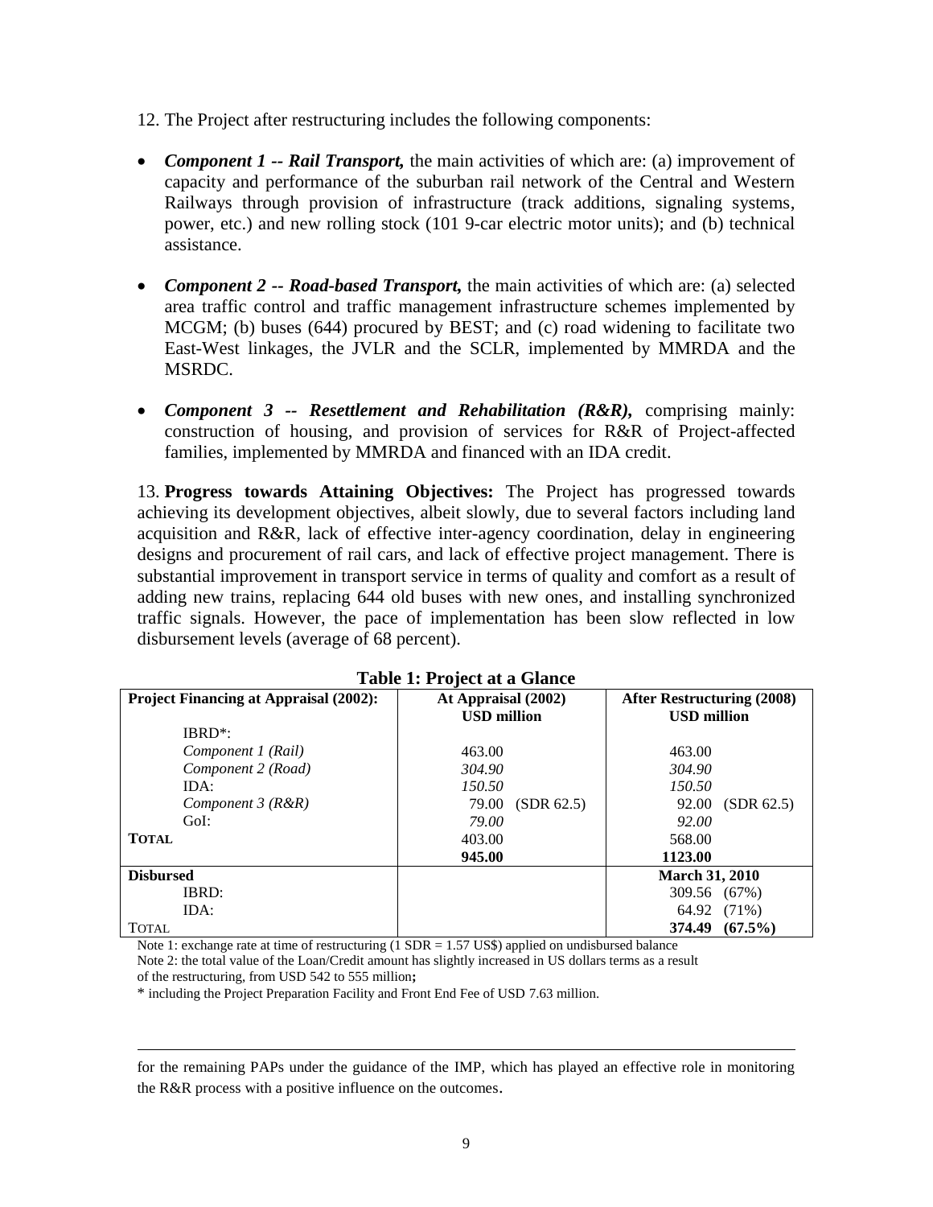12. The Project after restructuring includes the following components:

- ***Component 1 -- Rail Transport,*** the main activities of which are: (a) improvement of capacity and performance of the suburban rail network of the Central and Western Railways through provision of infrastructure (track additions, signaling systems, power, etc.) and new rolling stock (101 9-car electric motor units); and (b) technical assistance.

- ***Component 2 -- Road-based Transport,*** the main activities of which are: (a) selected area traffic control and traffic management infrastructure schemes implemented by MCGM; (b) buses (644) procured by BEST; and (c) road widening to facilitate two East-West linkages, the JVLR and the SCLR, implemented by MMRDA and the MSRDC.

- ***Component 3 -- Resettlement and Rehabilitation (R&R),*** comprising mainly: construction of housing, and provision of services for R&R of Project-affected families, implemented by MMRDA and financed with an IDA credit.

13. **Progress towards Attaining Objectives:** The Project has progressed towards achieving its development objectives, albeit slowly, due to several factors including land acquisition and R&R, lack of effective inter-agency coordination, delay in engineering designs and procurement of rail cars, and lack of effective project management. There is substantial improvement in transport service in terms of quality and comfort as a result of adding new trains, replacing 644 old buses with new ones, and installing synchronized traffic signals. However, the pace of implementation has been slow reflected in low disbursement levels (average of 68 percent).

**Table 1: Project at a Glance**

| **Project Financing at Appraisal (2002):** | **At Appraisal (2002) USD million** | **After Restructuring (2008) USD million** |
|---|---|---|
| IBRD*: | | |
| *Component 1 (Rail)* | 463.00 | 463.00 |
| *Component 2 (Road)* | *304.90* | *304.90* |
| IDA: | *150.50* | *150.50* |
| *Component 3 (R&R)* | 79.00 (SDR 62.5) | 92.00 (SDR 62.5) |
| GoI: | *79.00* | *92.00* |
| **TOTAL** | 403.00 | 568.00 |
| | **945.00** | **1123.00** |
| **Disbursed** | | **March 31, 2010** |
| IBRD: | | 309.56 (67%) |
| IDA: | | 64.92 (71%) |
| TOTAL | | **374.49 (67.5%)** |

Note 1: exchange rate at time of restructuring (1 SDR = 1.57 US$) applied on undisbursed balance
Note 2: the total value of the Loan/Credit amount has slightly increased in US dollars terms as a result of the restructuring, from USD 542 to 555 million**;**
* including the Project Preparation Facility and Front End Fee of USD 7.63 million.

---

for the remaining PAPs under the guidance of the IMP, which has played an effective role in monitoring the R&R process with a positive influence on the outcomes.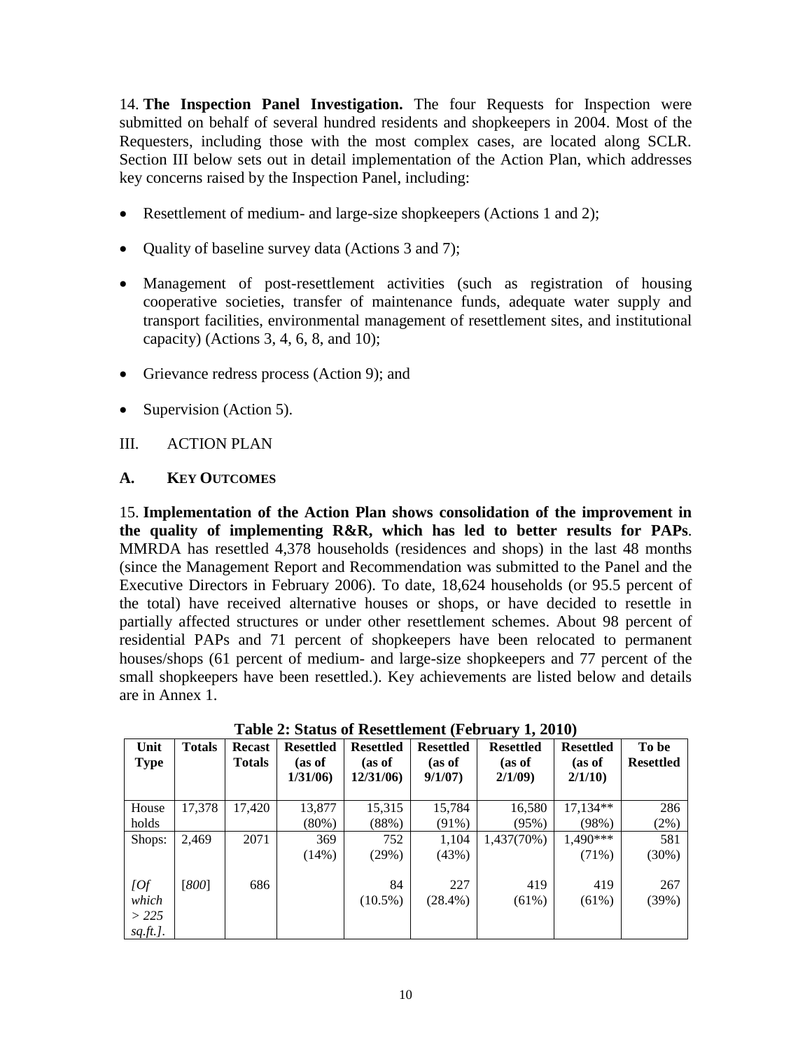14. **The Inspection Panel Investigation.** The four Requests for Inspection were submitted on behalf of several hundred residents and shopkeepers in 2004. Most of the Requesters, including those with the most complex cases, are located along SCLR. Section III below sets out in detail implementation of the Action Plan, which addresses key concerns raised by the Inspection Panel, including:

- Resettlement of medium- and large-size shopkeepers (Actions 1 and 2);
- Quality of baseline survey data (Actions 3 and 7);
- Management of post-resettlement activities (such as registration of housing cooperative societies, transfer of maintenance funds, adequate water supply and transport facilities, environmental management of resettlement sites, and institutional capacity) (Actions 3, 4, 6, 8, and 10);
- Grievance redress process (Action 9); and
- Supervision (Action 5).

## III. ACTION PLAN

### A. KEY OUTCOMES

15. **Implementation of the Action Plan shows consolidation of the improvement in the quality of implementing R&R, which has led to better results for PAPs**. MMRDA has resettled 4,378 households (residences and shops) in the last 48 months (since the Management Report and Recommendation was submitted to the Panel and the Executive Directors in February 2006). To date, 18,624 households (or 95.5 percent of the total) have received alternative houses or shops, or have decided to resettle in partially affected structures or under other resettlement schemes. About 98 percent of residential PAPs and 71 percent of shopkeepers have been relocated to permanent houses/shops (61 percent of medium- and large-size shopkeepers and 77 percent of the small shopkeepers have been resettled.). Key achievements are listed below and details are in Annex 1.

**Table 2: Status of Resettlement (February 1, 2010)**

| Unit Type | Totals | Recast Totals | Resettled (as of 1/31/06) | Resettled (as of 12/31/06) | Resettled (as of 9/1/07) | Resettled (as of 2/1/09) | Resettled (as of 2/1/10) | To be Resettled |
|---|---|---|---|---|---|---|---|---|
| House holds | 17,378 | 17,420 | 13,877 (80%) | 15,315 (88%) | 15,784 (91%) | 16,580 (95%) | 17,134** (98%) | 286 (2%) |
| Shops: | 2,469 | 2071 | 369 (14%) | 752 (29%) | 1,104 (43%) | 1,437(70%) | 1,490*** (71%) | 581 (30%) |
| *[Of which > 225 sq.ft.]*. | [*800*] | 686 | | 84 (10.5%) | 227 (28.4%) | 419 (61%) | 419 (61%) | 267 (39%) |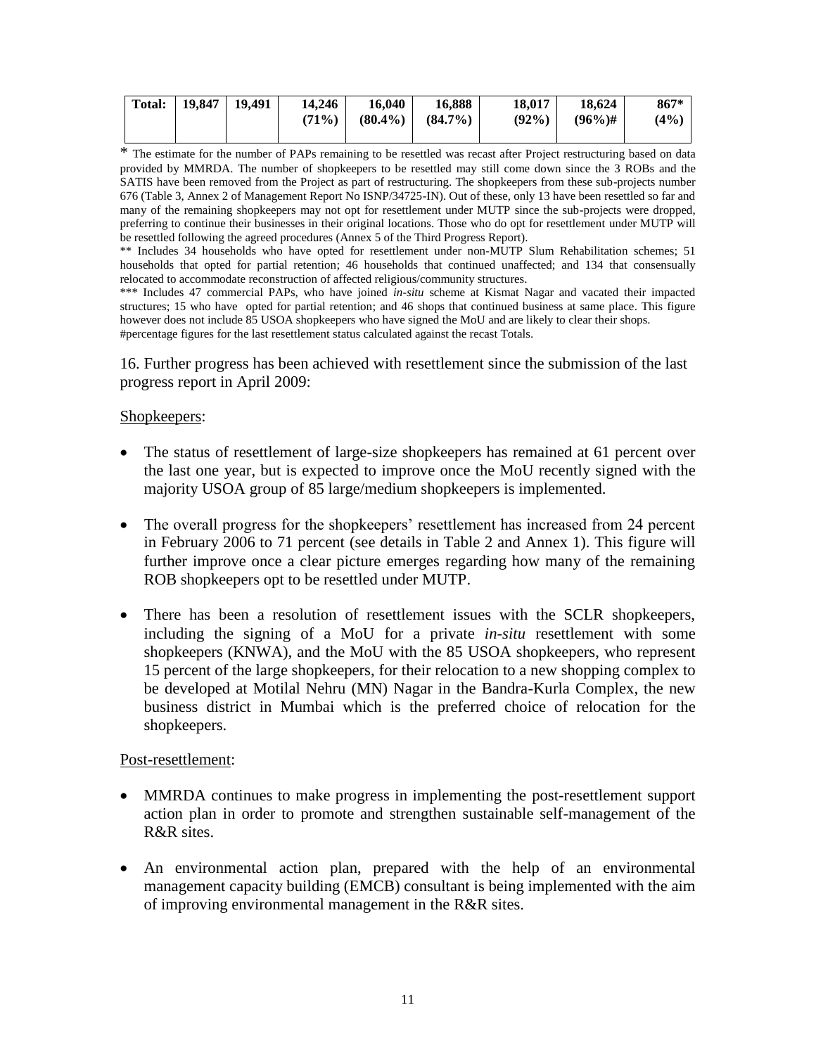| **Total:** | **19,847** | **19,491** | **14,246 (71%)** | **16,040 (80.4%)** | **16,888 (84.7%)** | **18,017 (92%)** | **18,624 (96%)#** | **867* (4%)** |
|---|---|---|---|---|---|---|---|---|

\* The estimate for the number of PAPs remaining to be resettled was recast after Project restructuring based on data provided by MMRDA. The number of shopkeepers to be resettled may still come down since the 3 ROBs and the SATIS have been removed from the Project as part of restructuring. The shopkeepers from these sub-projects number 676 (Table 3, Annex 2 of Management Report No ISNP/34725-IN). Out of these, only 13 have been resettled so far and many of the remaining shopkeepers may not opt for resettlement under MUTP since the sub-projects were dropped, preferring to continue their businesses in their original locations. Those who do opt for resettlement under MUTP will be resettled following the agreed procedures (Annex 5 of the Third Progress Report).

** Includes 34 households who have opted for resettlement under non-MUTP Slum Rehabilitation schemes; 51 households that opted for partial retention; 46 households that continued unaffected; and 134 that consensually relocated to accommodate reconstruction of affected religious/community structures.

*** Includes 47 commercial PAPs, who have joined *in-situ* scheme at Kismat Nagar and vacated their impacted structures; 15 who have opted for partial retention; and 46 shops that continued business at same place. This figure however does not include 85 USOA shopkeepers who have signed the MoU and are likely to clear their shops.

#percentage figures for the last resettlement status calculated against the recast Totals.

16. Further progress has been achieved with resettlement since the submission of the last progress report in April 2009:

<u>Shopkeepers</u>:

- The status of resettlement of large-size shopkeepers has remained at 61 percent over the last one year, but is expected to improve once the MoU recently signed with the majority USOA group of 85 large/medium shopkeepers is implemented.
- The overall progress for the shopkeepers' resettlement has increased from 24 percent in February 2006 to 71 percent (see details in Table 2 and Annex 1). This figure will further improve once a clear picture emerges regarding how many of the remaining ROB shopkeepers opt to be resettled under MUTP.
- There has been a resolution of resettlement issues with the SCLR shopkeepers, including the signing of a MoU for a private *in-situ* resettlement with some shopkeepers (KNWA), and the MoU with the 85 USOA shopkeepers, who represent 15 percent of the large shopkeepers, for their relocation to a new shopping complex to be developed at Motilal Nehru (MN) Nagar in the Bandra-Kurla Complex, the new business district in Mumbai which is the preferred choice of relocation for the shopkeepers.

<u>Post-resettlement</u>:

- MMRDA continues to make progress in implementing the post-resettlement support action plan in order to promote and strengthen sustainable self-management of the R&R sites.
- An environmental action plan, prepared with the help of an environmental management capacity building (EMCB) consultant is being implemented with the aim of improving environmental management in the R&R sites.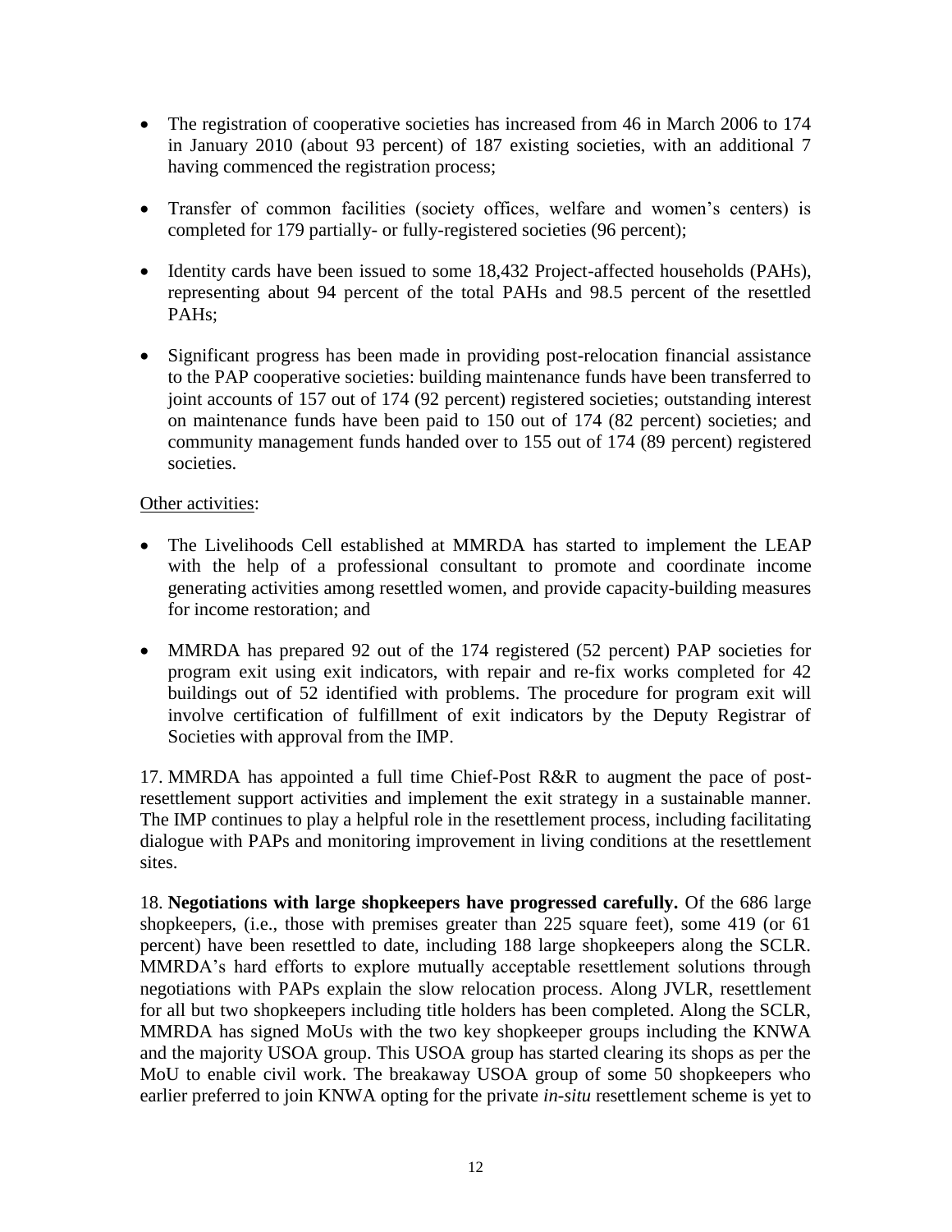- The registration of cooperative societies has increased from 46 in March 2006 to 174 in January 2010 (about 93 percent) of 187 existing societies, with an additional 7 having commenced the registration process;

- Transfer of common facilities (society offices, welfare and women's centers) is completed for 179 partially- or fully-registered societies (96 percent);

- Identity cards have been issued to some 18,432 Project-affected households (PAHs), representing about 94 percent of the total PAHs and 98.5 percent of the resettled PAHs;

- Significant progress has been made in providing post-relocation financial assistance to the PAP cooperative societies: building maintenance funds have been transferred to joint accounts of 157 out of 174 (92 percent) registered societies; outstanding interest on maintenance funds have been paid to 150 out of 174 (82 percent) societies; and community management funds handed over to 155 out of 174 (89 percent) registered societies.

<u>Other activities</u>:

- The Livelihoods Cell established at MMRDA has started to implement the LEAP with the help of a professional consultant to promote and coordinate income generating activities among resettled women, and provide capacity-building measures for income restoration; and

- MMRDA has prepared 92 out of the 174 registered (52 percent) PAP societies for program exit using exit indicators, with repair and re-fix works completed for 42 buildings out of 52 identified with problems. The procedure for program exit will involve certification of fulfillment of exit indicators by the Deputy Registrar of Societies with approval from the IMP.

17. MMRDA has appointed a full time Chief-Post R&R to augment the pace of post-resettlement support activities and implement the exit strategy in a sustainable manner. The IMP continues to play a helpful role in the resettlement process, including facilitating dialogue with PAPs and monitoring improvement in living conditions at the resettlement sites.

18. **Negotiations with large shopkeepers have progressed carefully.** Of the 686 large shopkeepers, (i.e., those with premises greater than 225 square feet), some 419 (or 61 percent) have been resettled to date, including 188 large shopkeepers along the SCLR. MMRDA's hard efforts to explore mutually acceptable resettlement solutions through negotiations with PAPs explain the slow relocation process. Along JVLR, resettlement for all but two shopkeepers including title holders has been completed. Along the SCLR, MMRDA has signed MoUs with the two key shopkeeper groups including the KNWA and the majority USOA group. This USOA group has started clearing its shops as per the MoU to enable civil work. The breakaway USOA group of some 50 shopkeepers who earlier preferred to join KNWA opting for the private *in-situ* resettlement scheme is yet to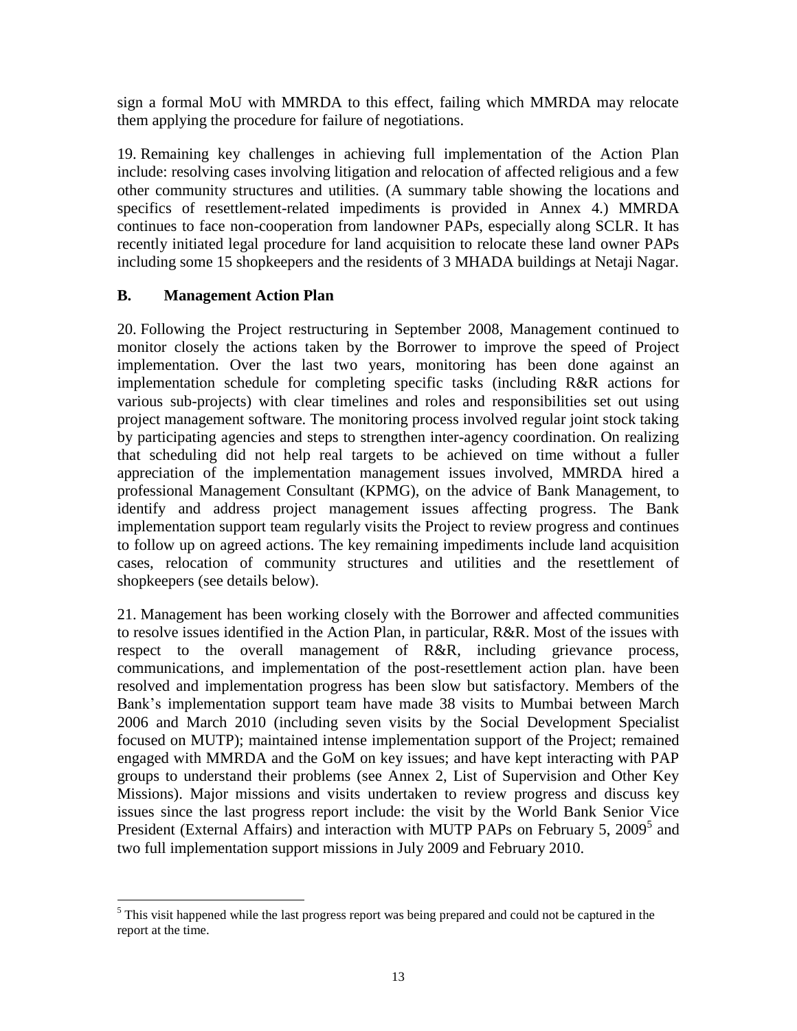sign a formal MoU with MMRDA to this effect, failing which MMRDA may relocate them applying the procedure for failure of negotiations.

19. Remaining key challenges in achieving full implementation of the Action Plan include: resolving cases involving litigation and relocation of affected religious and a few other community structures and utilities. (A summary table showing the locations and specifics of resettlement-related impediments is provided in Annex 4.) MMRDA continues to face non-cooperation from landowner PAPs, especially along SCLR. It has recently initiated legal procedure for land acquisition to relocate these land owner PAPs including some 15 shopkeepers and the residents of 3 MHADA buildings at Netaji Nagar.

## B. Management Action Plan

20. Following the Project restructuring in September 2008, Management continued to monitor closely the actions taken by the Borrower to improve the speed of Project implementation. Over the last two years, monitoring has been done against an implementation schedule for completing specific tasks (including R&R actions for various sub-projects) with clear timelines and roles and responsibilities set out using project management software. The monitoring process involved regular joint stock taking by participating agencies and steps to strengthen inter-agency coordination. On realizing that scheduling did not help real targets to be achieved on time without a fuller appreciation of the implementation management issues involved, MMRDA hired a professional Management Consultant (KPMG), on the advice of Bank Management, to identify and address project management issues affecting progress. The Bank implementation support team regularly visits the Project to review progress and continues to follow up on agreed actions. The key remaining impediments include land acquisition cases, relocation of community structures and utilities and the resettlement of shopkeepers (see details below).

21. Management has been working closely with the Borrower and affected communities to resolve issues identified in the Action Plan, in particular, R&R. Most of the issues with respect to the overall management of R&R, including grievance process, communications, and implementation of the post-resettlement action plan. have been resolved and implementation progress has been slow but satisfactory. Members of the Bank's implementation support team have made 38 visits to Mumbai between March 2006 and March 2010 (including seven visits by the Social Development Specialist focused on MUTP); maintained intense implementation support of the Project; remained engaged with MMRDA and the GoM on key issues; and have kept interacting with PAP groups to understand their problems (see Annex 2, List of Supervision and Other Key Missions). Major missions and visits undertaken to review progress and discuss key issues since the last progress report include: the visit by the World Bank Senior Vice President (External Affairs) and interaction with MUTP PAPs on February 5, 2009[5] and two full implementation support missions in July 2009 and February 2010.

[5] This visit happened while the last progress report was being prepared and could not be captured in the report at the time.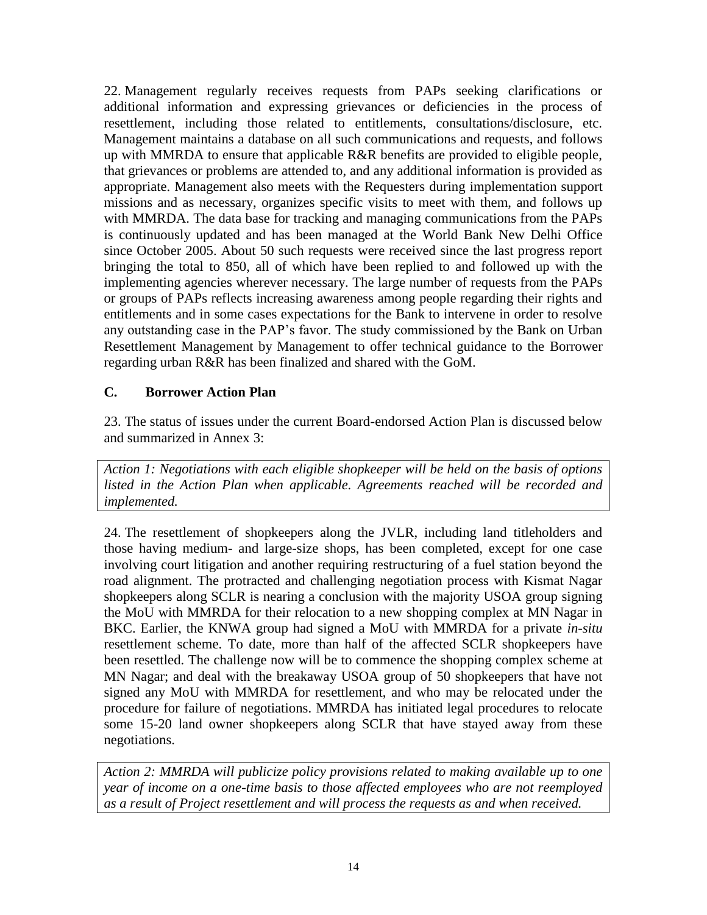22. Management regularly receives requests from PAPs seeking clarifications or additional information and expressing grievances or deficiencies in the process of resettlement, including those related to entitlements, consultations/disclosure, etc. Management maintains a database on all such communications and requests, and follows up with MMRDA to ensure that applicable R&R benefits are provided to eligible people, that grievances or problems are attended to, and any additional information is provided as appropriate. Management also meets with the Requesters during implementation support missions and as necessary, organizes specific visits to meet with them, and follows up with MMRDA. The data base for tracking and managing communications from the PAPs is continuously updated and has been managed at the World Bank New Delhi Office since October 2005. About 50 such requests were received since the last progress report bringing the total to 850, all of which have been replied to and followed up with the implementing agencies wherever necessary. The large number of requests from the PAPs or groups of PAPs reflects increasing awareness among people regarding their rights and entitlements and in some cases expectations for the Bank to intervene in order to resolve any outstanding case in the PAP's favor. The study commissioned by the Bank on Urban Resettlement Management by Management to offer technical guidance to the Borrower regarding urban R&R has been finalized and shared with the GoM.

## C. Borrower Action Plan

23. The status of issues under the current Board-endorsed Action Plan is discussed below and summarized in Annex 3:

*Action 1: Negotiations with each eligible shopkeeper will be held on the basis of options listed in the Action Plan when applicable. Agreements reached will be recorded and implemented.*

24. The resettlement of shopkeepers along the JVLR, including land titleholders and those having medium- and large-size shops, has been completed, except for one case involving court litigation and another requiring restructuring of a fuel station beyond the road alignment. The protracted and challenging negotiation process with Kismat Nagar shopkeepers along SCLR is nearing a conclusion with the majority USOA group signing the MoU with MMRDA for their relocation to a new shopping complex at MN Nagar in BKC. Earlier, the KNWA group had signed a MoU with MMRDA for a private *in-situ* resettlement scheme. To date, more than half of the affected SCLR shopkeepers have been resettled. The challenge now will be to commence the shopping complex scheme at MN Nagar; and deal with the breakaway USOA group of 50 shopkeepers that have not signed any MoU with MMRDA for resettlement, and who may be relocated under the procedure for failure of negotiations. MMRDA has initiated legal procedures to relocate some 15-20 land owner shopkeepers along SCLR that have stayed away from these negotiations.

*Action 2: MMRDA will publicize policy provisions related to making available up to one year of income on a one-time basis to those affected employees who are not reemployed as a result of Project resettlement and will process the requests as and when received.*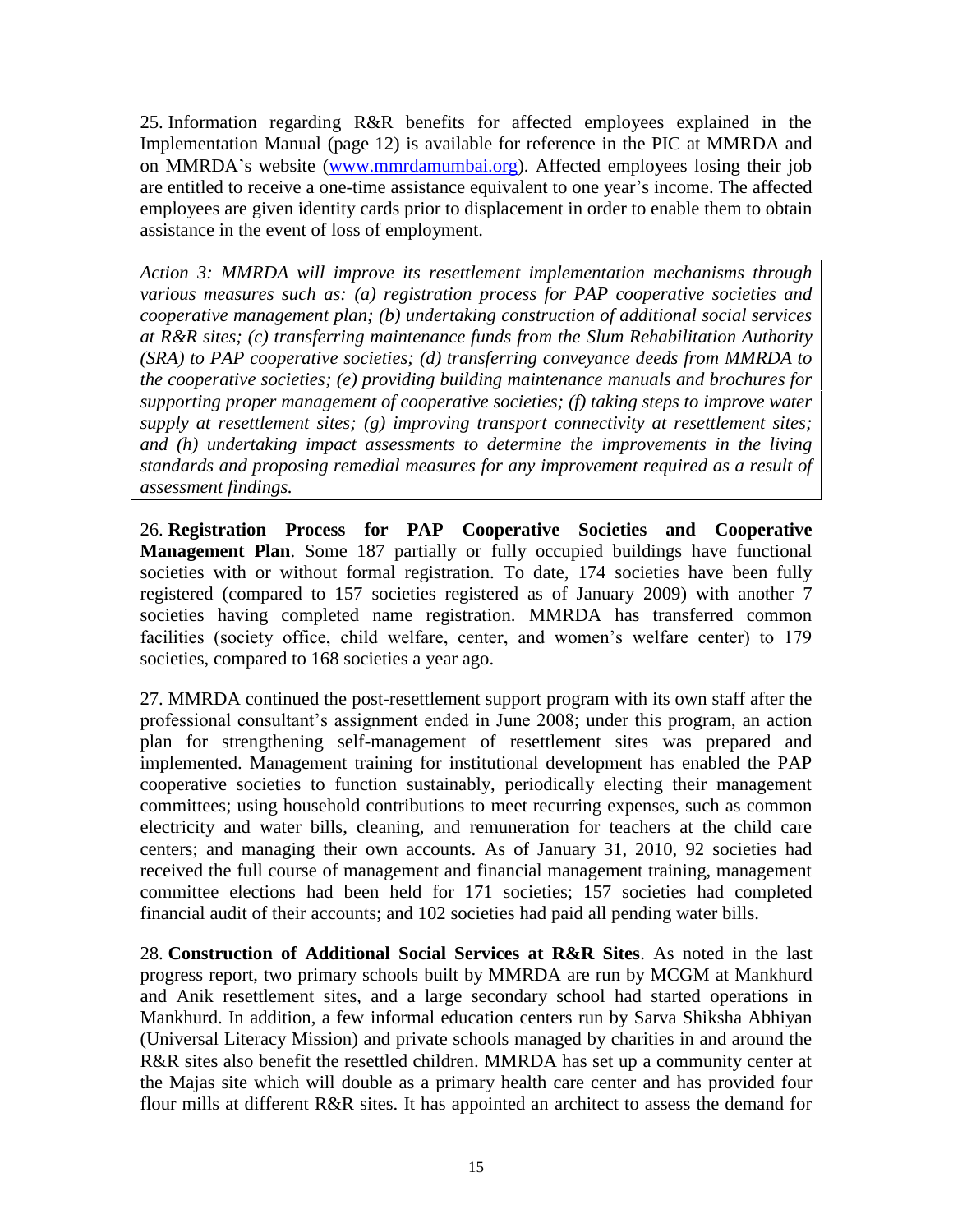25. Information regarding R&R benefits for affected employees explained in the Implementation Manual (page 12) is available for reference in the PIC at MMRDA and on MMRDA's website ([www.mmrdamumbai.org](www.mmrdamumbai.org)). Affected employees losing their job are entitled to receive a one-time assistance equivalent to one year's income. The affected employees are given identity cards prior to displacement in order to enable them to obtain assistance in the event of loss of employment.

*Action 3: MMRDA will improve its resettlement implementation mechanisms through various measures such as: (a) registration process for PAP cooperative societies and cooperative management plan; (b) undertaking construction of additional social services at R&R sites; (c) transferring maintenance funds from the Slum Rehabilitation Authority (SRA) to PAP cooperative societies; (d) transferring conveyance deeds from MMRDA to the cooperative societies; (e) providing building maintenance manuals and brochures for supporting proper management of cooperative societies; (f) taking steps to improve water supply at resettlement sites; (g) improving transport connectivity at resettlement sites; and (h) undertaking impact assessments to determine the improvements in the living standards and proposing remedial measures for any improvement required as a result of assessment findings.*

26. **Registration Process for PAP Cooperative Societies and Cooperative Management Plan**. Some 187 partially or fully occupied buildings have functional societies with or without formal registration. To date, 174 societies have been fully registered (compared to 157 societies registered as of January 2009) with another 7 societies having completed name registration. MMRDA has transferred common facilities (society office, child welfare, center, and women's welfare center) to 179 societies, compared to 168 societies a year ago.

27. MMRDA continued the post-resettlement support program with its own staff after the professional consultant's assignment ended in June 2008; under this program, an action plan for strengthening self-management of resettlement sites was prepared and implemented. Management training for institutional development has enabled the PAP cooperative societies to function sustainably, periodically electing their management committees; using household contributions to meet recurring expenses, such as common electricity and water bills, cleaning, and remuneration for teachers at the child care centers; and managing their own accounts. As of January 31, 2010, 92 societies had received the full course of management and financial management training, management committee elections had been held for 171 societies; 157 societies had completed financial audit of their accounts; and 102 societies had paid all pending water bills.

28. **Construction of Additional Social Services at R&R Sites**. As noted in the last progress report, two primary schools built by MMRDA are run by MCGM at Mankhurd and Anik resettlement sites, and a large secondary school had started operations in Mankhurd. In addition, a few informal education centers run by Sarva Shiksha Abhiyan (Universal Literacy Mission) and private schools managed by charities in and around the R&R sites also benefit the resettled children. MMRDA has set up a community center at the Majas site which will double as a primary health care center and has provided four flour mills at different R&R sites. It has appointed an architect to assess the demand for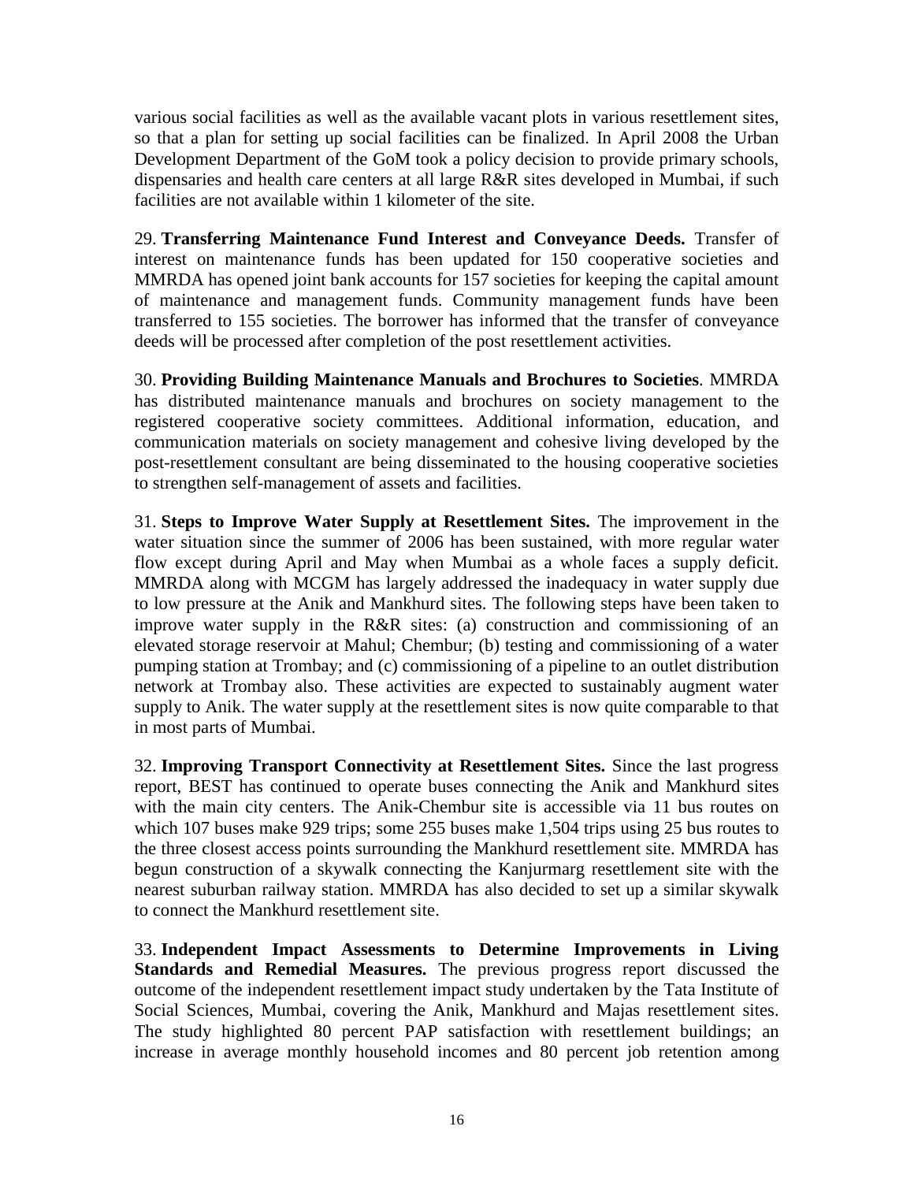various social facilities as well as the available vacant plots in various resettlement sites, so that a plan for setting up social facilities can be finalized. In April 2008 the Urban Development Department of the GoM took a policy decision to provide primary schools, dispensaries and health care centers at all large R&R sites developed in Mumbai, if such facilities are not available within 1 kilometer of the site.

29. **Transferring Maintenance Fund Interest and Conveyance Deeds.** Transfer of interest on maintenance funds has been updated for 150 cooperative societies and MMRDA has opened joint bank accounts for 157 societies for keeping the capital amount of maintenance and management funds. Community management funds have been transferred to 155 societies. The borrower has informed that the transfer of conveyance deeds will be processed after completion of the post resettlement activities.

30. **Providing Building Maintenance Manuals and Brochures to Societies**. MMRDA has distributed maintenance manuals and brochures on society management to the registered cooperative society committees. Additional information, education, and communication materials on society management and cohesive living developed by the post-resettlement consultant are being disseminated to the housing cooperative societies to strengthen self-management of assets and facilities.

31. **Steps to Improve Water Supply at Resettlement Sites.** The improvement in the water situation since the summer of 2006 has been sustained, with more regular water flow except during April and May when Mumbai as a whole faces a supply deficit. MMRDA along with MCGM has largely addressed the inadequacy in water supply due to low pressure at the Anik and Mankhurd sites. The following steps have been taken to improve water supply in the R&R sites: (a) construction and commissioning of an elevated storage reservoir at Mahul; Chembur; (b) testing and commissioning of a water pumping station at Trombay; and (c) commissioning of a pipeline to an outlet distribution network at Trombay also. These activities are expected to sustainably augment water supply to Anik. The water supply at the resettlement sites is now quite comparable to that in most parts of Mumbai.

32. **Improving Transport Connectivity at Resettlement Sites.** Since the last progress report, BEST has continued to operate buses connecting the Anik and Mankhurd sites with the main city centers. The Anik-Chembur site is accessible via 11 bus routes on which 107 buses make 929 trips; some 255 buses make 1,504 trips using 25 bus routes to the three closest access points surrounding the Mankhurd resettlement site. MMRDA has begun construction of a skywalk connecting the Kanjurmarg resettlement site with the nearest suburban railway station. MMRDA has also decided to set up a similar skywalk to connect the Mankhurd resettlement site.

33. **Independent Impact Assessments to Determine Improvements in Living Standards and Remedial Measures.** The previous progress report discussed the outcome of the independent resettlement impact study undertaken by the Tata Institute of Social Sciences, Mumbai, covering the Anik, Mankhurd and Majas resettlement sites. The study highlighted 80 percent PAP satisfaction with resettlement buildings; an increase in average monthly household incomes and 80 percent job retention among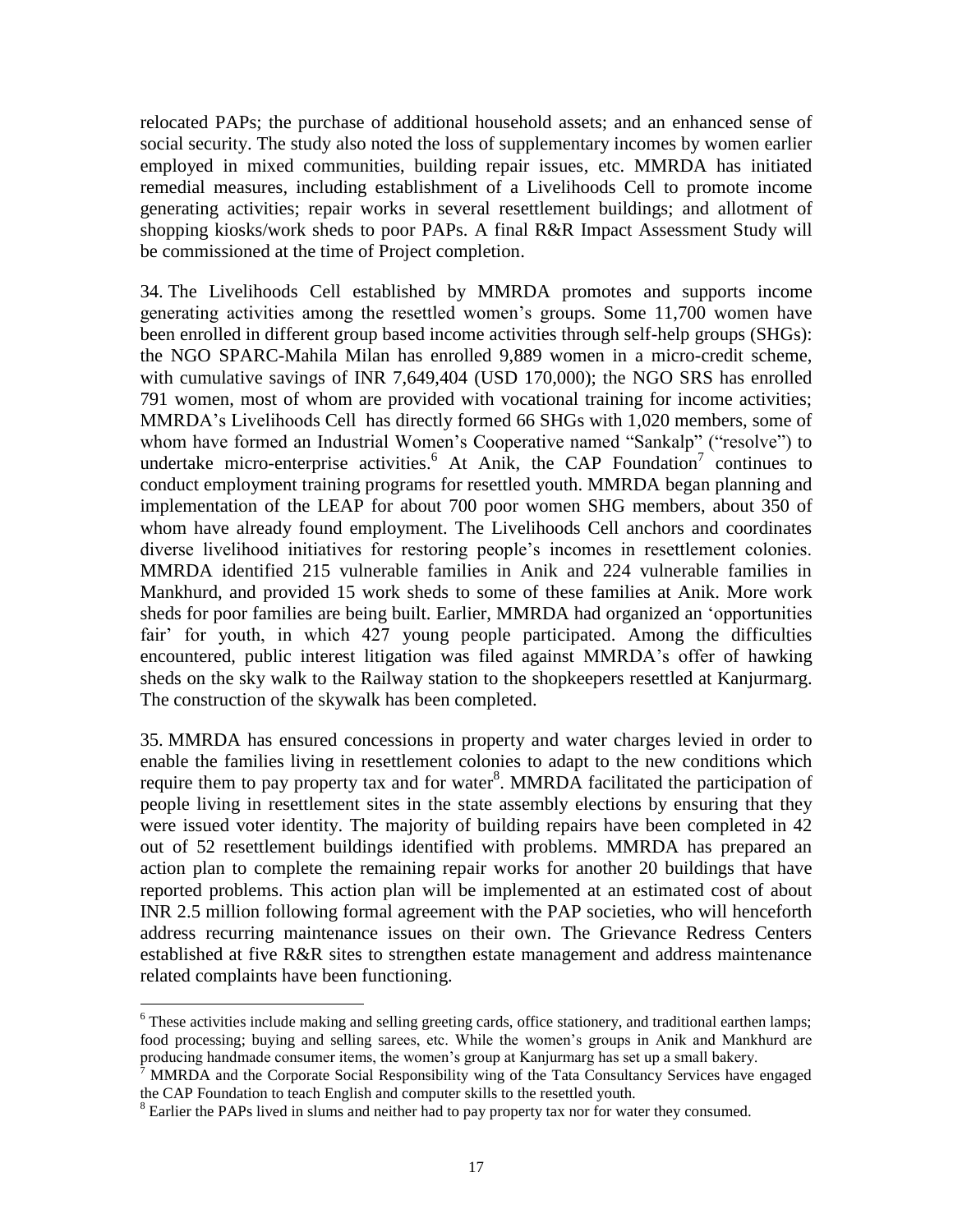relocated PAPs; the purchase of additional household assets; and an enhanced sense of social security. The study also noted the loss of supplementary incomes by women earlier employed in mixed communities, building repair issues, etc. MMRDA has initiated remedial measures, including establishment of a Livelihoods Cell to promote income generating activities; repair works in several resettlement buildings; and allotment of shopping kiosks/work sheds to poor PAPs. A final R&R Impact Assessment Study will be commissioned at the time of Project completion.

34. The Livelihoods Cell established by MMRDA promotes and supports income generating activities among the resettled women's groups. Some 11,700 women have been enrolled in different group based income activities through self-help groups (SHGs): the NGO SPARC-Mahila Milan has enrolled 9,889 women in a micro-credit scheme, with cumulative savings of INR 7,649,404 (USD 170,000); the NGO SRS has enrolled 791 women, most of whom are provided with vocational training for income activities; MMRDA's Livelihoods Cell has directly formed 66 SHGs with 1,020 members, some of whom have formed an Industrial Women's Cooperative named "Sankalp" ("resolve") to undertake micro-enterprise activities.[6] At Anik, the CAP Foundation[7] continues to conduct employment training programs for resettled youth. MMRDA began planning and implementation of the LEAP for about 700 poor women SHG members, about 350 of whom have already found employment. The Livelihoods Cell anchors and coordinates diverse livelihood initiatives for restoring people's incomes in resettlement colonies. MMRDA identified 215 vulnerable families in Anik and 224 vulnerable families in Mankhurd, and provided 15 work sheds to some of these families at Anik. More work sheds for poor families are being built. Earlier, MMRDA had organized an 'opportunities fair' for youth, in which 427 young people participated. Among the difficulties encountered, public interest litigation was filed against MMRDA's offer of hawking sheds on the sky walk to the Railway station to the shopkeepers resettled at Kanjurmarg. The construction of the skywalk has been completed.

35. MMRDA has ensured concessions in property and water charges levied in order to enable the families living in resettlement colonies to adapt to the new conditions which require them to pay property tax and for water[8]. MMRDA facilitated the participation of people living in resettlement sites in the state assembly elections by ensuring that they were issued voter identity. The majority of building repairs have been completed in 42 out of 52 resettlement buildings identified with problems. MMRDA has prepared an action plan to complete the remaining repair works for another 20 buildings that have reported problems. This action plan will be implemented at an estimated cost of about INR 2.5 million following formal agreement with the PAP societies, who will henceforth address recurring maintenance issues on their own. The Grievance Redress Centers established at five R&R sites to strengthen estate management and address maintenance related complaints have been functioning.

---

[6] These activities include making and selling greeting cards, office stationery, and traditional earthen lamps; food processing; buying and selling sarees, etc. While the women's groups in Anik and Mankhurd are producing handmade consumer items, the women's group at Kanjurmarg has set up a small bakery.

[7] MMRDA and the Corporate Social Responsibility wing of the Tata Consultancy Services have engaged the CAP Foundation to teach English and computer skills to the resettled youth.

[8] Earlier the PAPs lived in slums and neither had to pay property tax nor for water they consumed.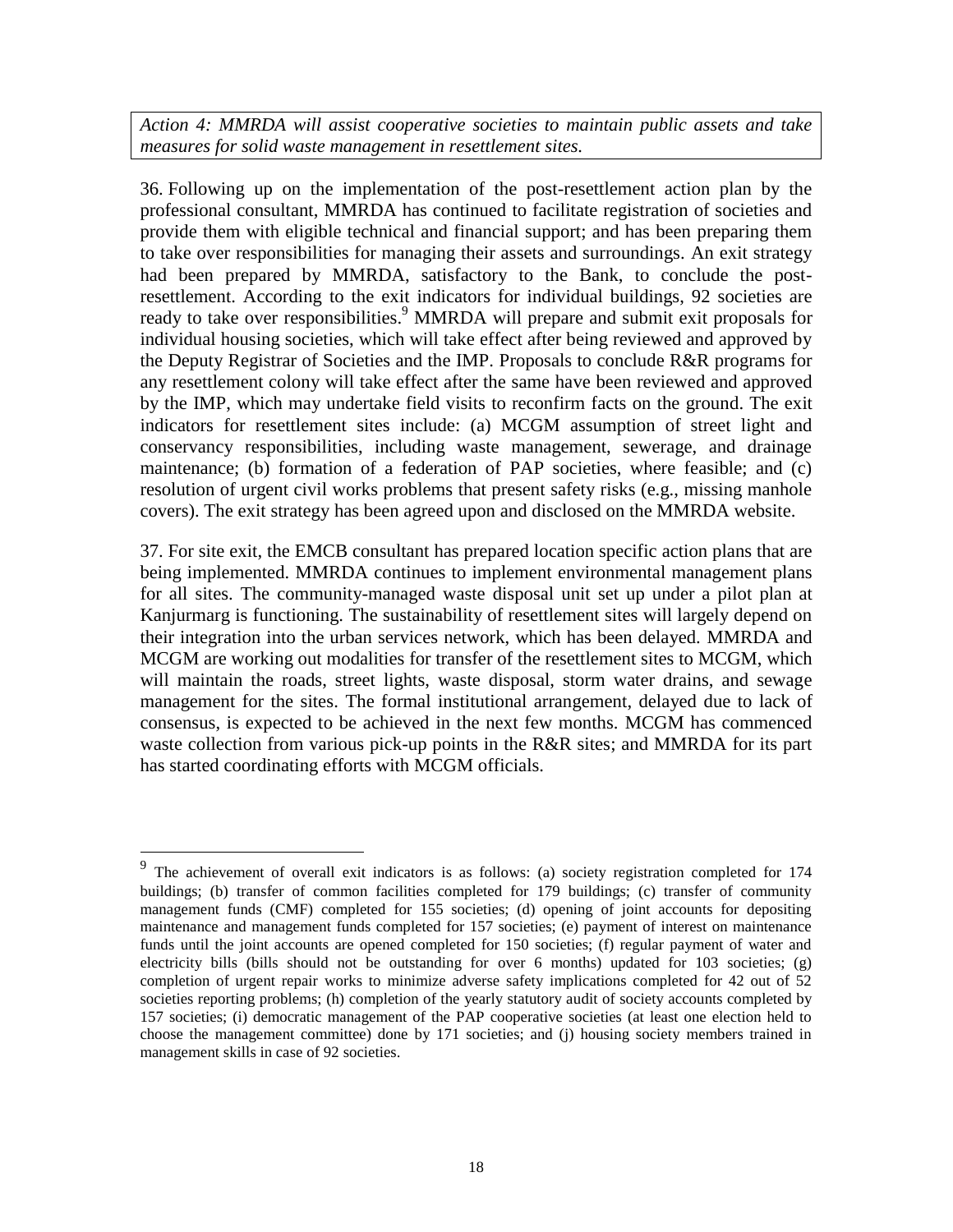*Action 4: MMRDA will assist cooperative societies to maintain public assets and take measures for solid waste management in resettlement sites.*

36. Following up on the implementation of the post-resettlement action plan by the professional consultant, MMRDA has continued to facilitate registration of societies and provide them with eligible technical and financial support; and has been preparing them to take over responsibilities for managing their assets and surroundings. An exit strategy had been prepared by MMRDA, satisfactory to the Bank, to conclude the post-resettlement. According to the exit indicators for individual buildings, 92 societies are ready to take over responsibilities.[9] MMRDA will prepare and submit exit proposals for individual housing societies, which will take effect after being reviewed and approved by the Deputy Registrar of Societies and the IMP. Proposals to conclude R&R programs for any resettlement colony will take effect after the same have been reviewed and approved by the IMP, which may undertake field visits to reconfirm facts on the ground. The exit indicators for resettlement sites include: (a) MCGM assumption of street light and conservancy responsibilities, including waste management, sewerage, and drainage maintenance; (b) formation of a federation of PAP societies, where feasible; and (c) resolution of urgent civil works problems that present safety risks (e.g., missing manhole covers). The exit strategy has been agreed upon and disclosed on the MMRDA website.

37. For site exit, the EMCB consultant has prepared location specific action plans that are being implemented. MMRDA continues to implement environmental management plans for all sites. The community-managed waste disposal unit set up under a pilot plan at Kanjurmarg is functioning. The sustainability of resettlement sites will largely depend on their integration into the urban services network, which has been delayed. MMRDA and MCGM are working out modalities for transfer of the resettlement sites to MCGM, which will maintain the roads, street lights, waste disposal, storm water drains, and sewage management for the sites. The formal institutional arrangement, delayed due to lack of consensus, is expected to be achieved in the next few months. MCGM has commenced waste collection from various pick-up points in the R&R sites; and MMRDA for its part has started coordinating efforts with MCGM officials.

---

[9] The achievement of overall exit indicators is as follows: (a) society registration completed for 174 buildings; (b) transfer of common facilities completed for 179 buildings; (c) transfer of community management funds (CMF) completed for 155 societies; (d) opening of joint accounts for depositing maintenance and management funds completed for 157 societies; (e) payment of interest on maintenance funds until the joint accounts are opened completed for 150 societies; (f) regular payment of water and electricity bills (bills should not be outstanding for over 6 months) updated for 103 societies; (g) completion of urgent repair works to minimize adverse safety implications completed for 42 out of 52 societies reporting problems; (h) completion of the yearly statutory audit of society accounts completed by 157 societies; (i) democratic management of the PAP cooperative societies (at least one election held to choose the management committee) done by 171 societies; and (j) housing society members trained in management skills in case of 92 societies.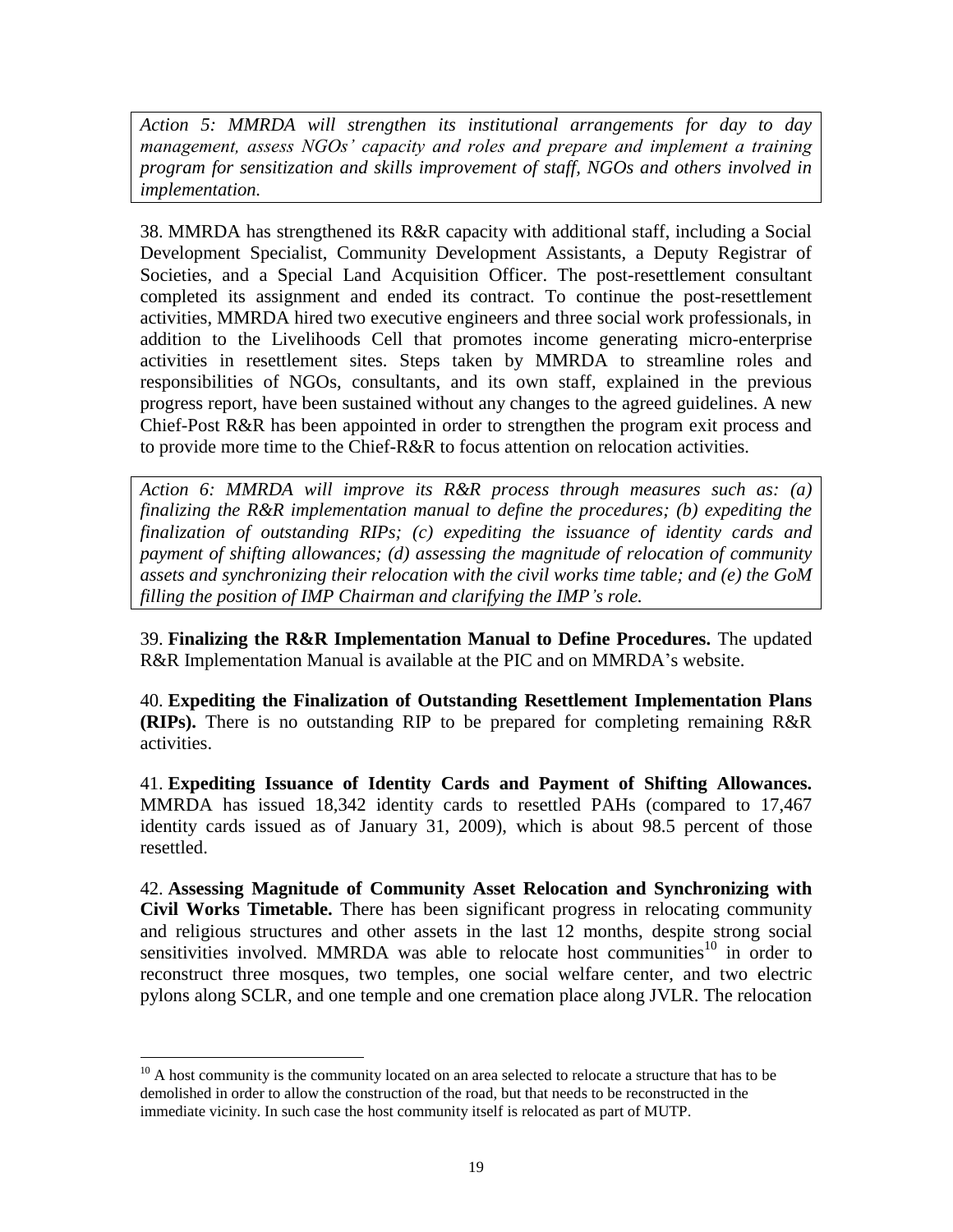*Action 5: MMRDA will strengthen its institutional arrangements for day to day management, assess NGOs' capacity and roles and prepare and implement a training program for sensitization and skills improvement of staff, NGOs and others involved in implementation.*

38. MMRDA has strengthened its R&R capacity with additional staff, including a Social Development Specialist, Community Development Assistants, a Deputy Registrar of Societies, and a Special Land Acquisition Officer. The post-resettlement consultant completed its assignment and ended its contract. To continue the post-resettlement activities, MMRDA hired two executive engineers and three social work professionals, in addition to the Livelihoods Cell that promotes income generating micro-enterprise activities in resettlement sites. Steps taken by MMRDA to streamline roles and responsibilities of NGOs, consultants, and its own staff, explained in the previous progress report, have been sustained without any changes to the agreed guidelines. A new Chief-Post R&R has been appointed in order to strengthen the program exit process and to provide more time to the Chief-R&R to focus attention on relocation activities.

*Action 6: MMRDA will improve its R&R process through measures such as: (a) finalizing the R&R implementation manual to define the procedures; (b) expediting the finalization of outstanding RIPs; (c) expediting the issuance of identity cards and payment of shifting allowances; (d) assessing the magnitude of relocation of community assets and synchronizing their relocation with the civil works time table; and (e) the GoM filling the position of IMP Chairman and clarifying the IMP's role.*

39. **Finalizing the R&R Implementation Manual to Define Procedures.** The updated R&R Implementation Manual is available at the PIC and on MMRDA's website.

40. **Expediting the Finalization of Outstanding Resettlement Implementation Plans (RIPs).** There is no outstanding RIP to be prepared for completing remaining R&R activities.

41. **Expediting Issuance of Identity Cards and Payment of Shifting Allowances.** MMRDA has issued 18,342 identity cards to resettled PAHs (compared to 17,467 identity cards issued as of January 31, 2009), which is about 98.5 percent of those resettled.

42. **Assessing Magnitude of Community Asset Relocation and Synchronizing with Civil Works Timetable.** There has been significant progress in relocating community and religious structures and other assets in the last 12 months, despite strong social sensitivities involved. MMRDA was able to relocate host communities[10] in order to reconstruct three mosques, two temples, one social welfare center, and two electric pylons along SCLR, and one temple and one cremation place along JVLR. The relocation

[10] A host community is the community located on an area selected to relocate a structure that has to be demolished in order to allow the construction of the road, but that needs to be reconstructed in the immediate vicinity. In such case the host community itself is relocated as part of MUTP.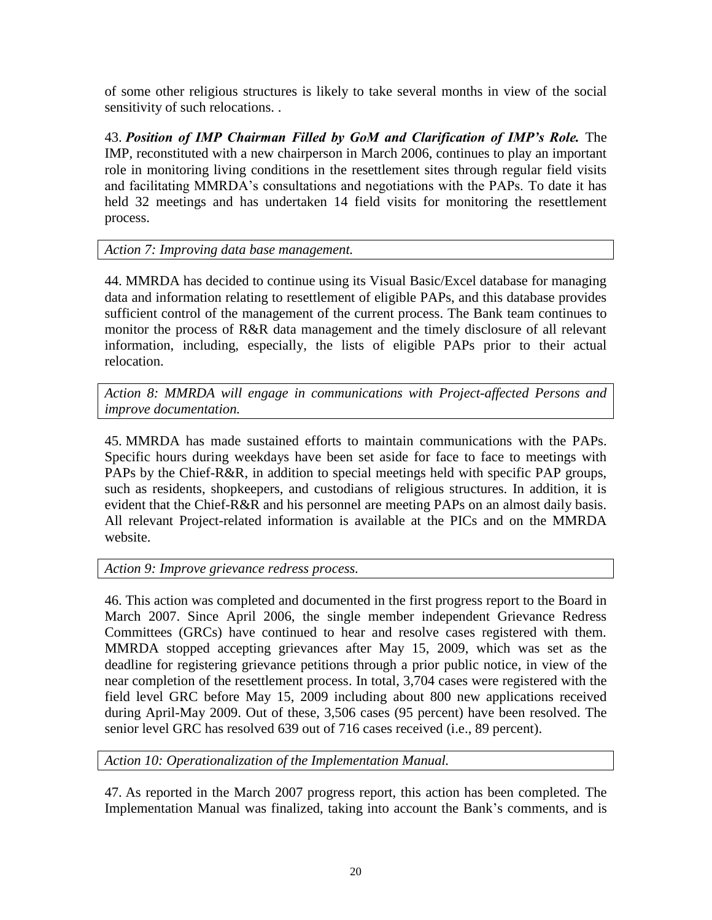of some other religious structures is likely to take several months in view of the social sensitivity of such relocations. .

43. ***Position of IMP Chairman Filled by GoM and Clarification of IMP's Role.*** The IMP, reconstituted with a new chairperson in March 2006, continues to play an important role in monitoring living conditions in the resettlement sites through regular field visits and facilitating MMRDA's consultations and negotiations with the PAPs. To date it has held 32 meetings and has undertaken 14 field visits for monitoring the resettlement process.

| *Action 7: Improving data base management.* |
|---|

44. MMRDA has decided to continue using its Visual Basic/Excel database for managing data and information relating to resettlement of eligible PAPs, and this database provides sufficient control of the management of the current process. The Bank team continues to monitor the process of R&R data management and the timely disclosure of all relevant information, including, especially, the lists of eligible PAPs prior to their actual relocation.

| *Action 8: MMRDA will engage in communications with Project-affected Persons and improve documentation.* |
|---|

45. MMRDA has made sustained efforts to maintain communications with the PAPs. Specific hours during weekdays have been set aside for face to face to meetings with PAPs by the Chief-R&R, in addition to special meetings held with specific PAP groups, such as residents, shopkeepers, and custodians of religious structures. In addition, it is evident that the Chief-R&R and his personnel are meeting PAPs on an almost daily basis. All relevant Project-related information is available at the PICs and on the MMRDA website.

| *Action 9: Improve grievance redress process.* |
|---|

46. This action was completed and documented in the first progress report to the Board in March 2007. Since April 2006, the single member independent Grievance Redress Committees (GRCs) have continued to hear and resolve cases registered with them. MMRDA stopped accepting grievances after May 15, 2009, which was set as the deadline for registering grievance petitions through a prior public notice, in view of the near completion of the resettlement process. In total, 3,704 cases were registered with the field level GRC before May 15, 2009 including about 800 new applications received during April-May 2009. Out of these, 3,506 cases (95 percent) have been resolved. The senior level GRC has resolved 639 out of 716 cases received (i.e., 89 percent).

| *Action 10: Operationalization of the Implementation Manual.* |
|---|

47. As reported in the March 2007 progress report, this action has been completed. The Implementation Manual was finalized, taking into account the Bank's comments, and is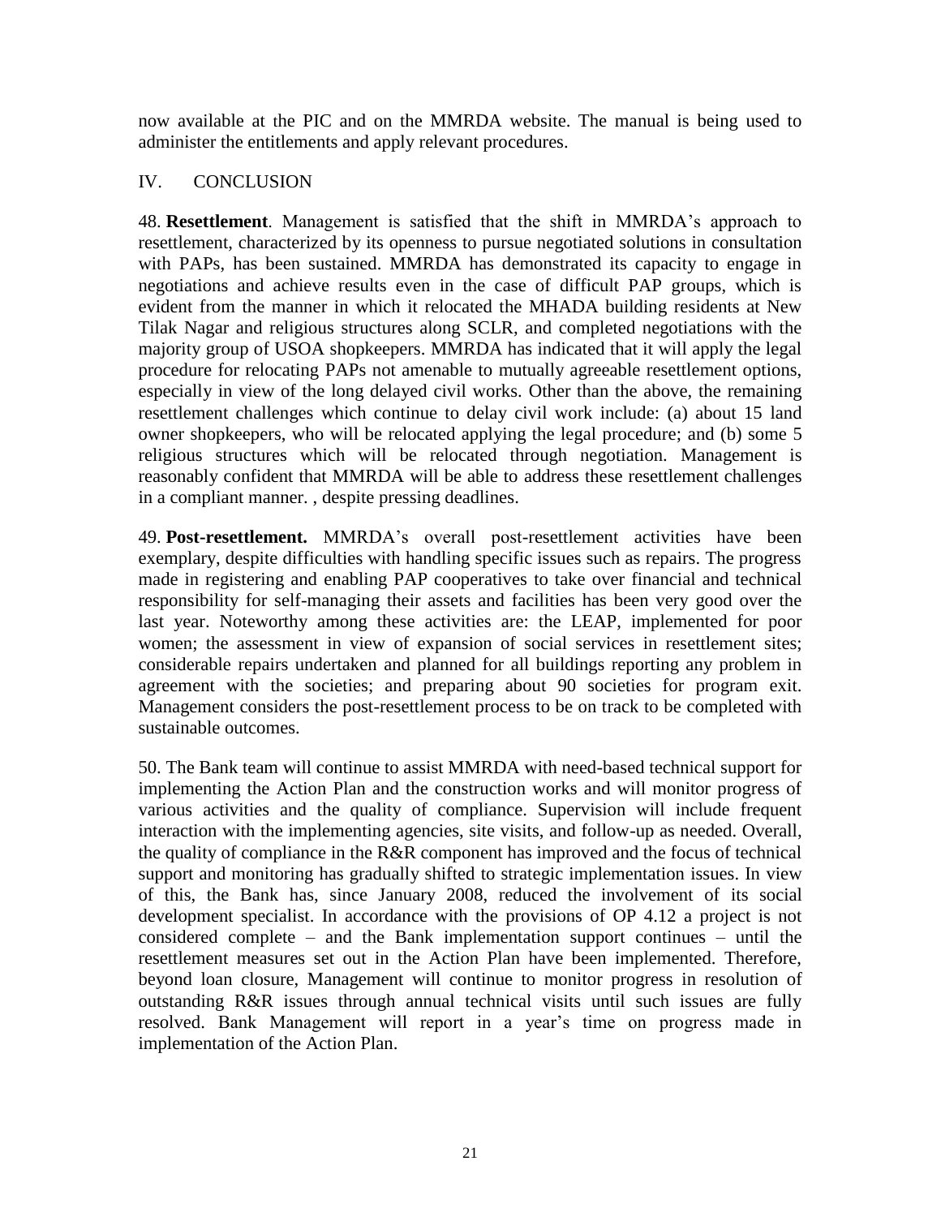now available at the PIC and on the MMRDA website. The manual is being used to administer the entitlements and apply relevant procedures.

## IV. CONCLUSION

48. **Resettlement**. Management is satisfied that the shift in MMRDA's approach to resettlement, characterized by its openness to pursue negotiated solutions in consultation with PAPs, has been sustained. MMRDA has demonstrated its capacity to engage in negotiations and achieve results even in the case of difficult PAP groups, which is evident from the manner in which it relocated the MHADA building residents at New Tilak Nagar and religious structures along SCLR, and completed negotiations with the majority group of USOA shopkeepers. MMRDA has indicated that it will apply the legal procedure for relocating PAPs not amenable to mutually agreeable resettlement options, especially in view of the long delayed civil works. Other than the above, the remaining resettlement challenges which continue to delay civil work include: (a) about 15 land owner shopkeepers, who will be relocated applying the legal procedure; and (b) some 5 religious structures which will be relocated through negotiation. Management is reasonably confident that MMRDA will be able to address these resettlement challenges in a compliant manner. , despite pressing deadlines.

49. **Post-resettlement.** MMRDA's overall post-resettlement activities have been exemplary, despite difficulties with handling specific issues such as repairs. The progress made in registering and enabling PAP cooperatives to take over financial and technical responsibility for self-managing their assets and facilities has been very good over the last year. Noteworthy among these activities are: the LEAP, implemented for poor women; the assessment in view of expansion of social services in resettlement sites; considerable repairs undertaken and planned for all buildings reporting any problem in agreement with the societies; and preparing about 90 societies for program exit. Management considers the post-resettlement process to be on track to be completed with sustainable outcomes.

50. The Bank team will continue to assist MMRDA with need-based technical support for implementing the Action Plan and the construction works and will monitor progress of various activities and the quality of compliance. Supervision will include frequent interaction with the implementing agencies, site visits, and follow-up as needed. Overall, the quality of compliance in the R&R component has improved and the focus of technical support and monitoring has gradually shifted to strategic implementation issues. In view of this, the Bank has, since January 2008, reduced the involvement of its social development specialist. In accordance with the provisions of OP 4.12 a project is not considered complete – and the Bank implementation support continues – until the resettlement measures set out in the Action Plan have been implemented. Therefore, beyond loan closure, Management will continue to monitor progress in resolution of outstanding R&R issues through annual technical visits until such issues are fully resolved. Bank Management will report in a year's time on progress made in implementation of the Action Plan.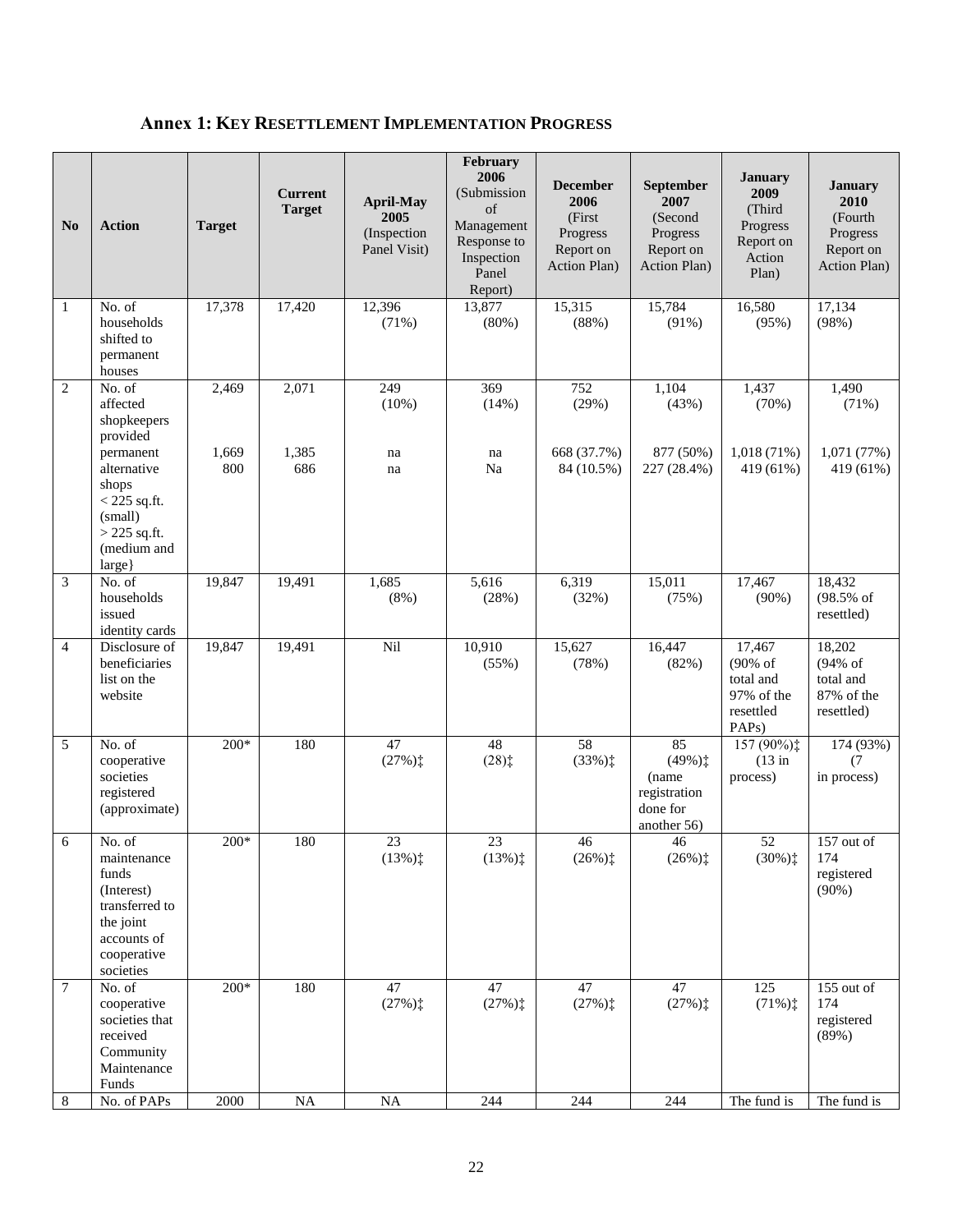## Annex 1: Key Resettlement Implementation Progress

| No | Action | Target | Current Target | April-May 2005 (Inspection Panel Visit) | February 2006 (Submission of Management Response to Inspection Panel Report) | December 2006 (First Progress Report on Action Plan) | September 2007 (Second Progress Report on Action Plan) | January 2009 (Third Progress Report on Action Plan) | January 2010 (Fourth Progress Report on Action Plan) |
|---|---|---|---|---|---|---|---|---|---|
| 1 | No. of households shifted to permanent houses | 17,378 | 17,420 | 12,396 (71%) | 13,877 (80%) | 15,315 (88%) | 15,784 (91%) | 16,580 (95%) | 17,134 (98%) |
| 2 | No. of affected shopkeepers provided permanent alternative shops<br>< 225 sq.ft. (small)<br>> 225 sq.ft. (medium and large} | 2,469<br>1,669<br>800 | 2,071<br>1,385<br>686 | 249 (10%)<br>na<br>na | 369 (14%)<br>na<br>Na | 752 (29%)<br>668 (37.7%)<br>84 (10.5%) | 1,104 (43%)<br>877 (50%)<br>227 (28.4%) | 1,437 (70%)<br>1,018 (71%)<br>419 (61%) | 1,490 (71%)<br>1,071 (77%)<br>419 (61%) |
| 3 | No. of households issued identity cards | 19,847 | 19,491 | 1,685 (8%) | 5,616 (28%) | 6,319 (32%) | 15,011 (75%) | 17,467 (90%) | 18,432 (98.5% of resettled) |
| 4 | Disclosure of beneficiaries list on the website | 19,847 | 19,491 | Nil | 10,910 (55%) | 15,627 (78%) | 16,447 (82%) | 17,467 (90% of total and 97% of the resettled PAPs) | 18,202 (94% of total and 87% of the resettled) |
| 5 | No. of cooperative societies registered (approximate) | 200* | 180 | 47 (27%)‡ | 48 (28)‡ | 58 (33%)‡ | 85 (49%)‡ (name registration done for another 56) | 157 (90%)‡ (13 in process) | 174 (93%) (7 in process) |
| 6 | No. of maintenance funds (Interest) transferred to the joint accounts of cooperative societies | 200* | 180 | 23 (13%)‡ | 23 (13%)‡ | 46 (26%)‡ | 46 (26%)‡ | 52 (30%)‡ | 157 out of 174 registered (90%) |
| 7 | No. of cooperative societies that received Community Maintenance Funds | 200* | 180 | 47 (27%)‡ | 47 (27%)‡ | 47 (27%)‡ | 47 (27%)‡ | 125 (71%)‡ | 155 out of 174 registered (89%) |
| 8 | No. of PAPs | 2000 | NA | NA | 244 | 244 | 244 | The fund is | The fund is |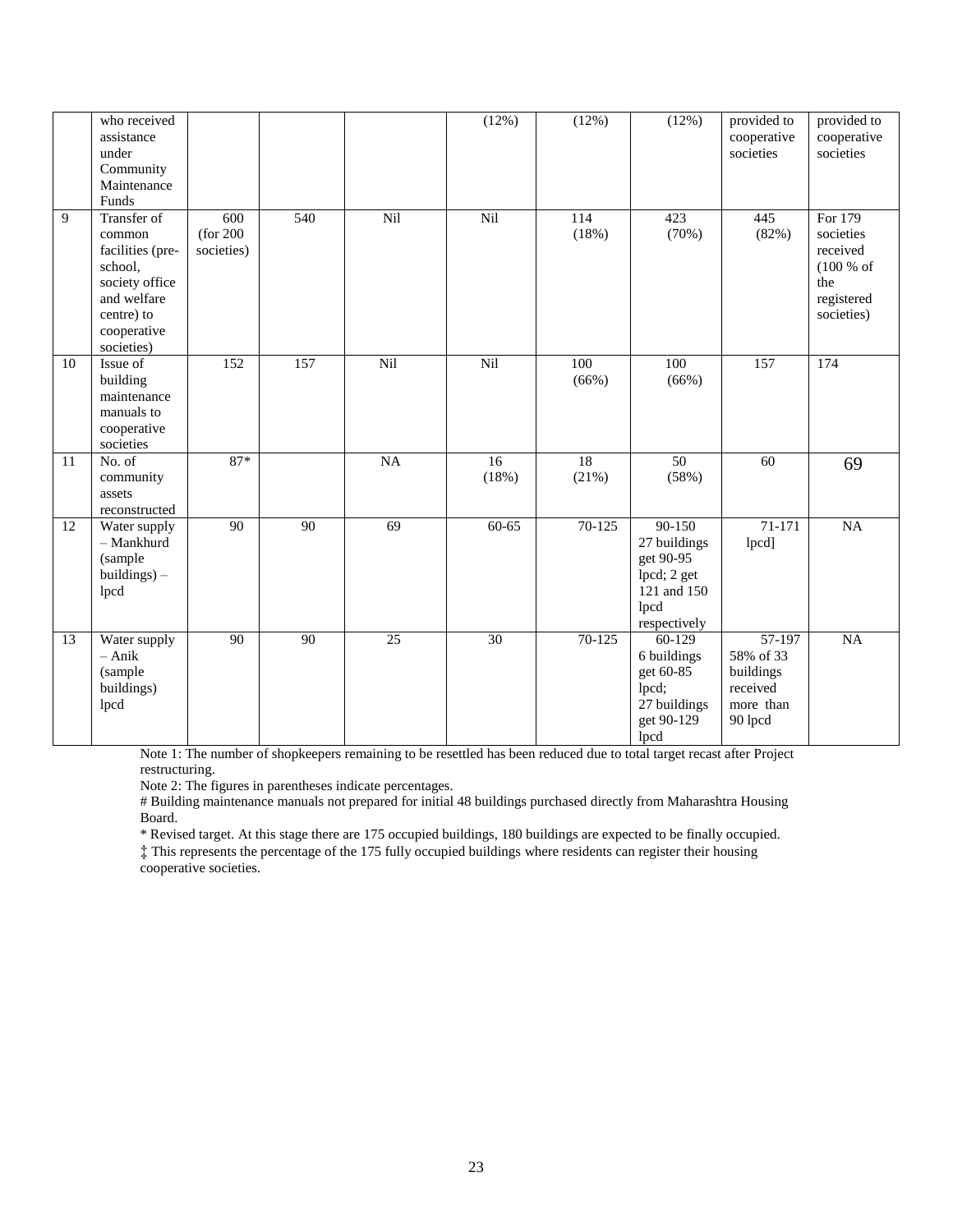| | | | | | | | | | |
|---|---|---|---|---|---|---|---|---|---|
| | who received assistance under Community Maintenance Funds | | | | (12%) | (12%) | (12%) | provided to cooperative societies | provided to cooperative societies |
| 9 | Transfer of common facilities (pre-school, society office and welfare centre) to cooperative societies) | 600 (for 200 societies) | 540 | Nil | Nil | 114 (18%) | 423 (70%) | 445 (82%) | For 179 societies received (100 % of the registered societies) |
| 10 | Issue of building maintenance manuals to cooperative societies | 152 | 157 | Nil | Nil | 100 (66%) | 100 (66%) | 157 | 174 |
| 11 | No. of community assets reconstructed | 87* | | NA | 16 (18%) | 18 (21%) | 50 (58%) | 60 | 69 |
| 12 | Water supply – Mankhurd (sample buildings) – lpcd | 90 | 90 | 69 | 60-65 | 70-125 | 90-150 27 buildings get 90-95 lpcd; 2 get 121 and 150 lpcd respectively | 71-171 lpcd] | NA |
| 13 | Water supply – Anik (sample buildings) lpcd | 90 | 90 | 25 | 30 | 70-125 | 60-129 6 buildings get 60-85 lpcd; 27 buildings get 90-129 lpcd | 57-197 58% of 33 buildings received more than 90 lpcd | NA |

Note 1: The number of shopkeepers remaining to be resettled has been reduced due to total target recast after Project restructuring.

Note 2: The figures in parentheses indicate percentages.

# Building maintenance manuals not prepared for initial 48 buildings purchased directly from Maharashtra Housing Board.

* Revised target. At this stage there are 175 occupied buildings, 180 buildings are expected to be finally occupied.

‡ This represents the percentage of the 175 fully occupied buildings where residents can register their housing cooperative societies.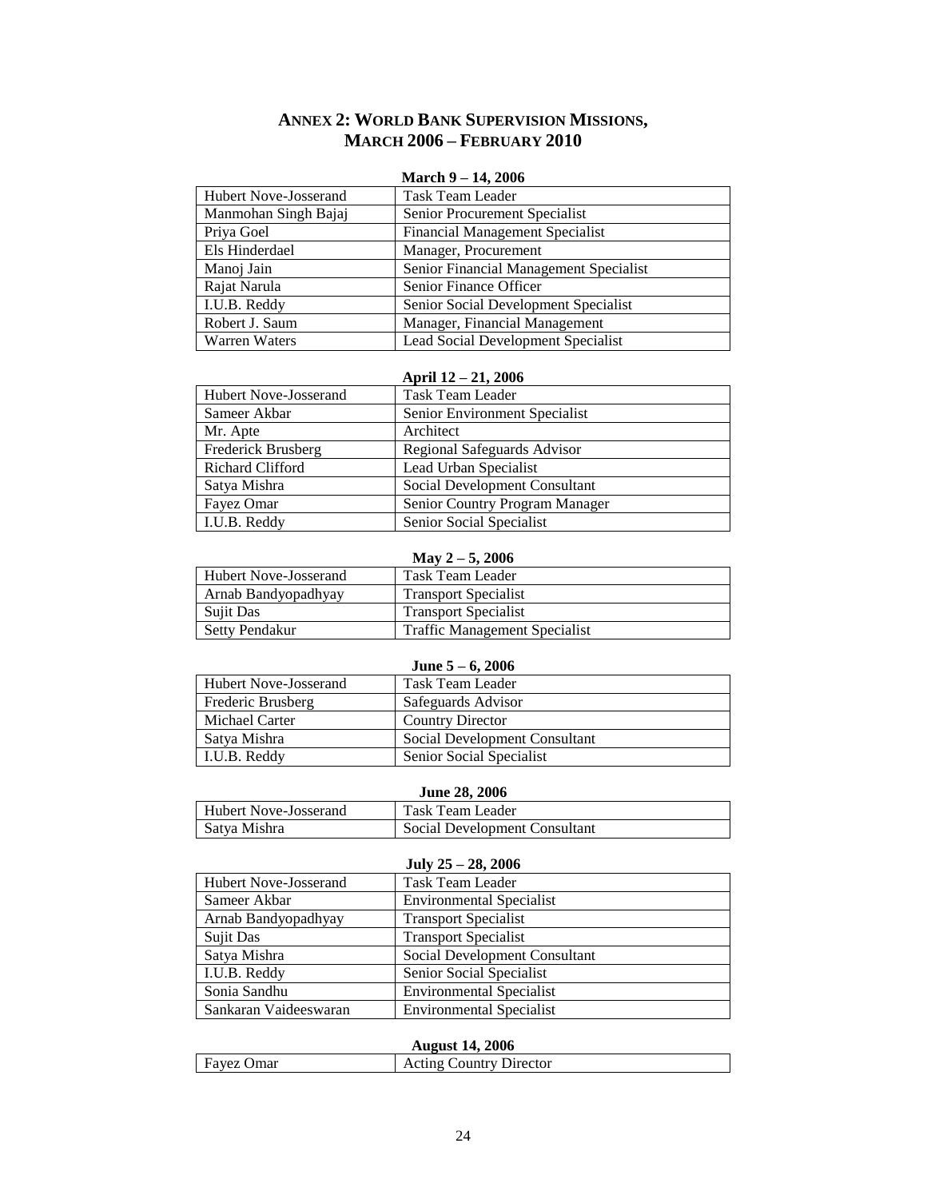# ANNEX 2: WORLD BANK SUPERVISION MISSIONS, MARCH 2006 – FEBRUARY 2010

**March 9 – 14, 2006**

| | |
|---|---|
| Hubert Nove-Josserand | Task Team Leader |
| Manmohan Singh Bajaj | Senior Procurement Specialist |
| Priya Goel | Financial Management Specialist |
| Els Hinderdael | Manager, Procurement |
| Manoj Jain | Senior Financial Management Specialist |
| Rajat Narula | Senior Finance Officer |
| I.U.B. Reddy | Senior Social Development Specialist |
| Robert J. Saum | Manager, Financial Management |
| Warren Waters | Lead Social Development Specialist |

**April 12 – 21, 2006**

| | |
|---|---|
| Hubert Nove-Josserand | Task Team Leader |
| Sameer Akbar | Senior Environment Specialist |
| Mr. Apte | Architect |
| Frederick Brusberg | Regional Safeguards Advisor |
| Richard Clifford | Lead Urban Specialist |
| Satya Mishra | Social Development Consultant |
| Fayez Omar | Senior Country Program Manager |
| I.U.B. Reddy | Senior Social Specialist |

**May 2 – 5, 2006**

| | |
|---|---|
| Hubert Nove-Josserand | Task Team Leader |
| Arnab Bandyopadhyay | Transport Specialist |
| Sujit Das | Transport Specialist |
| Setty Pendakur | Traffic Management Specialist |

**June 5 – 6, 2006**

| | |
|---|---|
| Hubert Nove-Josserand | Task Team Leader |
| Frederic Brusberg | Safeguards Advisor |
| Michael Carter | Country Director |
| Satya Mishra | Social Development Consultant |
| I.U.B. Reddy | Senior Social Specialist |

**June 28, 2006**

| | |
|---|---|
| Hubert Nove-Josserand | Task Team Leader |
| Satya Mishra | Social Development Consultant |

**July 25 – 28, 2006**

| | |
|---|---|
| Hubert Nove-Josserand | Task Team Leader |
| Sameer Akbar | Environmental Specialist |
| Arnab Bandyopadhyay | Transport Specialist |
| Sujit Das | Transport Specialist |
| Satya Mishra | Social Development Consultant |
| I.U.B. Reddy | Senior Social Specialist |
| Sonia Sandhu | Environmental Specialist |
| Sankaran Vaideeswaran | Environmental Specialist |

**August 14, 2006**

| | |
|---|---|
| Fayez Omar | Acting Country Director |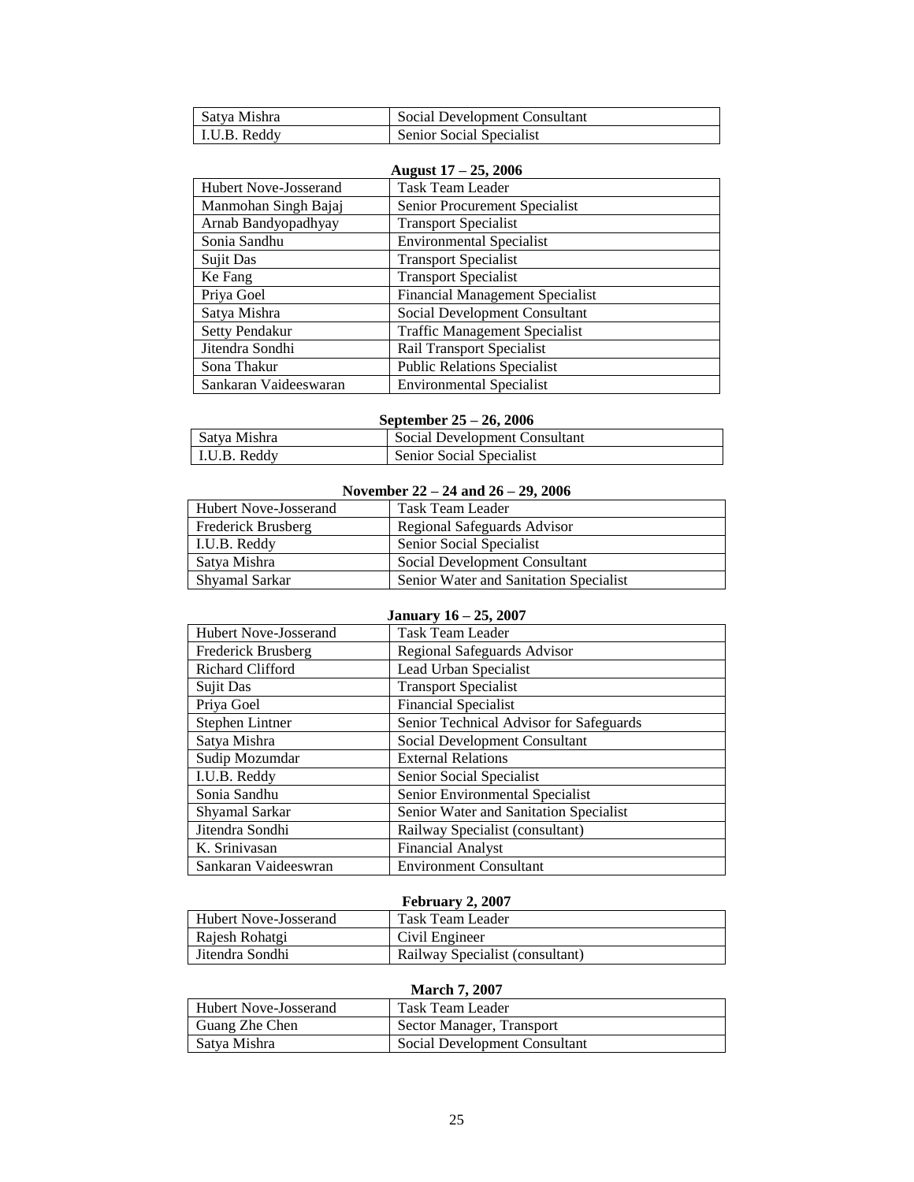| Satya Mishra | Social Development Consultant |
|---|---|
| I.U.B. Reddy | Senior Social Specialist |

**August 17 – 25, 2006**

| Hubert Nove-Josserand | Task Team Leader |
|---|---|
| Manmohan Singh Bajaj | Senior Procurement Specialist |
| Arnab Bandyopadhyay | Transport Specialist |
| Sonia Sandhu | Environmental Specialist |
| Sujit Das | Transport Specialist |
| Ke Fang | Transport Specialist |
| Priya Goel | Financial Management Specialist |
| Satya Mishra | Social Development Consultant |
| Setty Pendakur | Traffic Management Specialist |
| Jitendra Sondhi | Rail Transport Specialist |
| Sona Thakur | Public Relations Specialist |
| Sankaran Vaideeswaran | Environmental Specialist |

**September 25 – 26, 2006**

| Satya Mishra | Social Development Consultant |
|---|---|
| I.U.B. Reddy | Senior Social Specialist |

**November 22 – 24 and 26 – 29, 2006**

| Hubert Nove-Josserand | Task Team Leader |
|---|---|
| Frederick Brusberg | Regional Safeguards Advisor |
| I.U.B. Reddy | Senior Social Specialist |
| Satya Mishra | Social Development Consultant |
| Shyamal Sarkar | Senior Water and Sanitation Specialist |

**January 16 – 25, 2007**

| Hubert Nove-Josserand | Task Team Leader |
|---|---|
| Frederick Brusberg | Regional Safeguards Advisor |
| Richard Clifford | Lead Urban Specialist |
| Sujit Das | Transport Specialist |
| Priya Goel | Financial Specialist |
| Stephen Lintner | Senior Technical Advisor for Safeguards |
| Satya Mishra | Social Development Consultant |
| Sudip Mozumdar | External Relations |
| I.U.B. Reddy | Senior Social Specialist |
| Sonia Sandhu | Senior Environmental Specialist |
| Shyamal Sarkar | Senior Water and Sanitation Specialist |
| Jitendra Sondhi | Railway Specialist (consultant) |
| K. Srinivasan | Financial Analyst |
| Sankaran Vaideeswran | Environment Consultant |

**February 2, 2007**

| Hubert Nove-Josserand | Task Team Leader |
|---|---|
| Rajesh Rohatgi | Civil Engineer |
| Jitendra Sondhi | Railway Specialist (consultant) |

**March 7, 2007**

| Hubert Nove-Josserand | Task Team Leader |
|---|---|
| Guang Zhe Chen | Sector Manager, Transport |
| Satya Mishra | Social Development Consultant |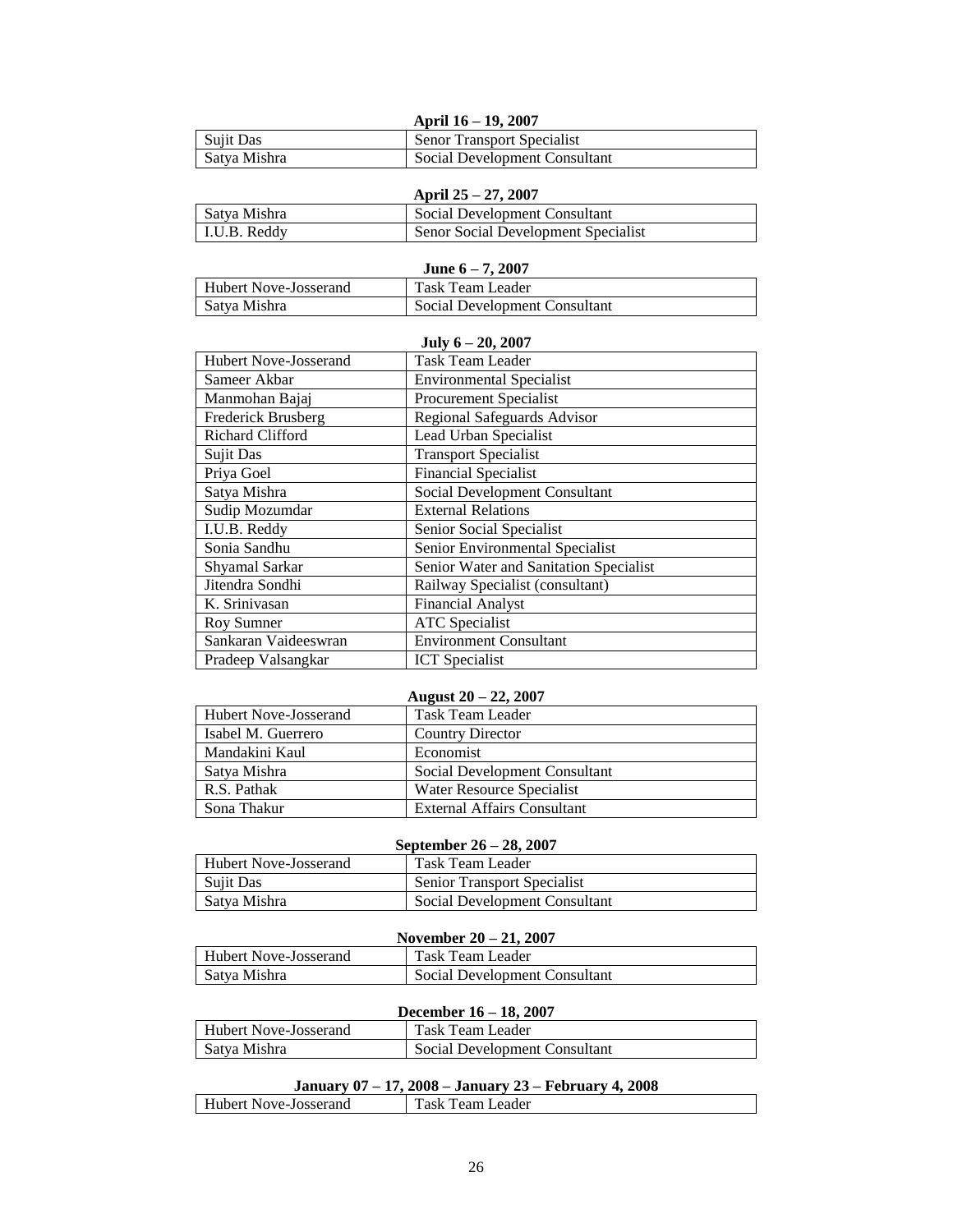**April 16 – 19, 2007**

| | |
|---|---|
| Sujit Das | Senor Transport Specialist |
| Satya Mishra | Social Development Consultant |

**April 25 – 27, 2007**

| | |
|---|---|
| Satya Mishra | Social Development Consultant |
| I.U.B. Reddy | Senor Social Development Specialist |

**June 6 – 7, 2007**

| | |
|---|---|
| Hubert Nove-Josserand | Task Team Leader |
| Satya Mishra | Social Development Consultant |

**July 6 – 20, 2007**

| | |
|---|---|
| Hubert Nove-Josserand | Task Team Leader |
| Sameer Akbar | Environmental Specialist |
| Manmohan Bajaj | Procurement Specialist |
| Frederick Brusberg | Regional Safeguards Advisor |
| Richard Clifford | Lead Urban Specialist |
| Sujit Das | Transport Specialist |
| Priya Goel | Financial Specialist |
| Satya Mishra | Social Development Consultant |
| Sudip Mozumdar | External Relations |
| I.U.B. Reddy | Senior Social Specialist |
| Sonia Sandhu | Senior Environmental Specialist |
| Shyamal Sarkar | Senior Water and Sanitation Specialist |
| Jitendra Sondhi | Railway Specialist (consultant) |
| K. Srinivasan | Financial Analyst |
| Roy Sumner | ATC Specialist |
| Sankaran Vaideeswran | Environment Consultant |
| Pradeep Valsangkar | ICT Specialist |

**August 20 – 22, 2007**

| | |
|---|---|
| Hubert Nove-Josserand | Task Team Leader |
| Isabel M. Guerrero | Country Director |
| Mandakini Kaul | Economist |
| Satya Mishra | Social Development Consultant |
| R.S. Pathak | Water Resource Specialist |
| Sona Thakur | External Affairs Consultant |

**September 26 – 28, 2007**

| | |
|---|---|
| Hubert Nove-Josserand | Task Team Leader |
| Sujit Das | Senior Transport Specialist |
| Satya Mishra | Social Development Consultant |

**November 20 – 21, 2007**

| | |
|---|---|
| Hubert Nove-Josserand | Task Team Leader |
| Satya Mishra | Social Development Consultant |

**December 16 – 18, 2007**

| | |
|---|---|
| Hubert Nove-Josserand | Task Team Leader |
| Satya Mishra | Social Development Consultant |

**January 07 – 17, 2008 – January 23 – February 4, 2008**

| | |
|---|---|
| Hubert Nove-Josserand | Task Team Leader |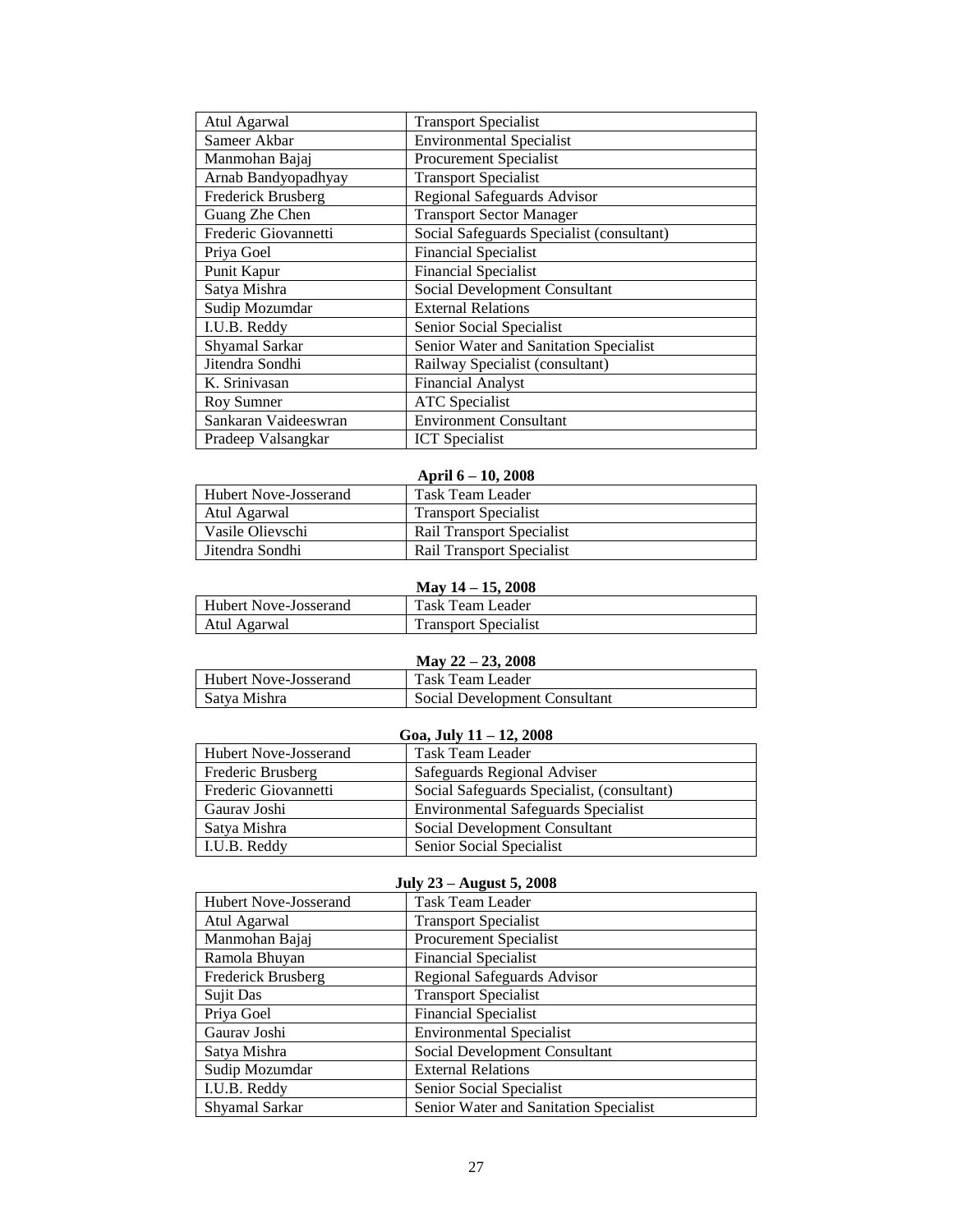| Atul Agarwal | Transport Specialist |
|---|---|
| Sameer Akbar | Environmental Specialist |
| Manmohan Bajaj | Procurement Specialist |
| Arnab Bandyopadhyay | Transport Specialist |
| Frederick Brusberg | Regional Safeguards Advisor |
| Guang Zhe Chen | Transport Sector Manager |
| Frederic Giovannetti | Social Safeguards Specialist (consultant) |
| Priya Goel | Financial Specialist |
| Punit Kapur | Financial Specialist |
| Satya Mishra | Social Development Consultant |
| Sudip Mozumdar | External Relations |
| I.U.B. Reddy | Senior Social Specialist |
| Shyamal Sarkar | Senior Water and Sanitation Specialist |
| Jitendra Sondhi | Railway Specialist (consultant) |
| K. Srinivasan | Financial Analyst |
| Roy Sumner | ATC Specialist |
| Sankaran Vaideeswran | Environment Consultant |
| Pradeep Valsangkar | ICT Specialist |

**April 6 – 10, 2008**

| Hubert Nove-Josserand | Task Team Leader |
|---|---|
| Atul Agarwal | Transport Specialist |
| Vasile Olievschi | Rail Transport Specialist |
| Jitendra Sondhi | Rail Transport Specialist |

**May 14 – 15, 2008**

| Hubert Nove-Josserand | Task Team Leader |
|---|---|
| Atul Agarwal | Transport Specialist |

**May 22 – 23, 2008**

| Hubert Nove-Josserand | Task Team Leader |
|---|---|
| Satya Mishra | Social Development Consultant |

**Goa, July 11 – 12, 2008**

| Hubert Nove-Josserand | Task Team Leader |
|---|---|
| Frederic Brusberg | Safeguards Regional Adviser |
| Frederic Giovannetti | Social Safeguards Specialist, (consultant) |
| Gaurav Joshi | Environmental Safeguards Specialist |
| Satya Mishra | Social Development Consultant |
| I.U.B. Reddy | Senior Social Specialist |

**July 23 – August 5, 2008**

| Hubert Nove-Josserand | Task Team Leader |
|---|---|
| Atul Agarwal | Transport Specialist |
| Manmohan Bajaj | Procurement Specialist |
| Ramola Bhuyan | Financial Specialist |
| Frederick Brusberg | Regional Safeguards Advisor |
| Sujit Das | Transport Specialist |
| Priya Goel | Financial Specialist |
| Gaurav Joshi | Environmental Specialist |
| Satya Mishra | Social Development Consultant |
| Sudip Mozumdar | External Relations |
| I.U.B. Reddy | Senior Social Specialist |
| Shyamal Sarkar | Senior Water and Sanitation Specialist |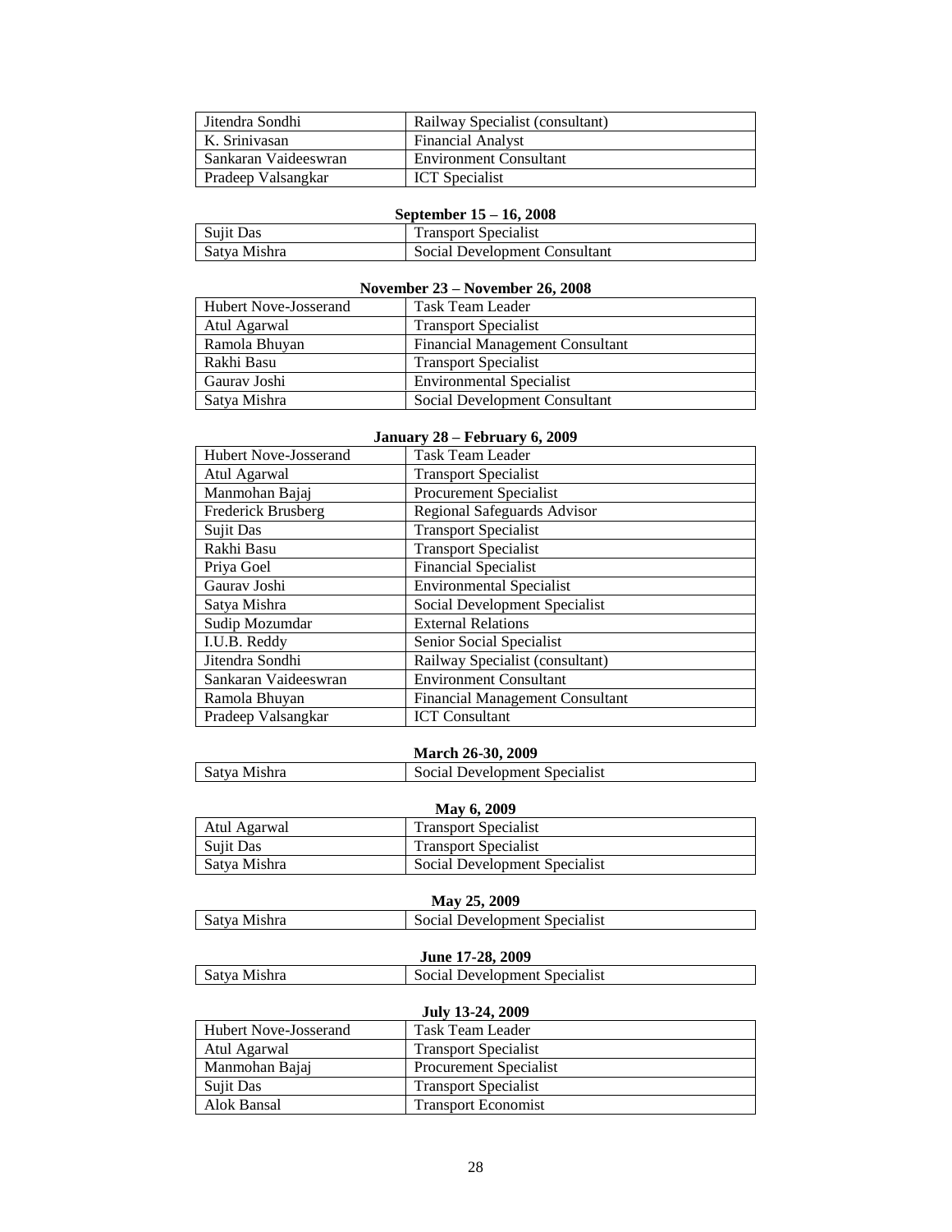| | |
|---|---|
| Jitendra Sondhi | Railway Specialist (consultant) |
| K. Srinivasan | Financial Analyst |
| Sankaran Vaideeswran | Environment Consultant |
| Pradeep Valsangkar | ICT Specialist |

**September 15 – 16, 2008**

| | |
|---|---|
| Sujit Das | Transport Specialist |
| Satya Mishra | Social Development Consultant |

**November 23 – November 26, 2008**

| | |
|---|---|
| Hubert Nove-Josserand | Task Team Leader |
| Atul Agarwal | Transport Specialist |
| Ramola Bhuyan | Financial Management Consultant |
| Rakhi Basu | Transport Specialist |
| Gaurav Joshi | Environmental Specialist |
| Satya Mishra | Social Development Consultant |

**January 28 – February 6, 2009**

| | |
|---|---|
| Hubert Nove-Josserand | Task Team Leader |
| Atul Agarwal | Transport Specialist |
| Manmohan Bajaj | Procurement Specialist |
| Frederick Brusberg | Regional Safeguards Advisor |
| Sujit Das | Transport Specialist |
| Rakhi Basu | Transport Specialist |
| Priya Goel | Financial Specialist |
| Gaurav Joshi | Environmental Specialist |
| Satya Mishra | Social Development Specialist |
| Sudip Mozumdar | External Relations |
| I.U.B. Reddy | Senior Social Specialist |
| Jitendra Sondhi | Railway Specialist (consultant) |
| Sankaran Vaideeswran | Environment Consultant |
| Ramola Bhuyan | Financial Management Consultant |
| Pradeep Valsangkar | ICT Consultant |

**March 26-30, 2009**

| | |
|---|---|
| Satya Mishra | Social Development Specialist |

**May 6, 2009**

| | |
|---|---|
| Atul Agarwal | Transport Specialist |
| Sujit Das | Transport Specialist |
| Satya Mishra | Social Development Specialist |

**May 25, 2009**

| | |
|---|---|
| Satya Mishra | Social Development Specialist |

**June 17-28, 2009**

| | |
|---|---|
| Satya Mishra | Social Development Specialist |

**July 13-24, 2009**

| | |
|---|---|
| Hubert Nove-Josserand | Task Team Leader |
| Atul Agarwal | Transport Specialist |
| Manmohan Bajaj | Procurement Specialist |
| Sujit Das | Transport Specialist |
| Alok Bansal | Transport Economist |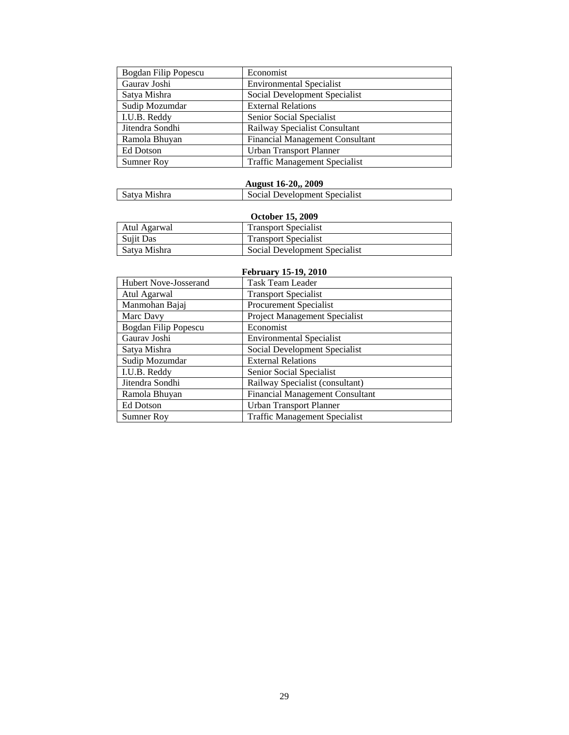| | |
|---|---|
| Bogdan Filip Popescu | Economist |
| Gaurav Joshi | Environmental Specialist |
| Satya Mishra | Social Development Specialist |
| Sudip Mozumdar | External Relations |
| I.U.B. Reddy | Senior Social Specialist |
| Jitendra Sondhi | Railway Specialist Consultant |
| Ramola Bhuyan | Financial Management Consultant |
| Ed Dotson | Urban Transport Planner |
| Sumner Roy | Traffic Management Specialist |

**August 16-20,, 2009**

| | |
|---|---|
| Satya Mishra | Social Development Specialist |

**October 15, 2009**

| | |
|---|---|
| Atul Agarwal | Transport Specialist |
| Sujit Das | Transport Specialist |
| Satya Mishra | Social Development Specialist |

**February 15-19, 2010**

| | |
|---|---|
| Hubert Nove-Josserand | Task Team Leader |
| Atul Agarwal | Transport Specialist |
| Manmohan Bajaj | Procurement Specialist |
| Marc Davy | Project Management Specialist |
| Bogdan Filip Popescu | Economist |
| Gaurav Joshi | Environmental Specialist |
| Satya Mishra | Social Development Specialist |
| Sudip Mozumdar | External Relations |
| I.U.B. Reddy | Senior Social Specialist |
| Jitendra Sondhi | Railway Specialist (consultant) |
| Ramola Bhuyan | Financial Management Consultant |
| Ed Dotson | Urban Transport Planner |
| Sumner Roy | Traffic Management Specialist |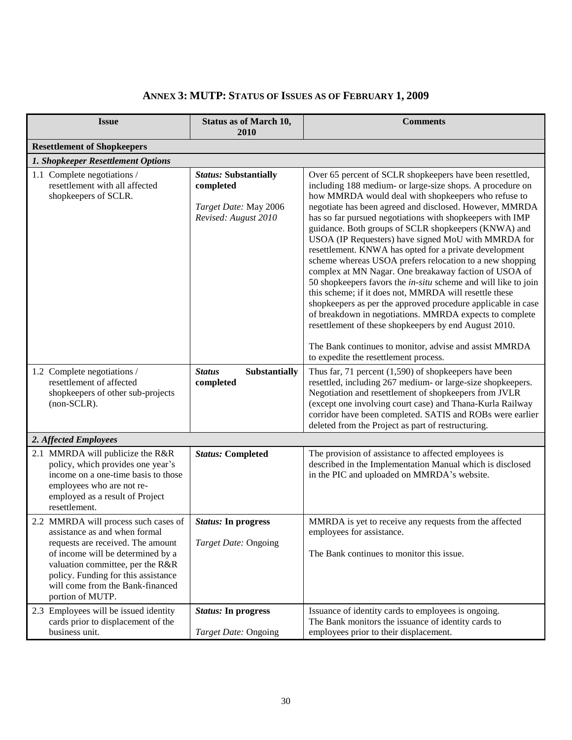# ANNEX 3: MUTP: STATUS OF ISSUES AS OF FEBRUARY 1, 2009

| Issue | Status as of March 10, 2010 | Comments |
|---|---|---|
| **Resettlement of Shopkeepers** | | |
| ***1. Shopkeeper Resettlement Options*** | | |
| 1.1 Complete negotiations / resettlement with all affected shopkeepers of SCLR. | ***Status:* Substantially completed**<br><br>*Target Date:* May 2006<br>*Revised: August 2010* | Over 65 percent of SCLR shopkeepers have been resettled, including 188 medium- or large-size shops. A procedure on how MMRDA would deal with shopkeepers who refuse to negotiate has been agreed and disclosed. However, MMRDA has so far pursued negotiations with shopkeepers with IMP guidance. Both groups of SCLR shopkeepers (KNWA) and USOA (IP Requesters) have signed MoU with MMRDA for resettlement. KNWA has opted for a private development scheme whereas USOA prefers relocation to a new shopping complex at MN Nagar. One breakaway faction of USOA of 50 shopkeepers favors the *in-situ* scheme and will like to join this scheme; if it does not, MMRDA will resettle these shopkeepers as per the approved procedure applicable in case of breakdown in negotiations. MMRDA expects to complete resettlement of these shopkeepers by end August 2010.<br><br>The Bank continues to monitor, advise and assist MMRDA to expedite the resettlement process. |
| 1.2 Complete negotiations / resettlement of affected shopkeepers of other sub-projects (non-SCLR). | ***Status* Substantially completed** | Thus far, 71 percent (1,590) of shopkeepers have been resettled, including 267 medium- or large-size shopkeepers. Negotiation and resettlement of shopkeepers from JVLR (except one involving court case) and Thana-Kurla Railway corridor have been completed. SATIS and ROBs were earlier deleted from the Project as part of restructuring. |
| ***2. Affected Employees*** | | |
| 2.1 MMRDA will publicize the R&R policy, which provides one year's income on a one-time basis to those employees who are not re-employed as a result of Project resettlement. | ***Status:* Completed** | The provision of assistance to affected employees is described in the Implementation Manual which is disclosed in the PIC and uploaded on MMRDA's website. |
| 2.2 MMRDA will process such cases of assistance as and when formal requests are received. The amount of income will be determined by a valuation committee, per the R&R policy. Funding for this assistance will come from the Bank-financed portion of MUTP. | ***Status:* In progress**<br><br>*Target Date:* Ongoing | MMRDA is yet to receive any requests from the affected employees for assistance.<br><br>The Bank continues to monitor this issue. |
| 2.3 Employees will be issued identity cards prior to displacement of the business unit. | ***Status:* In progress**<br><br>*Target Date:* Ongoing | Issuance of identity cards to employees is ongoing.<br>The Bank monitors the issuance of identity cards to employees prior to their displacement. |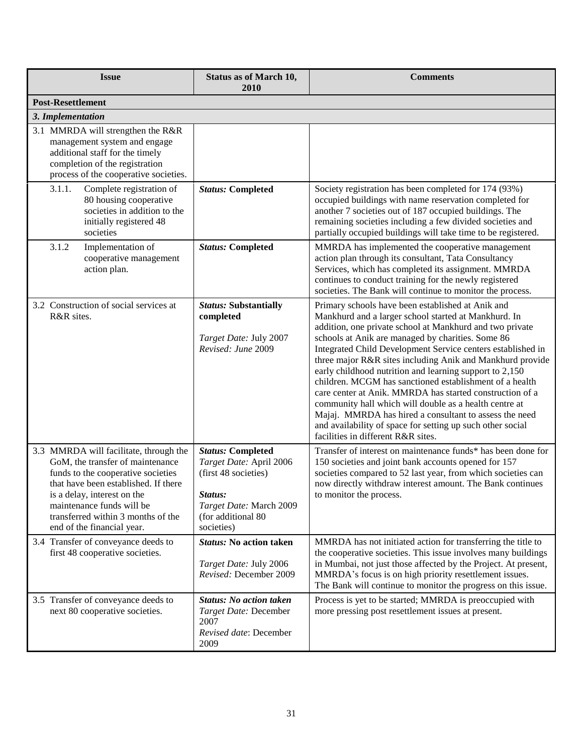| Issue | Status as of March 10, 2010 | Comments |
|---|---|---|
| **Post-Resettlement** | | |
| ***3. Implementation*** | | |
| 3.1 MMRDA will strengthen the R&R management system and engage additional staff for the timely completion of the registration process of the cooperative societies. | | |
| 3.1.1. Complete registration of 80 housing cooperative societies in addition to the initially registered 48 societies | ***Status:*** **Completed** | Society registration has been completed for 174 (93%) occupied buildings with name reservation completed for another 7 societies out of 187 occupied buildings. The remaining societies including a few divided societies and partially occupied buildings will take time to be registered. |
| 3.1.2 Implementation of cooperative management action plan. | ***Status:*** **Completed** | MMRDA has implemented the cooperative management action plan through its consultant, Tata Consultancy Services, which has completed its assignment. MMRDA continues to conduct training for the newly registered societies. The Bank will continue to monitor the process. |
| 3.2 Construction of social services at R&R sites. | ***Status:*** **Substantially completed**<br><br>*Target Date:* July 2007<br>*Revised: June* 2009 | Primary schools have been established at Anik and Mankhurd and a larger school started at Mankhurd. In addition, one private school at Mankhurd and two private schools at Anik are managed by charities. Some 86 Integrated Child Development Service centers established in three major R&R sites including Anik and Mankhurd provide early childhood nutrition and learning support to 2,150 children. MCGM has sanctioned establishment of a health care center at Anik. MMRDA has started construction of a community hall which will double as a health centre at Majaj. MMRDA has hired a consultant to assess the need and availability of space for setting up such other social facilities in different R&R sites. |
| 3.3 MMRDA will facilitate, through the GoM, the transfer of maintenance funds to the cooperative societies that have been established. If there is a delay, interest on the maintenance funds will be transferred within 3 months of the end of the financial year. | ***Status:*** **Completed**<br>*Target Date:* April 2006 (first 48 societies)<br><br>***Status:***<br>*Target Date:* March 2009 (for additional 80 societies) | Transfer of interest on maintenance funds* has been done for 150 societies and joint bank accounts opened for 157 societies compared to 52 last year, from which societies can now directly withdraw interest amount. The Bank continues to monitor the process. |
| 3.4 Transfer of conveyance deeds to first 48 cooperative societies. | ***Status:*** **No action taken**<br><br>*Target Date:* July 2006<br>*Revised:* December 2009 | MMRDA has not initiated action for transferring the title to the cooperative societies. This issue involves many buildings in Mumbai, not just those affected by the Project. At present, MMRDA's focus is on high priority resettlement issues. The Bank will continue to monitor the progress on this issue. |
| 3.5 Transfer of conveyance deeds to next 80 cooperative societies. | ***Status: No action taken***<br>*Target Date:* December 2007<br>*Revised date*: December 2009 | Process is yet to be started; MMRDA is preoccupied with more pressing post resettlement issues at present. |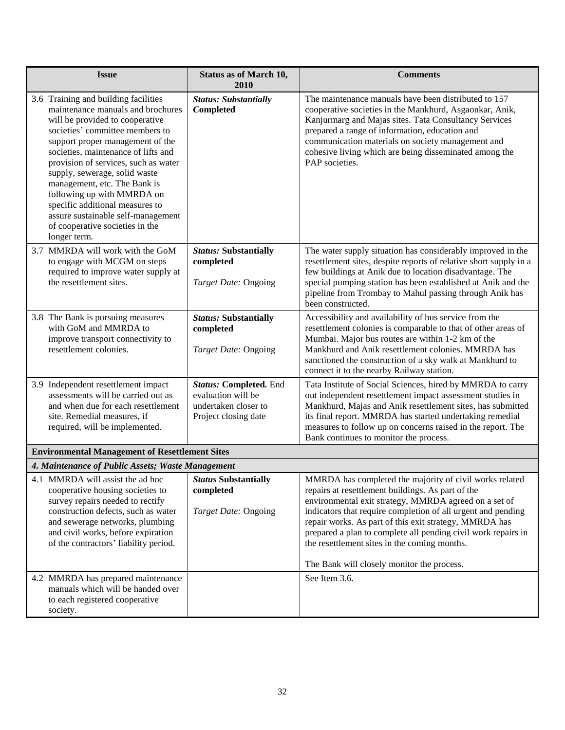| Issue | Status as of March 10, 2010 | Comments |
|---|---|---|
| 3.6 Training and building facilities maintenance manuals and brochures will be provided to cooperative societies' committee members to support proper management of the societies, maintenance of lifts and provision of services, such as water supply, sewerage, solid waste management, etc. The Bank is following up with MMRDA on specific additional measures to assure sustainable self-management of cooperative societies in the longer term. | ***Status: Substantially* Completed** | The maintenance manuals have been distributed to 157 cooperative societies in the Mankhurd, Asgaonkar, Anik, Kanjurmarg and Majas sites. Tata Consultancy Services prepared a range of information, education and communication materials on society management and cohesive living which are being disseminated among the PAP societies. |
| 3.7 MMRDA will work with the GoM to engage with MCGM on steps required to improve water supply at the resettlement sites. | ***Status:* Substantially completed**<br><br>*Target Date:* Ongoing | The water supply situation has considerably improved in the resettlement sites, despite reports of relative short supply in a few buildings at Anik due to location disadvantage. The special pumping station has been established at Anik and the pipeline from Trombay to Mahul passing through Anik has been constructed. |
| 3.8 The Bank is pursuing measures with GoM and MMRDA to improve transport connectivity to resettlement colonies. | ***Status:* Substantially completed**<br><br>*Target Date:* Ongoing | Accessibility and availability of bus service from the resettlement colonies is comparable to that of other areas of Mumbai. Major bus routes are within 1-2 km of the Mankhurd and Anik resettlement colonies. MMRDA has sanctioned the construction of a sky walk at Mankhurd to connect it to the nearby Railway station. |
| 3.9 Independent resettlement impact assessments will be carried out as and when due for each resettlement site. Remedial measures, if required, will be implemented. | ***Status:* Completed.** End evaluation will be undertaken closer to Project closing date | Tata Institute of Social Sciences, hired by MMRDA to carry out independent resettlement impact assessment studies in Mankhurd, Majas and Anik resettlement sites, has submitted its final report. MMRDA has started undertaking remedial measures to follow up on concerns raised in the report. The Bank continues to monitor the process. |
| **Environmental Management of Resettlement Sites** | | |
| ***4. Maintenance of Public Assets; Waste Management*** | | |
| 4.1 MMRDA will assist the ad hoc cooperative housing societies to survey repairs needed to rectify construction defects, such as water and sewerage networks, plumbing and civil works, before expiration of the contractors' liability period. | ***Status* Substantially completed**<br><br>*Target Date:* Ongoing | MMRDA has completed the majority of civil works related repairs at resettlement buildings. As part of the environmental exit strategy, MMRDA agreed on a set of indicators that require completion of all urgent and pending repair works. As part of this exit strategy, MMRDA has prepared a plan to complete all pending civil work repairs in the resettlement sites in the coming months.<br><br>The Bank will closely monitor the process. |
| 4.2 MMRDA has prepared maintenance manuals which will be handed over to each registered cooperative society. | | See Item 3.6. |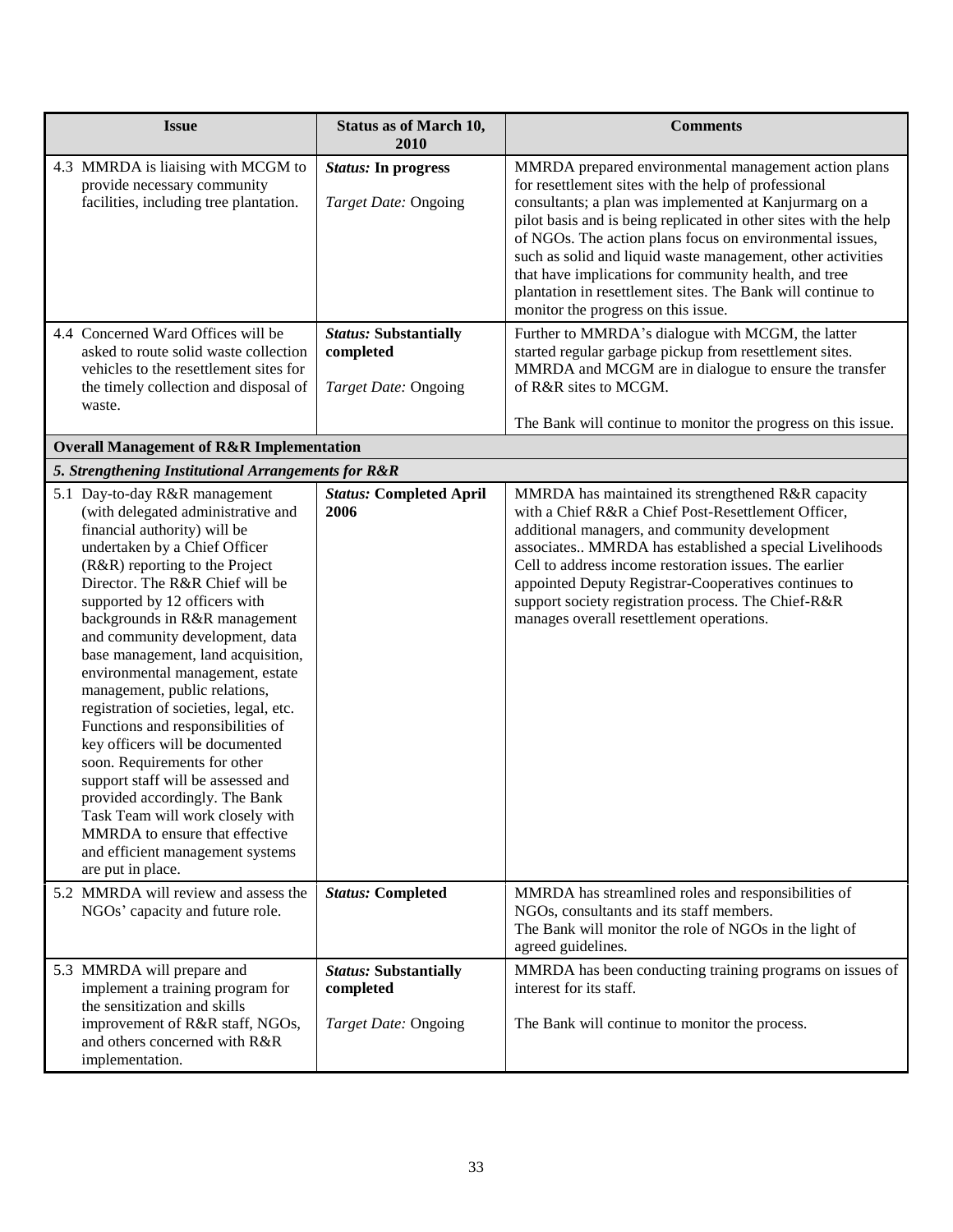| Issue | Status as of March 10, 2010 | Comments |
|---|---|---|
| 4.3 MMRDA is liaising with MCGM to provide necessary community facilities, including tree plantation. | ***Status:* In progress**<br><br>*Target Date:* Ongoing | MMRDA prepared environmental management action plans for resettlement sites with the help of professional consultants; a plan was implemented at Kanjurmarg on a pilot basis and is being replicated in other sites with the help of NGOs. The action plans focus on environmental issues, such as solid and liquid waste management, other activities that have implications for community health, and tree plantation in resettlement sites. The Bank will continue to monitor the progress on this issue. |
| 4.4 Concerned Ward Offices will be asked to route solid waste collection vehicles to the resettlement sites for the timely collection and disposal of waste. | ***Status:* Substantially completed**<br><br>*Target Date:* Ongoing | Further to MMRDA's dialogue with MCGM, the latter started regular garbage pickup from resettlement sites. MMRDA and MCGM are in dialogue to ensure the transfer of R&R sites to MCGM.<br><br>The Bank will continue to monitor the progress on this issue. |
| **Overall Management of R&R Implementation** | | |
| ***5. Strengthening Institutional Arrangements for R&R*** | | |
| 5.1 Day-to-day R&R management (with delegated administrative and financial authority) will be undertaken by a Chief Officer (R&R) reporting to the Project Director. The R&R Chief will be supported by 12 officers with backgrounds in R&R management and community development, data base management, land acquisition, environmental management, estate management, public relations, registration of societies, legal, etc. Functions and responsibilities of key officers will be documented soon. Requirements for other support staff will be assessed and provided accordingly. The Bank Task Team will work closely with MMRDA to ensure that effective and efficient management systems are put in place. | ***Status:* Completed April 2006** | MMRDA has maintained its strengthened R&R capacity with a Chief R&R a Chief Post-Resettlement Officer, additional managers, and community development associates.. MMRDA has established a special Livelihoods Cell to address income restoration issues. The earlier appointed Deputy Registrar-Cooperatives continues to support society registration process. The Chief-R&R manages overall resettlement operations. |
| 5.2 MMRDA will review and assess the NGOs' capacity and future role. | ***Status:* Completed** | MMRDA has streamlined roles and responsibilities of NGOs, consultants and its staff members.<br>The Bank will monitor the role of NGOs in the light of agreed guidelines. |
| 5.3 MMRDA will prepare and implement a training program for the sensitization and skills improvement of R&R staff, NGOs, and others concerned with R&R implementation. | ***Status:* Substantially completed**<br><br>*Target Date:* Ongoing | MMRDA has been conducting training programs on issues of interest for its staff.<br><br>The Bank will continue to monitor the process. |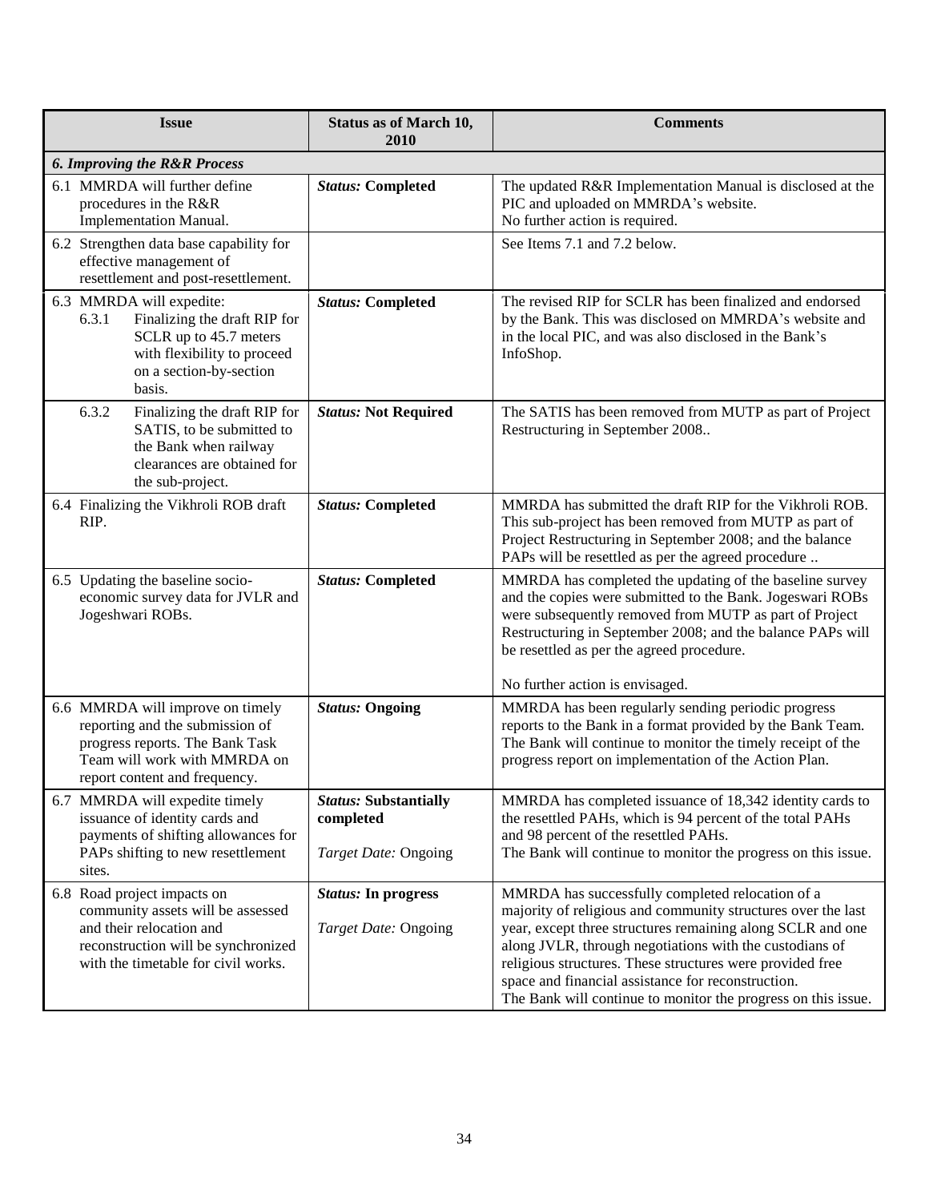| Issue | Status as of March 10, 2010 | Comments |
|---|---|---|
| ***6. Improving the R&R Process*** | | |
| 6.1 MMRDA will further define procedures in the R&R Implementation Manual. | ***Status:* Completed** | The updated R&R Implementation Manual is disclosed at the PIC and uploaded on MMRDA's website.<br>No further action is required. |
| 6.2 Strengthen data base capability for effective management of resettlement and post-resettlement. | | See Items 7.1 and 7.2 below. |
| 6.3 MMRDA will expedite:<br>6.3.1 Finalizing the draft RIP for SCLR up to 45.7 meters with flexibility to proceed on a section-by-section basis. | ***Status:* Completed** | The revised RIP for SCLR has been finalized and endorsed by the Bank. This was disclosed on MMRDA's website and in the local PIC, and was also disclosed in the Bank's InfoShop. |
| 6.3.2 Finalizing the draft RIP for SATIS, to be submitted to the Bank when railway clearances are obtained for the sub-project. | ***Status:* Not Required** | The SATIS has been removed from MUTP as part of Project Restructuring in September 2008.. |
| 6.4 Finalizing the Vikhroli ROB draft RIP. | ***Status:* Completed** | MMRDA has submitted the draft RIP for the Vikhroli ROB. This sub-project has been removed from MUTP as part of Project Restructuring in September 2008; and the balance PAPs will be resettled as per the agreed procedure .. |
| 6.5 Updating the baseline socio-economic survey data for JVLR and Jogeshwari ROBs. | ***Status:* Completed** | MMRDA has completed the updating of the baseline survey and the copies were submitted to the Bank. Jogeswari ROBs were subsequently removed from MUTP as part of Project Restructuring in September 2008; and the balance PAPs will be resettled as per the agreed procedure.<br><br>No further action is envisaged. |
| 6.6 MMRDA will improve on timely reporting and the submission of progress reports. The Bank Task Team will work with MMRDA on report content and frequency. | ***Status:* Ongoing** | MMRDA has been regularly sending periodic progress reports to the Bank in a format provided by the Bank Team. The Bank will continue to monitor the timely receipt of the progress report on implementation of the Action Plan. |
| 6.7 MMRDA will expedite timely issuance of identity cards and payments of shifting allowances for PAPs shifting to new resettlement sites. | ***Status:* Substantially completed**<br><br>*Target Date:* Ongoing | MMRDA has completed issuance of 18,342 identity cards to the resettled PAHs, which is 94 percent of the total PAHs and 98 percent of the resettled PAHs.<br>The Bank will continue to monitor the progress on this issue. |
| 6.8 Road project impacts on community assets will be assessed and their relocation and reconstruction will be synchronized with the timetable for civil works. | ***Status:* In progress**<br><br>*Target Date:* Ongoing | MMRDA has successfully completed relocation of a majority of religious and community structures over the last year, except three structures remaining along SCLR and one along JVLR, through negotiations with the custodians of religious structures. These structures were provided free space and financial assistance for reconstruction.<br>The Bank will continue to monitor the progress on this issue. |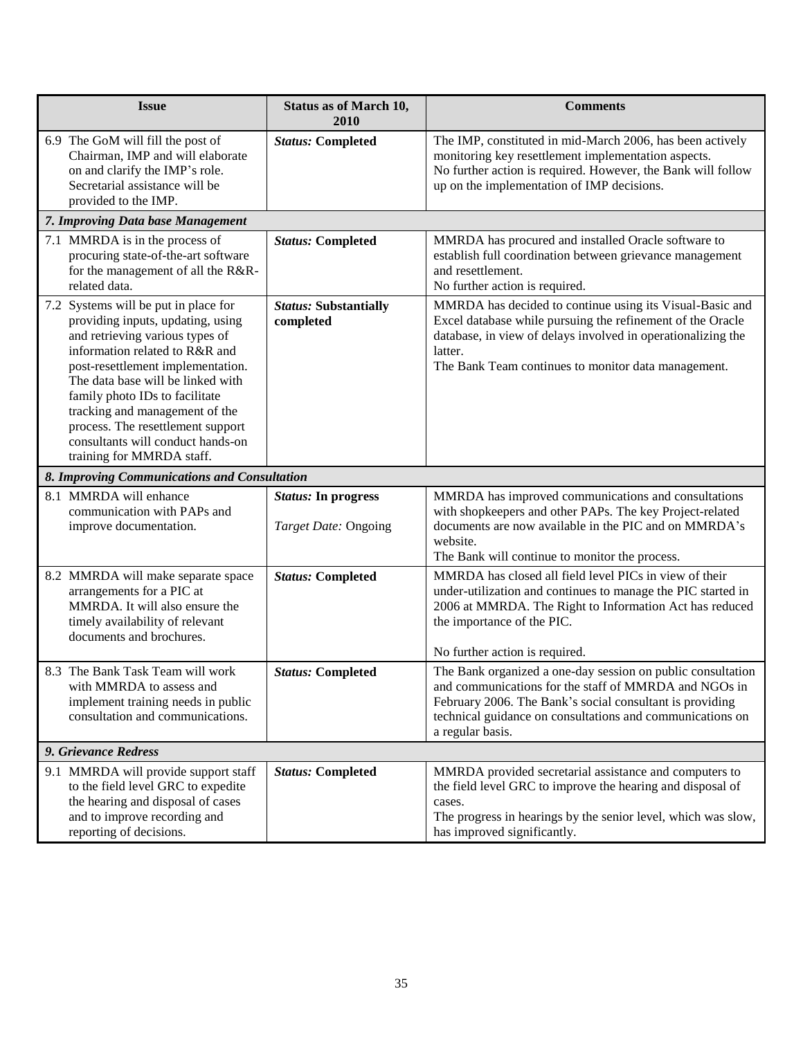| Issue | Status as of March 10, 2010 | Comments |
|---|---|---|
| 6.9 The GoM will fill the post of Chairman, IMP and will elaborate on and clarify the IMP's role. Secretarial assistance will be provided to the IMP. | ***Status:* Completed** | The IMP, constituted in mid-March 2006, has been actively monitoring key resettlement implementation aspects. No further action is required. However, the Bank will follow up on the implementation of IMP decisions. |
| ***7. Improving Data base Management*** | | |
| 7.1 MMRDA is in the process of procuring state-of-the-art software for the management of all the R&R-related data. | ***Status:* Completed** | MMRDA has procured and installed Oracle software to establish full coordination between grievance management and resettlement. No further action is required. |
| 7.2 Systems will be put in place for providing inputs, updating, using and retrieving various types of information related to R&R and post-resettlement implementation. The data base will be linked with family photo IDs to facilitate tracking and management of the process. The resettlement support consultants will conduct hands-on training for MMRDA staff. | ***Status:* Substantially completed** | MMRDA has decided to continue using its Visual-Basic and Excel database while pursuing the refinement of the Oracle database, in view of delays involved in operationalizing the latter. The Bank Team continues to monitor data management. |
| ***8. Improving Communications and Consultation*** | | |
| 8.1 MMRDA will enhance communication with PAPs and improve documentation. | ***Status:* In progress** *Target Date:* Ongoing | MMRDA has improved communications and consultations with shopkeepers and other PAPs. The key Project-related documents are now available in the PIC and on MMRDA's website. The Bank will continue to monitor the process. |
| 8.2 MMRDA will make separate space arrangements for a PIC at MMRDA. It will also ensure the timely availability of relevant documents and brochures. | ***Status:* Completed** | MMRDA has closed all field level PICs in view of their under-utilization and continues to manage the PIC started in 2006 at MMRDA. The Right to Information Act has reduced the importance of the PIC. No further action is required. |
| 8.3 The Bank Task Team will work with MMRDA to assess and implement training needs in public consultation and communications. | ***Status:* Completed** | The Bank organized a one-day session on public consultation and communications for the staff of MMRDA and NGOs in February 2006. The Bank's social consultant is providing technical guidance on consultations and communications on a regular basis. |
| ***9. Grievance Redress*** | | |
| 9.1 MMRDA will provide support staff to the field level GRC to expedite the hearing and disposal of cases and to improve recording and reporting of decisions. | ***Status:* Completed** | MMRDA provided secretarial assistance and computers to the field level GRC to improve the hearing and disposal of cases. The progress in hearings by the senior level, which was slow, has improved significantly. |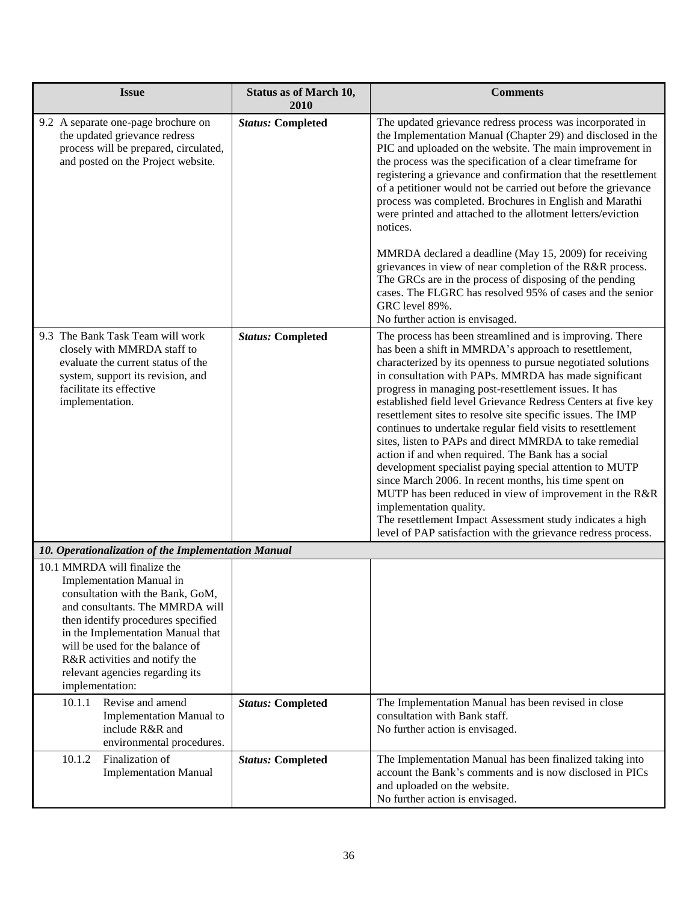| Issue | Status as of March 10, 2010 | Comments |
|---|---|---|
| 9.2 A separate one-page brochure on the updated grievance redress process will be prepared, circulated, and posted on the Project website. | ***Status:* Completed** | The updated grievance redress process was incorporated in the Implementation Manual (Chapter 29) and disclosed in the PIC and uploaded on the website. The main improvement in the process was the specification of a clear timeframe for registering a grievance and confirmation that the resettlement of a petitioner would not be carried out before the grievance process was completed. Brochures in English and Marathi were printed and attached to the allotment letters/eviction notices.<br><br>MMRDA declared a deadline (May 15, 2009) for receiving grievances in view of near completion of the R&R process. The GRCs are in the process of disposing of the pending cases. The FLGRC has resolved 95% of cases and the senior GRC level 89%.<br>No further action is envisaged. |
| 9.3 The Bank Task Team will work closely with MMRDA staff to evaluate the current status of the system, support its revision, and facilitate its effective implementation. | ***Status:* Completed** | The process has been streamlined and is improving. There has been a shift in MMRDA's approach to resettlement, characterized by its openness to pursue negotiated solutions in consultation with PAPs. MMRDA has made significant progress in managing post-resettlement issues. It has established field level Grievance Redress Centers at five key resettlement sites to resolve site specific issues. The IMP continues to undertake regular field visits to resettlement sites, listen to PAPs and direct MMRDA to take remedial action if and when required. The Bank has a social development specialist paying special attention to MUTP since March 2006. In recent months, his time spent on MUTP has been reduced in view of improvement in the R&R implementation quality.<br>The resettlement Impact Assessment study indicates a high level of PAP satisfaction with the grievance redress process. |
| ***10. Operationalization of the Implementation Manual*** | | |
| 10.1 MMRDA will finalize the Implementation Manual in consultation with the Bank, GoM, and consultants. The MMRDA will then identify procedures specified in the Implementation Manual that will be used for the balance of R&R activities and notify the relevant agencies regarding its implementation: | | |
| 10.1.1 Revise and amend Implementation Manual to include R&R and environmental procedures. | ***Status:* Completed** | The Implementation Manual has been revised in close consultation with Bank staff.<br>No further action is envisaged. |
| 10.1.2 Finalization of Implementation Manual | ***Status:* Completed** | The Implementation Manual has been finalized taking into account the Bank's comments and is now disclosed in PICs and uploaded on the website.<br>No further action is envisaged. |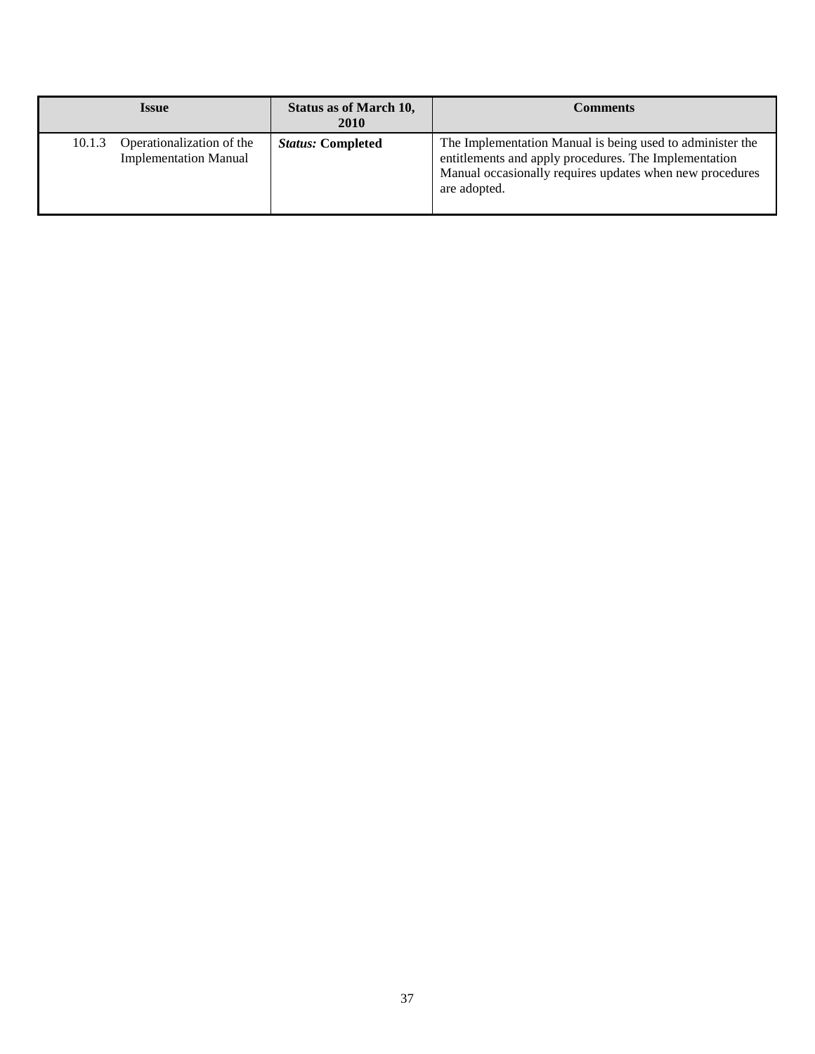| Issue | Status as of March 10, 2010 | Comments |
| --- | --- | --- |
| 10.1.3 Operationalization of the Implementation Manual | ***Status:* Completed** | The Implementation Manual is being used to administer the entitlements and apply procedures. The Implementation Manual occasionally requires updates when new procedures are adopted. |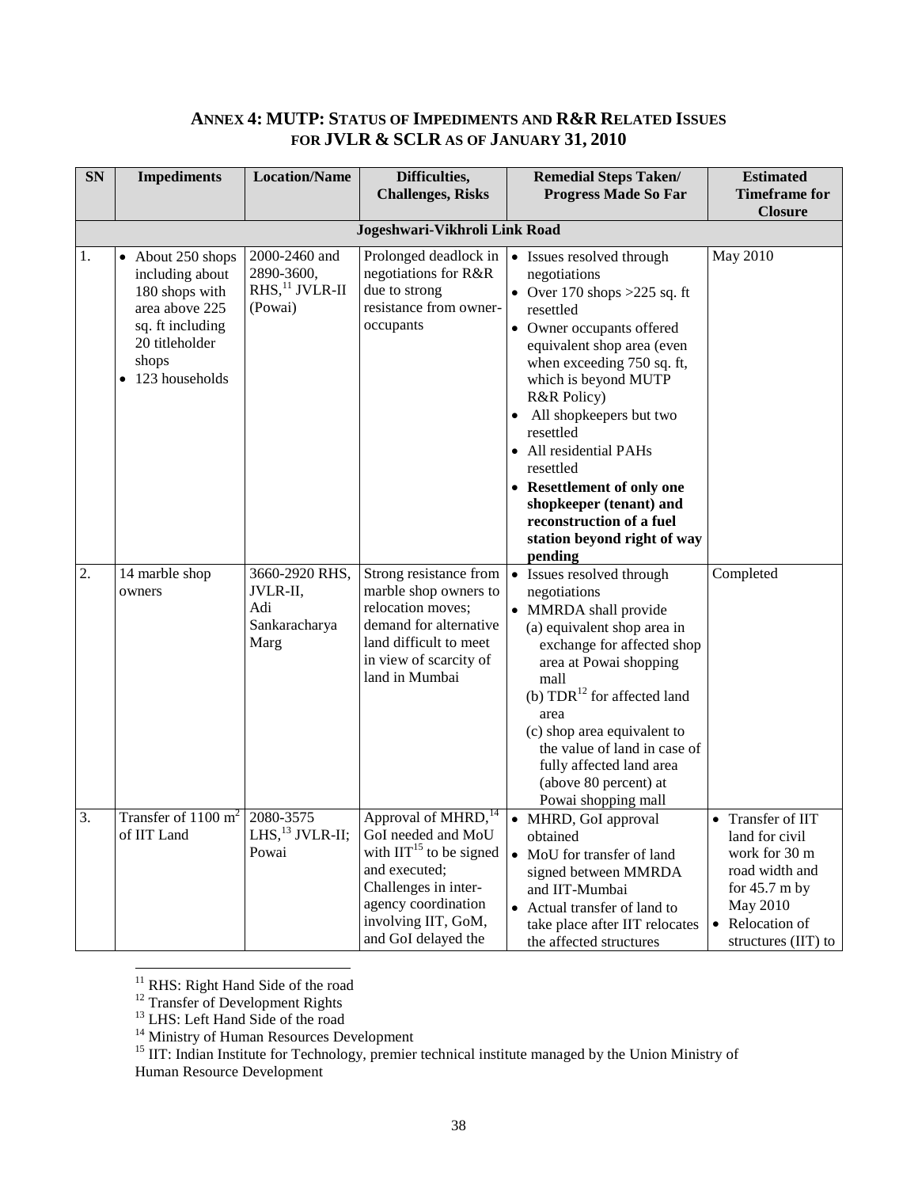## ANNEX 4: MUTP: STATUS OF IMPEDIMENTS AND R&R RELATED ISSUES FOR JVLR & SCLR AS OF JANUARY 31, 2010

| SN | Impediments | Location/Name | Difficulties, Challenges, Risks | Remedial Steps Taken/ Progress Made So Far | Estimated Timeframe for Closure |
|---|---|---|---|---|---|
| | | | **Jogeshwari-Vikhroli Link Road** | | |
| 1. | • About 250 shops including about 180 shops with area above 225 sq. ft including 20 titleholder shops<br>• 123 households | 2000-2460 and 2890-3600, RHS,[11] JVLR-II (Powai) | Prolonged deadlock in negotiations for R&R due to strong resistance from owner-occupants | • Issues resolved through negotiations<br>• Over 170 shops >225 sq. ft resettled<br>• Owner occupants offered equivalent shop area (even when exceeding 750 sq. ft, which is beyond MUTP R&R Policy)<br>• All shopkeepers but two resettled<br>• All residential PAHs resettled<br>• **Resettlement of only one shopkeeper (tenant) and reconstruction of a fuel station beyond right of way pending** | May 2010 |
| 2. | 14 marble shop owners | 3660-2920 RHS, JVLR-II, Adi Sankaracharya Marg | Strong resistance from marble shop owners to relocation moves; demand for alternative land difficult to meet in view of scarcity of land in Mumbai | • Issues resolved through negotiations<br>• MMRDA shall provide<br>(a) equivalent shop area in exchange for affected shop area at Powai shopping mall<br>(b) TDR[12] for affected land area<br>(c) shop area equivalent to the value of land in case of fully affected land area (above 80 percent) at Powai shopping mall | Completed |
| 3. | Transfer of 1100 $m^2$ of IIT Land | 2080-3575 LHS,[13] JVLR-II; Powai | Approval of MHRD,[14] GoI needed and MoU with IIT[15] to be signed and executed; Challenges in inter-agency coordination involving IIT, GoM, and GoI delayed the | • MHRD, GoI approval obtained<br>• MoU for transfer of land signed between MMRDA and IIT-Mumbai<br>• Actual transfer of land to take place after IIT relocates the affected structures | • Transfer of IIT land for civil work for 30 m road width and for 45.7 m by May 2010<br>• Relocation of structures (IIT) to |

[11] RHS: Right Hand Side of the road
[12] Transfer of Development Rights
[13] LHS: Left Hand Side of the road
[14] Ministry of Human Resources Development
[15] IIT: Indian Institute for Technology, premier technical institute managed by the Union Ministry of Human Resource Development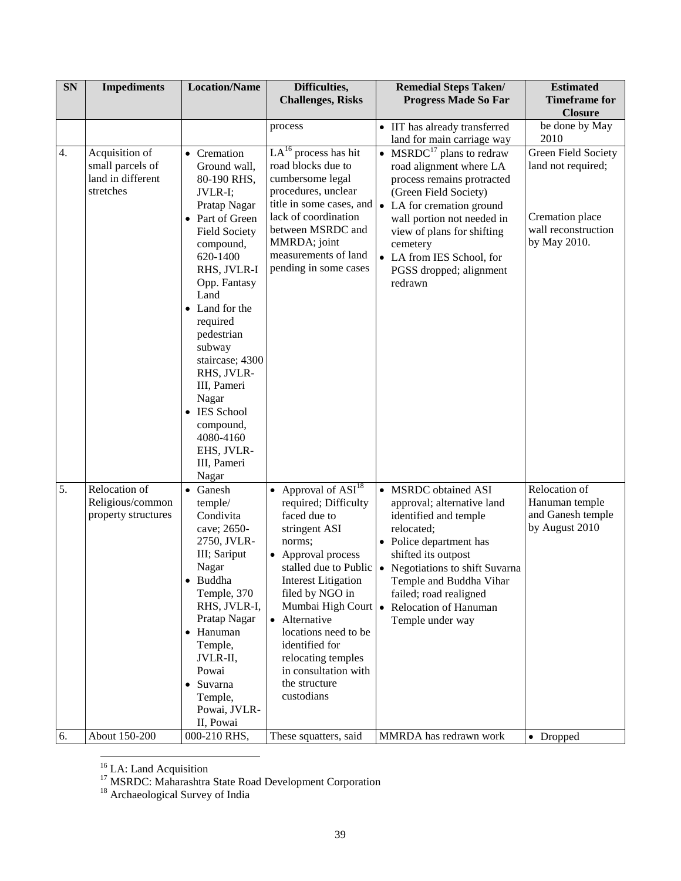| SN | Impediments | Location/Name | Difficulties, Challenges, Risks | Remedial Steps Taken/ Progress Made So Far | Estimated Timeframe for Closure |
|---|---|---|---|---|---|
| | | | process | • IIT has already transferred land for main carriage way | be done by May 2010 |
| 4. | Acquisition of small parcels of land in different stretches | • Cremation Ground wall, 80-190 RHS, JVLR-I; Pratap Nagar<br>• Part of Green Field Society compound, 620-1400 RHS, JVLR-I Opp. Fantasy Land<br>• Land for the required pedestrian subway staircase; 4300 RHS, JVLR-III, Pameri Nagar<br>• IES School compound, 4080-4160 EHS, JVLR-III, Pameri Nagar | LA[16] process has hit road blocks due to cumbersome legal procedures, unclear title in some cases, and lack of coordination between MSRDC and MMRDA; joint measurements of land pending in some cases | • MSRDC[17] plans to redraw road alignment where LA process remains protracted (Green Field Society)<br>• LA for cremation ground wall portion not needed in view of plans for shifting cemetery<br>• LA from IES School, for PGSS dropped; alignment redrawn | Green Field Society land not required;<br><br>Cremation place wall reconstruction by May 2010. |
| 5. | Relocation of Religious/common property structures | • Ganesh temple/ Condivita cave; 2650-2750, JVLR-III; Sariput Nagar<br>• Buddha Temple, 370 RHS, JVLR-I, Pratap Nagar<br>• Hanuman Temple, JVLR-II, Powai<br>• Suvarna Temple, Powai, JVLR-II, Powai | • Approval of ASI[18] required; Difficulty faced due to stringent ASI norms;<br>• Approval process stalled due to Public Interest Litigation filed by NGO in Mumbai High Court<br>• Alternative locations need to be identified for relocating temples in consultation with the structure custodians | • MSRDC obtained ASI approval; alternative land identified and temple relocated;<br>• Police department has shifted its outpost<br>• Negotiations to shift Suvarna Temple and Buddha Vihar failed; road realigned<br>• Relocation of Hanuman Temple under way | Relocation of Hanuman temple and Ganesh temple by August 2010 |
| 6. | About 150-200 | 000-210 RHS, | These squatters, said | MMRDA has redrawn work | • Dropped |

[16] LA: Land Acquisition

[17] MSRDC: Maharashtra State Road Development Corporation

[18] Archaeological Survey of India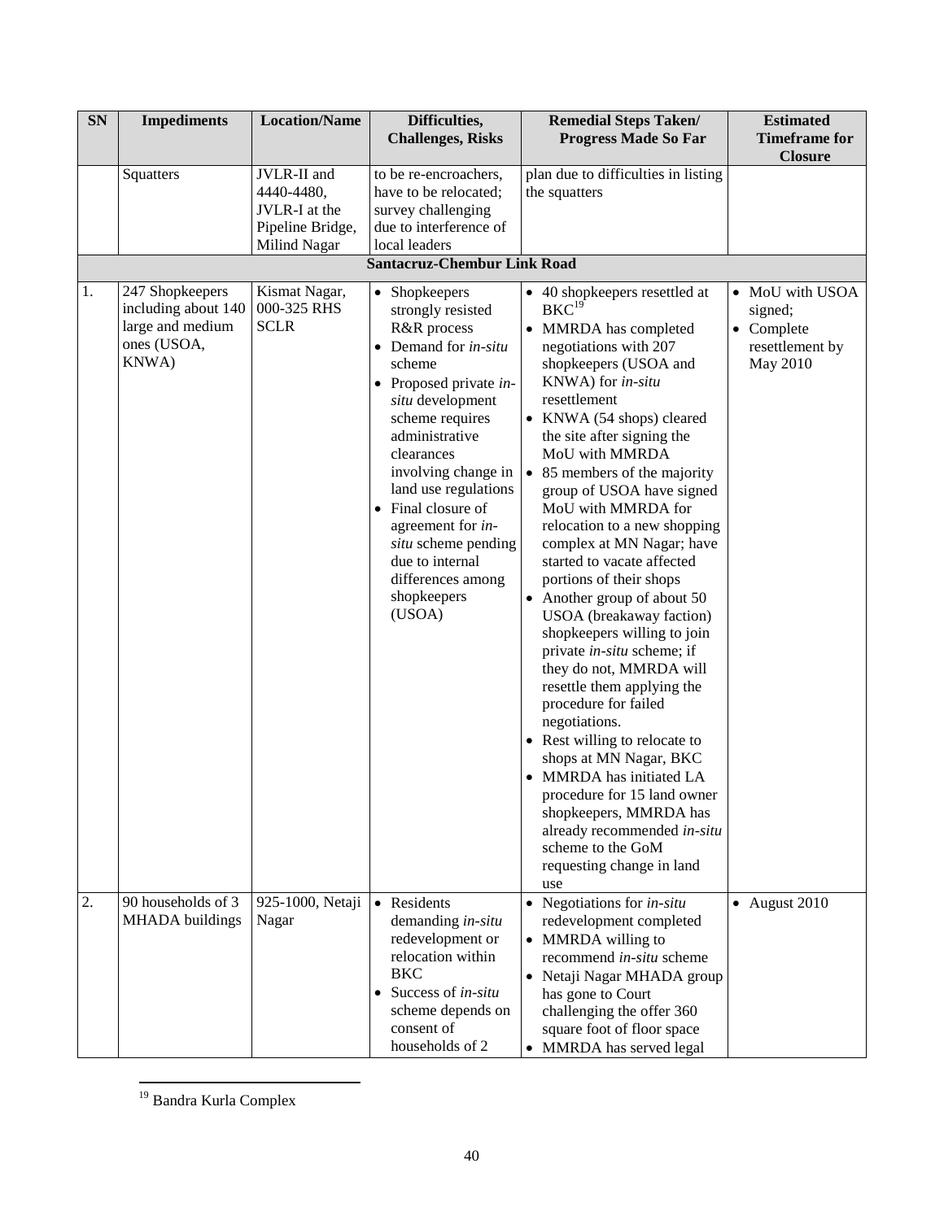| SN | Impediments | Location/Name | Difficulties, Challenges, Risks | Remedial Steps Taken/ Progress Made So Far | Estimated Timeframe for Closure |
|---|---|---|---|---|---|
| | Squatters | JVLR-II and 4440-4480, JVLR-I at the Pipeline Bridge, Milind Nagar | to be re-encroachers, have to be relocated; survey challenging due to interference of local leaders | plan due to difficulties in listing the squatters | |
| | | | **Santacruz-Chembur Link Road** | | |
| 1. | 247 Shopkeepers including about 140 large and medium ones (USOA, KNWA) | Kismat Nagar, 000-325 RHS SCLR | • Shopkeepers strongly resisted R&R process<br>• Demand for *in-situ* scheme<br>• Proposed private *in-situ* development scheme requires administrative clearances involving change in land use regulations<br>• Final closure of agreement for *in-situ* scheme pending due to internal differences among shopkeepers (USOA) | • 40 shopkeepers resettled at BKC[19]<br>• MMRDA has completed negotiations with 207 shopkeepers (USOA and KNWA) for *in-situ* resettlement<br>• KNWA (54 shops) cleared the site after signing the MoU with MMRDA<br>• 85 members of the majority group of USOA have signed MoU with MMRDA for relocation to a new shopping complex at MN Nagar; have started to vacate affected portions of their shops<br>• Another group of about 50 USOA (breakaway faction) shopkeepers willing to join private *in-situ* scheme; if they do not, MMRDA will resettle them applying the procedure for failed negotiations.<br>• Rest willing to relocate to shops at MN Nagar, BKC<br>• MMRDA has initiated LA procedure for 15 land owner shopkeepers, MMRDA has already recommended *in-situ* scheme to the GoM requesting change in land use | • MoU with USOA signed;<br>• Complete resettlement by May 2010 |
| 2. | 90 households of 3 MHADA buildings | 925-1000, Netaji Nagar | • Residents demanding *in-situ* redevelopment or relocation within BKC<br>• Success of *in-situ* scheme depends on consent of households of 2 | • Negotiations for *in-situ* redevelopment completed<br>• MMRDA willing to recommend *in-situ* scheme<br>• Netaji Nagar MHADA group has gone to Court challenging the offer 360 square foot of floor space<br>• MMRDA has served legal | • August 2010 |

[19] Bandra Kurla Complex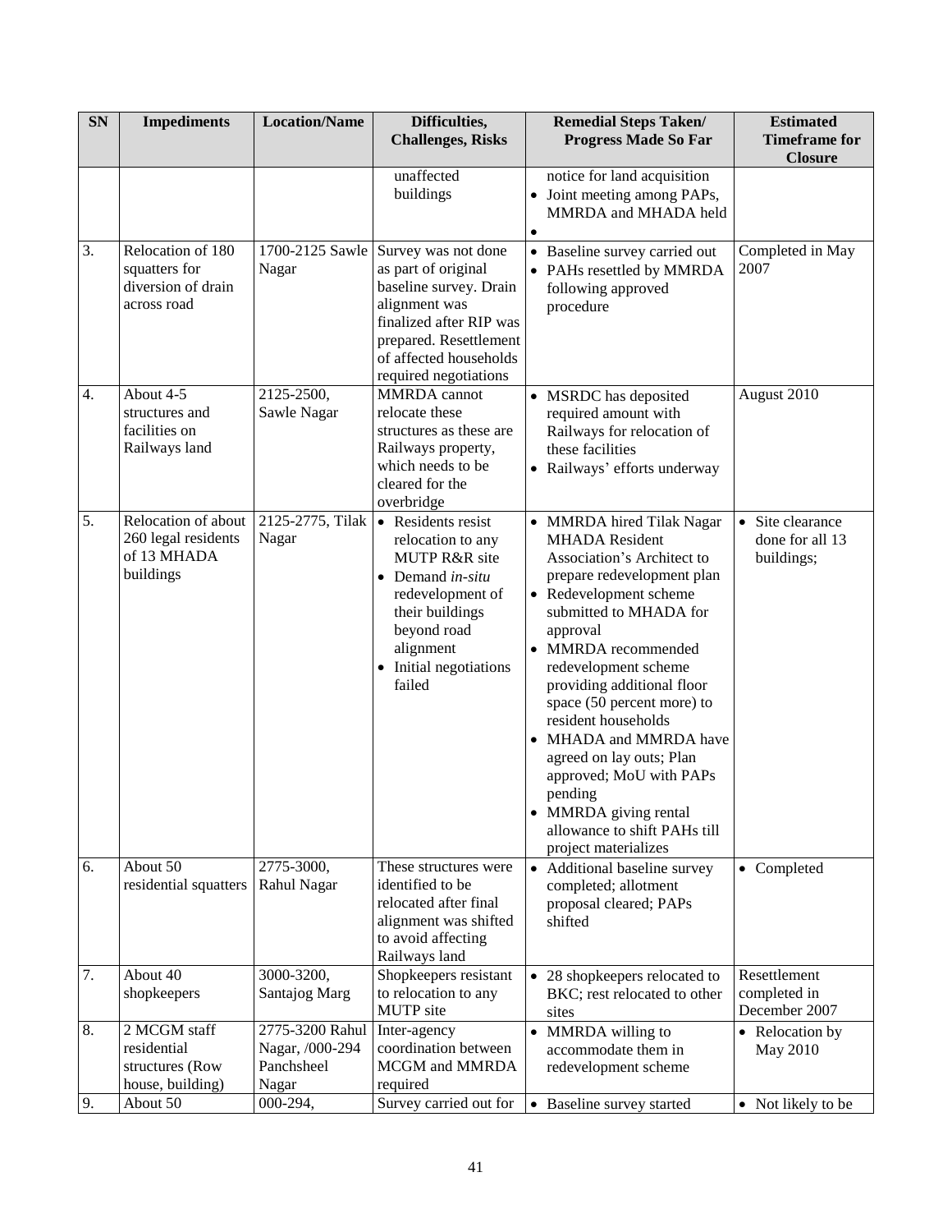| SN | Impediments | Location/Name | Difficulties, Challenges, Risks | Remedial Steps Taken/ Progress Made So Far | Estimated Timeframe for Closure |
|---|---|---|---|---|---|
| | | | unaffected buildings | notice for land acquisition<br>• Joint meeting among PAPs, MMRDA and MHADA held<br>• | |
| 3. | Relocation of 180 squatters for diversion of drain across road | 1700-2125 Sawle Nagar | Survey was not done as part of original baseline survey. Drain alignment was finalized after RIP was prepared. Resettlement of affected households required negotiations | • Baseline survey carried out<br>• PAHs resettled by MMRDA following approved procedure | Completed in May 2007 |
| 4. | About 4-5 structures and facilities on Railways land | 2125-2500, Sawle Nagar | MMRDA cannot relocate these structures as these are Railways property, which needs to be cleared for the overbridge | • MSRDC has deposited required amount with Railways for relocation of these facilities<br>• Railways' efforts underway | August 2010 |
| 5. | Relocation of about 260 legal residents of 13 MHADA buildings | 2125-2775, Tilak Nagar | • Residents resist relocation to any MUTP R&R site<br>• Demand *in-situ* redevelopment of their buildings beyond road alignment<br>• Initial negotiations failed | • MMRDA hired Tilak Nagar MHADA Resident Association's Architect to prepare redevelopment plan<br>• Redevelopment scheme submitted to MHADA for approval<br>• MMRDA recommended redevelopment scheme providing additional floor space (50 percent more) to resident households<br>• MHADA and MMRDA have agreed on lay outs; Plan approved; MoU with PAPs pending<br>• MMRDA giving rental allowance to shift PAHs till project materializes | • Site clearance done for all 13 buildings; |
| 6. | About 50 residential squatters | 2775-3000, Rahul Nagar | These structures were identified to be relocated after final alignment was shifted to avoid affecting Railways land | • Additional baseline survey completed; allotment proposal cleared; PAPs shifted | • Completed |
| 7. | About 40 shopkeepers | 3000-3200, Santajog Marg | Shopkeepers resistant to relocation to any MUTP site | • 28 shopkeepers relocated to BKC; rest relocated to other sites | Resettlement completed in December 2007 |
| 8. | 2 MCGM staff residential structures (Row house, building) | 2775-3200 Rahul Nagar, /000-294 Panchsheel Nagar | Inter-agency coordination between MCGM and MMRDA required | • MMRDA willing to accommodate them in redevelopment scheme | • Relocation by May 2010 |
| 9. | About 50 | 000-294, | Survey carried out for | • Baseline survey started | • Not likely to be |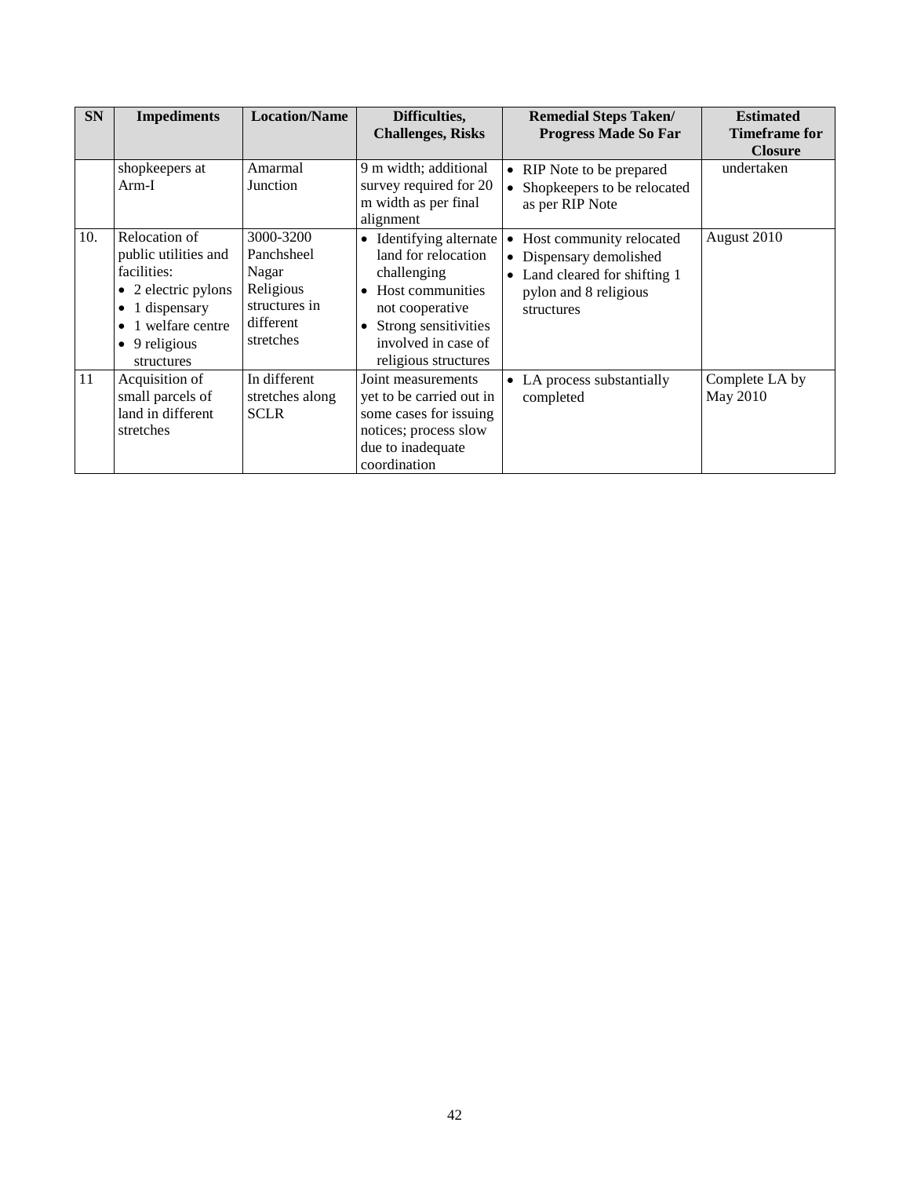| SN | Impediments | Location/Name | Difficulties, Challenges, Risks | Remedial Steps Taken/ Progress Made So Far | Estimated Timeframe for Closure |
|---|---|---|---|---|---|
| | shopkeepers at Arm-I | Amarmal Junction | 9 m width; additional survey required for 20 m width as per final alignment | • RIP Note to be prepared<br>• Shopkeepers to be relocated as per RIP Note | undertaken |
| 10. | Relocation of public utilities and facilities:<br>• 2 electric pylons<br>• 1 dispensary<br>• 1 welfare centre<br>• 9 religious structures | 3000-3200 Panchsheel Nagar Religious structures in different stretches | • Identifying alternate land for relocation challenging<br>• Host communities not cooperative<br>• Strong sensitivities involved in case of religious structures | • Host community relocated<br>• Dispensary demolished<br>• Land cleared for shifting 1 pylon and 8 religious structures | August 2010 |
| 11 | Acquisition of small parcels of land in different stretches | In different stretches along SCLR | Joint measurements yet to be carried out in some cases for issuing notices; process slow due to inadequate coordination | • LA process substantially completed | Complete LA by May 2010 |